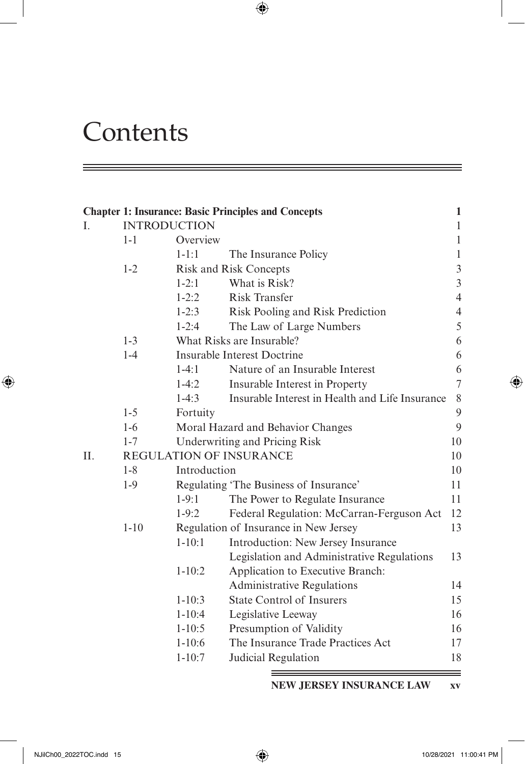# Contents

| | | | | |
|---|---|---|---|---|
| **Chapter 1: Insurance: Basic Principles and Concepts** | | | | **1** |
| I. | INTRODUCTION | | | 1 |
| | 1-1 | Overview | | 1 |
| | | 1-1:1 | The Insurance Policy | 1 |
| | 1-2 | Risk and Risk Concepts | | 3 |
| | | 1-2:1 | What is Risk? | 3 |
| | | 1-2:2 | Risk Transfer | 4 |
| | | 1-2:3 | Risk Pooling and Risk Prediction | 4 |
| | | 1-2:4 | The Law of Large Numbers | 5 |
| | 1-3 | What Risks are Insurable? | | 6 |
| | 1-4 | Insurable Interest Doctrine | | 6 |
| | | 1-4:1 | Nature of an Insurable Interest | 6 |
| | | 1-4:2 | Insurable Interest in Property | 7 |
| | | 1-4:3 | Insurable Interest in Health and Life Insurance | 8 |
| | 1-5 | Fortuity | | 9 |
| | 1-6 | Moral Hazard and Behavior Changes | | 9 |
| | 1-7 | Underwriting and Pricing Risk | | 10 |
| II. | REGULATION OF INSURANCE | | | 10 |
| | 1-8 | Introduction | | 10 |
| | 1-9 | Regulating 'The Business of Insurance' | | 11 |
| | | 1-9:1 | The Power to Regulate Insurance | 11 |
| | | 1-9:2 | Federal Regulation: McCarran-Ferguson Act | 12 |
| | 1-10 | Regulation of Insurance in New Jersey | | 13 |
| | | 1-10:1 | Introduction: New Jersey Insurance Legislation and Administrative Regulations | 13 |
| | | 1-10:2 | Application to Executive Branch: Administrative Regulations | 14 |
| | | 1-10:3 | State Control of Insurers | 15 |
| | | 1-10:4 | Legislative Leeway | 16 |
| | | 1-10:5 | Presumption of Validity | 16 |
| | | 1-10:6 | The Insurance Trade Practices Act | 17 |
| | | 1-10:7 | Judicial Regulation | 18 |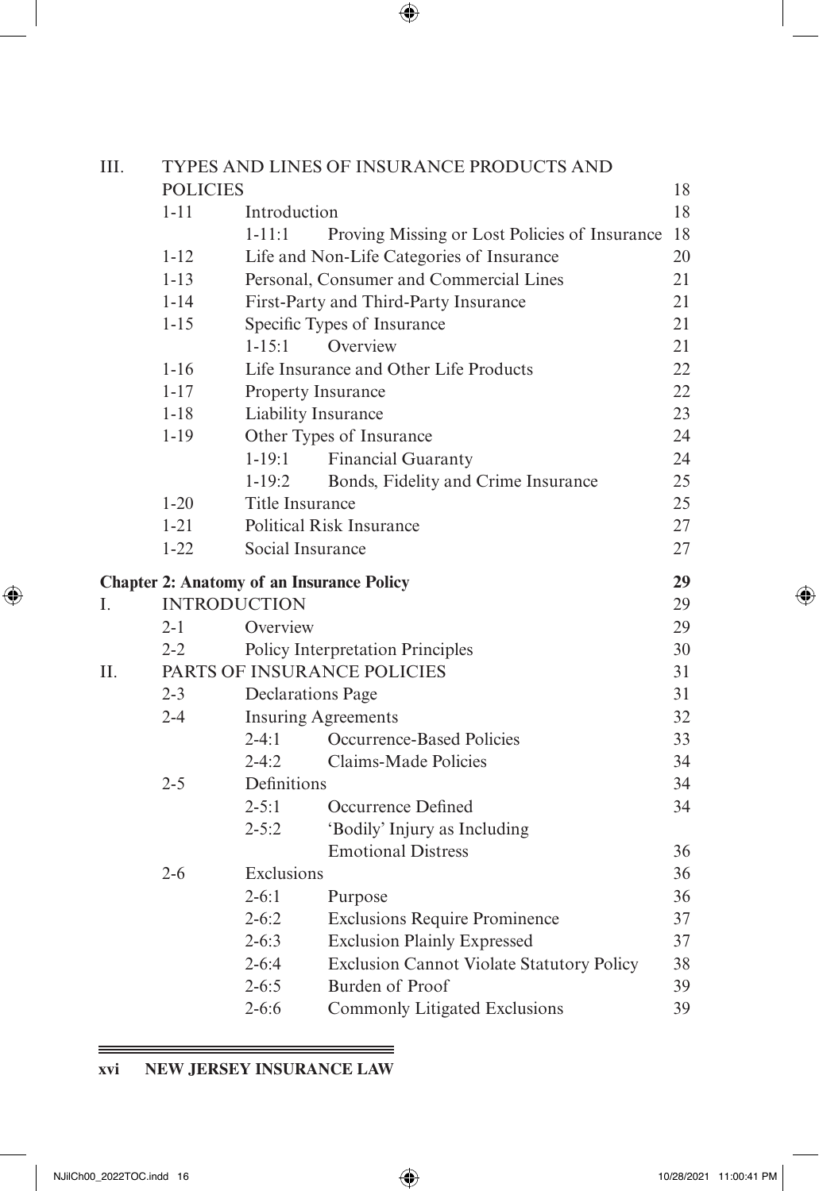| | | | | |
|---|---|---|---|---|
| III. | TYPES AND LINES OF INSURANCE PRODUCTS AND POLICIES | | | 18 |
| | 1-11 | Introduction | | 18 |
| | | 1-11:1 | Proving Missing or Lost Policies of Insurance | 18 |
| | 1-12 | Life and Non-Life Categories of Insurance | | 20 |
| | 1-13 | Personal, Consumer and Commercial Lines | | 21 |
| | 1-14 | First-Party and Third-Party Insurance | | 21 |
| | 1-15 | Specific Types of Insurance | | 21 |
| | | 1-15:1 | Overview | 21 |
| | 1-16 | Life Insurance and Other Life Products | | 22 |
| | 1-17 | Property Insurance | | 22 |
| | 1-18 | Liability Insurance | | 23 |
| | 1-19 | Other Types of Insurance | | 24 |
| | | 1-19:1 | Financial Guaranty | 24 |
| | | 1-19:2 | Bonds, Fidelity and Crime Insurance | 25 |
| | 1-20 | Title Insurance | | 25 |
| | 1-21 | Political Risk Insurance | | 27 |
| | 1-22 | Social Insurance | | 27 |

**Chapter 2: Anatomy of an Insurance Policy** — 29

| | | | | |
|---|---|---|---|---|
| I. | INTRODUCTION | | | 29 |
| | 2-1 | Overview | | 29 |
| | 2-2 | Policy Interpretation Principles | | 30 |
| II. | PARTS OF INSURANCE POLICIES | | | 31 |
| | 2-3 | Declarations Page | | 31 |
| | 2-4 | Insuring Agreements | | 32 |
| | | 2-4:1 | Occurrence-Based Policies | 33 |
| | | 2-4:2 | Claims-Made Policies | 34 |
| | 2-5 | Definitions | | 34 |
| | | 2-5:1 | Occurrence Defined | 34 |
| | | 2-5:2 | 'Bodily' Injury as Including Emotional Distress | 36 |
| | 2-6 | Exclusions | | 36 |
| | | 2-6:1 | Purpose | 36 |
| | | 2-6:2 | Exclusions Require Prominence | 37 |
| | | 2-6:3 | Exclusion Plainly Expressed | 37 |
| | | 2-6:4 | Exclusion Cannot Violate Statutory Policy | 38 |
| | | 2-6:5 | Burden of Proof | 39 |
| | | 2-6:6 | Commonly Litigated Exclusions | 39 |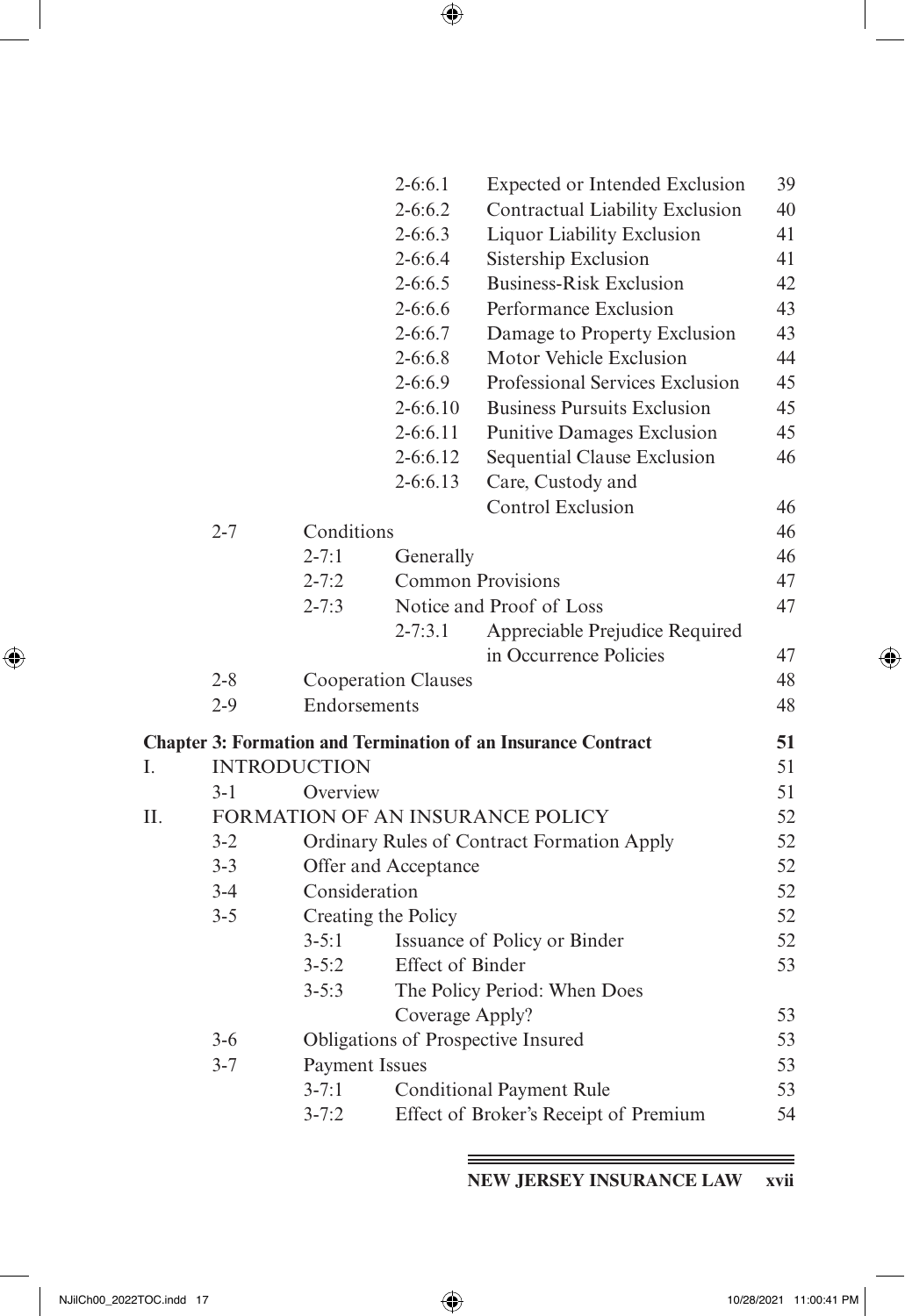| | | | | | |
|---|---|---|---|---|---|
| | | | 2-6:6.1 | Expected or Intended Exclusion | 39 |
| | | | 2-6:6.2 | Contractual Liability Exclusion | 40 |
| | | | 2-6:6.3 | Liquor Liability Exclusion | 41 |
| | | | 2-6:6.4 | Sistership Exclusion | 41 |
| | | | 2-6:6.5 | Business-Risk Exclusion | 42 |
| | | | 2-6:6.6 | Performance Exclusion | 43 |
| | | | 2-6:6.7 | Damage to Property Exclusion | 43 |
| | | | 2-6:6.8 | Motor Vehicle Exclusion | 44 |
| | | | 2-6:6.9 | Professional Services Exclusion | 45 |
| | | | 2-6:6.10 | Business Pursuits Exclusion | 45 |
| | | | 2-6:6.11 | Punitive Damages Exclusion | 45 |
| | | | 2-6:6.12 | Sequential Clause Exclusion | 46 |
| | | | 2-6:6.13 | Care, Custody and Control Exclusion | 46 |
| | 2-7 | Conditions | | | 46 |
| | | 2-7:1 | Generally | | 46 |
| | | 2-7:2 | Common Provisions | | 47 |
| | | 2-7:3 | Notice and Proof of Loss | | 47 |
| | | | 2-7:3.1 | Appreciable Prejudice Required in Occurrence Policies | 47 |
| | 2-8 | Cooperation Clauses | | | 48 |
| | 2-9 | Endorsements | | | 48 |

**Chapter 3: Formation and Termination of an Insurance Contract** 51

| | | | | |
|---|---|---|---|---|
| I. | INTRODUCTION | | | 51 |
| | 3-1 | Overview | | 51 |
| II. | FORMATION OF AN INSURANCE POLICY | | | 52 |
| | 3-2 | Ordinary Rules of Contract Formation Apply | | 52 |
| | 3-3 | Offer and Acceptance | | 52 |
| | 3-4 | Consideration | | 52 |
| | 3-5 | Creating the Policy | | 52 |
| | | 3-5:1 | Issuance of Policy or Binder | 52 |
| | | 3-5:2 | Effect of Binder | 53 |
| | | 3-5:3 | The Policy Period: When Does Coverage Apply? | 53 |
| | 3-6 | Obligations of Prospective Insured | | 53 |
| | 3-7 | Payment Issues | | 53 |
| | | 3-7:1 | Conditional Payment Rule | 53 |
| | | 3-7:2 | Effect of Broker's Receipt of Premium | 54 |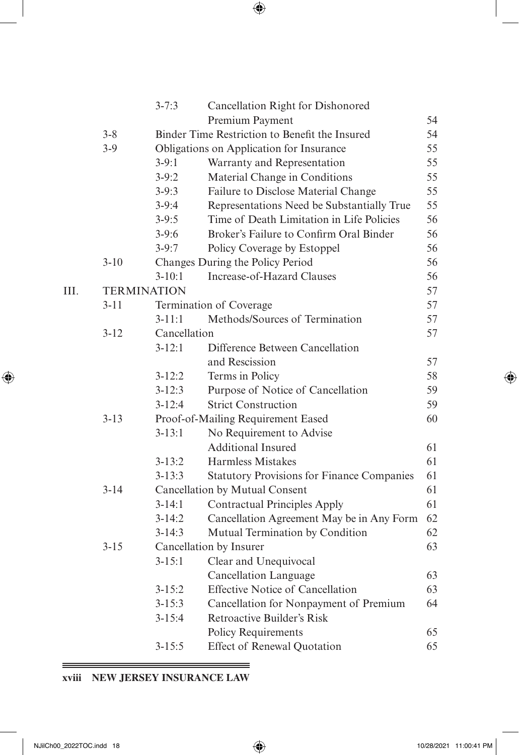| | | | | |
|---|---|---|---|---|
| | | 3-7:3 | Cancellation Right for Dishonored Premium Payment | 54 |
| | 3-8 | Binder Time Restriction to Benefit the Insured | | 54 |
| | 3-9 | Obligations on Application for Insurance | | 55 |
| | | 3-9:1 | Warranty and Representation | 55 |
| | | 3-9:2 | Material Change in Conditions | 55 |
| | | 3-9:3 | Failure to Disclose Material Change | 55 |
| | | 3-9:4 | Representations Need be Substantially True | 55 |
| | | 3-9:5 | Time of Death Limitation in Life Policies | 56 |
| | | 3-9:6 | Broker's Failure to Confirm Oral Binder | 56 |
| | | 3-9:7 | Policy Coverage by Estoppel | 56 |
| | 3-10 | Changes During the Policy Period | | 56 |
| | | 3-10:1 | Increase-of-Hazard Clauses | 56 |
| III. | TERMINATION | | | 57 |
| | 3-11 | Termination of Coverage | | 57 |
| | | 3-11:1 | Methods/Sources of Termination | 57 |
| | 3-12 | Cancellation | | 57 |
| | | 3-12:1 | Difference Between Cancellation and Rescission | 57 |
| | | 3-12:2 | Terms in Policy | 58 |
| | | 3-12:3 | Purpose of Notice of Cancellation | 59 |
| | | 3-12:4 | Strict Construction | 59 |
| | 3-13 | Proof-of-Mailing Requirement Eased | | 60 |
| | | 3-13:1 | No Requirement to Advise Additional Insured | 61 |
| | | 3-13:2 | Harmless Mistakes | 61 |
| | | 3-13:3 | Statutory Provisions for Finance Companies | 61 |
| | 3-14 | Cancellation by Mutual Consent | | 61 |
| | | 3-14:1 | Contractual Principles Apply | 61 |
| | | 3-14:2 | Cancellation Agreement May be in Any Form | 62 |
| | | 3-14:3 | Mutual Termination by Condition | 62 |
| | 3-15 | Cancellation by Insurer | | 63 |
| | | 3-15:1 | Clear and Unequivocal Cancellation Language | 63 |
| | | 3-15:2 | Effective Notice of Cancellation | 63 |
| | | 3-15:3 | Cancellation for Nonpayment of Premium | 64 |
| | | 3-15:4 | Retroactive Builder's Risk Policy Requirements | 65 |
| | | 3-15:5 | Effect of Renewal Quotation | 65 |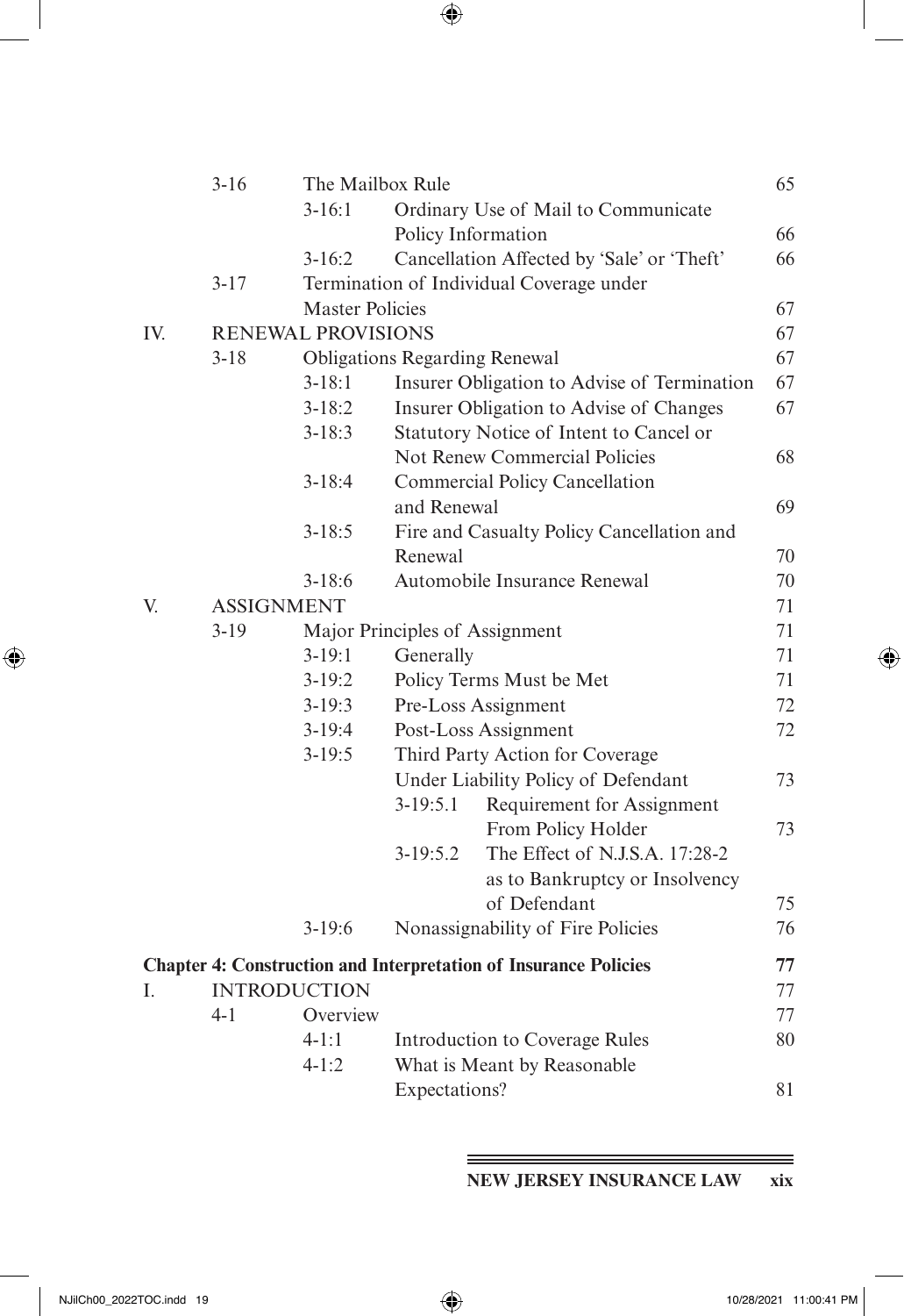| | | | | | |
|---|---|---|---|---|---|
| | 3-16 | The Mailbox Rule | | | 65 |
| | | 3-16:1 | Ordinary Use of Mail to Communicate Policy Information | | 66 |
| | | 3-16:2 | Cancellation Affected by 'Sale' or 'Theft' | | 66 |
| | 3-17 | Termination of Individual Coverage under Master Policies | | | 67 |
| IV. | RENEWAL PROVISIONS | | | | 67 |
| | 3-18 | Obligations Regarding Renewal | | | 67 |
| | | 3-18:1 | Insurer Obligation to Advise of Termination | | 67 |
| | | 3-18:2 | Insurer Obligation to Advise of Changes | | 67 |
| | | 3-18:3 | Statutory Notice of Intent to Cancel or Not Renew Commercial Policies | | 68 |
| | | 3-18:4 | Commercial Policy Cancellation and Renewal | | 69 |
| | | 3-18:5 | Fire and Casualty Policy Cancellation and Renewal | | 70 |
| | | 3-18:6 | Automobile Insurance Renewal | | 70 |
| V. | ASSIGNMENT | | | | 71 |
| | 3-19 | Major Principles of Assignment | | | 71 |
| | | 3-19:1 | Generally | | 71 |
| | | 3-19:2 | Policy Terms Must be Met | | 71 |
| | | 3-19:3 | Pre-Loss Assignment | | 72 |
| | | 3-19:4 | Post-Loss Assignment | | 72 |
| | | 3-19:5 | Third Party Action for Coverage Under Liability Policy of Defendant | | 73 |
| | | | 3-19:5.1 | Requirement for Assignment From Policy Holder | 73 |
| | | | 3-19:5.2 | The Effect of N.J.S.A. 17:28-2 as to Bankruptcy or Insolvency of Defendant | 75 |
| | | 3-19:6 | Nonassignability of Fire Policies | | 76 |

**Chapter 4: Construction and Interpretation of Insurance Policies** **77**

| | | | | |
|---|---|---|---|---|
| I. | INTRODUCTION | | | 77 |
| | 4-1 | Overview | | 77 |
| | | 4-1:1 | Introduction to Coverage Rules | 80 |
| | | 4-1:2 | What is Meant by Reasonable Expectations? | 81 |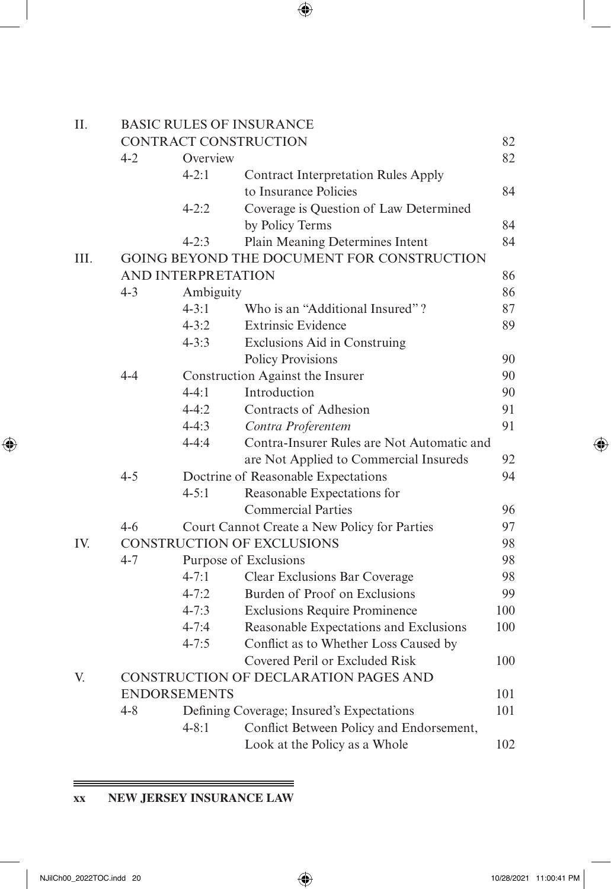| | | | | |
|---|---|---|---|---|
| II. | BASIC RULES OF INSURANCE CONTRACT CONSTRUCTION | | | 82 |
| | 4-2 | Overview | | 82 |
| | | 4-2:1 | Contract Interpretation Rules Apply to Insurance Policies | 84 |
| | | 4-2:2 | Coverage is Question of Law Determined by Policy Terms | 84 |
| | | 4-2:3 | Plain Meaning Determines Intent | 84 |
| III. | GOING BEYOND THE DOCUMENT FOR CONSTRUCTION AND INTERPRETATION | | | 86 |
| | 4-3 | Ambiguity | | 86 |
| | | 4-3:1 | Who is an "Additional Insured"? | 87 |
| | | 4-3:2 | Extrinsic Evidence | 89 |
| | | 4-3:3 | Exclusions Aid in Construing Policy Provisions | 90 |
| | 4-4 | Construction Against the Insurer | | 90 |
| | | 4-4:1 | Introduction | 90 |
| | | 4-4:2 | Contracts of Adhesion | 91 |
| | | 4-4:3 | *Contra Proferentem* | 91 |
| | | 4-4:4 | Contra-Insurer Rules are Not Automatic and are Not Applied to Commercial Insureds | 92 |
| | 4-5 | Doctrine of Reasonable Expectations | | 94 |
| | | 4-5:1 | Reasonable Expectations for Commercial Parties | 96 |
| | 4-6 | Court Cannot Create a New Policy for Parties | | 97 |
| IV. | CONSTRUCTION OF EXCLUSIONS | | | 98 |
| | 4-7 | Purpose of Exclusions | | 98 |
| | | 4-7:1 | Clear Exclusions Bar Coverage | 98 |
| | | 4-7:2 | Burden of Proof on Exclusions | 99 |
| | | 4-7:3 | Exclusions Require Prominence | 100 |
| | | 4-7:4 | Reasonable Expectations and Exclusions | 100 |
| | | 4-7:5 | Conflict as to Whether Loss Caused by Covered Peril or Excluded Risk | 100 |
| V. | CONSTRUCTION OF DECLARATION PAGES AND ENDORSEMENTS | | | 101 |
| | 4-8 | Defining Coverage; Insured's Expectations | | 101 |
| | | 4-8:1 | Conflict Between Policy and Endorsement, Look at the Policy as a Whole | 102 |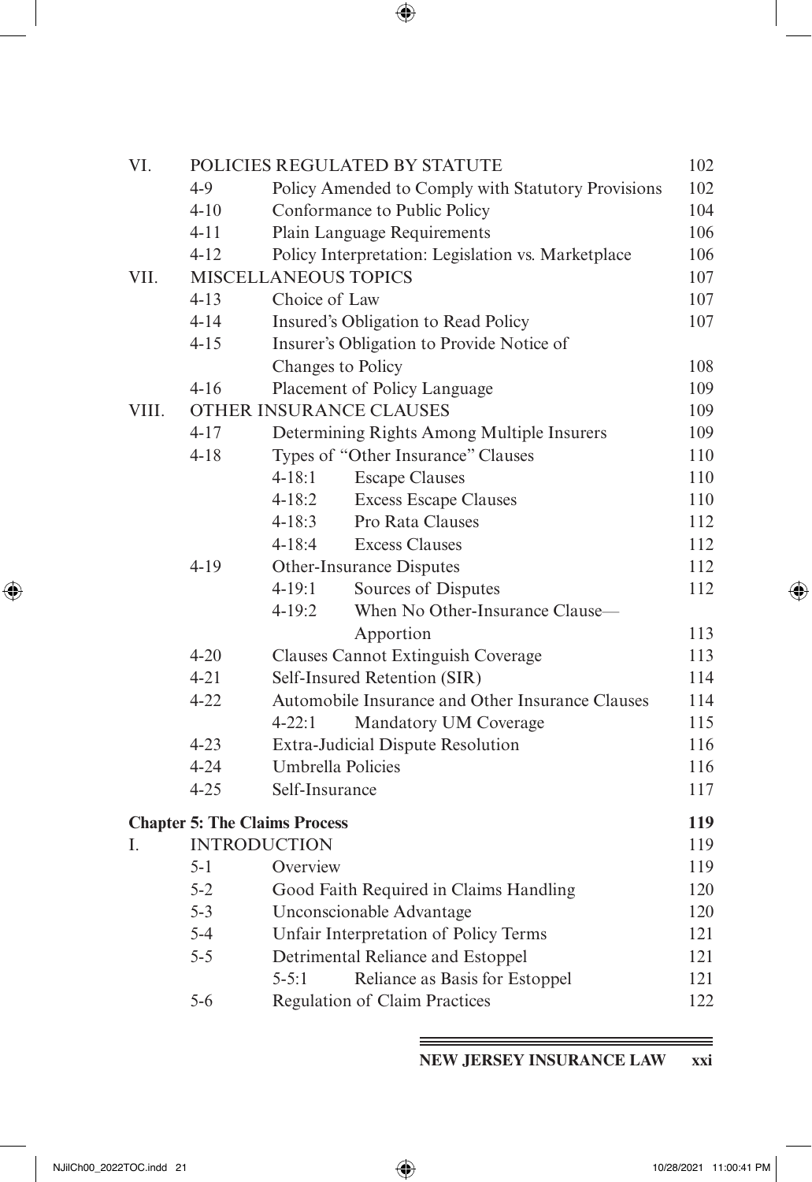| | | | |
|---|---|---|---|
| VI. | POLICIES REGULATED BY STATUTE | | 102 |
| | 4-9 | Policy Amended to Comply with Statutory Provisions | 102 |
| | 4-10 | Conformance to Public Policy | 104 |
| | 4-11 | Plain Language Requirements | 106 |
| | 4-12 | Policy Interpretation: Legislation vs. Marketplace | 106 |
| VII. | MISCELLANEOUS TOPICS | | 107 |
| | 4-13 | Choice of Law | 107 |
| | 4-14 | Insured's Obligation to Read Policy | 107 |
| | 4-15 | Insurer's Obligation to Provide Notice of Changes to Policy | 108 |
| | 4-16 | Placement of Policy Language | 109 |
| VIII. | OTHER INSURANCE CLAUSES | | 109 |
| | 4-17 | Determining Rights Among Multiple Insurers | 109 |
| | 4-18 | Types of "Other Insurance" Clauses | 110 |
| | | 4-18:1 Escape Clauses | 110 |
| | | 4-18:2 Excess Escape Clauses | 110 |
| | | 4-18:3 Pro Rata Clauses | 112 |
| | | 4-18:4 Excess Clauses | 112 |
| | 4-19 | Other-Insurance Disputes | 112 |
| | | 4-19:1 Sources of Disputes | 112 |
| | | 4-19:2 When No Other-Insurance Clause—Apportion | 113 |
| | 4-20 | Clauses Cannot Extinguish Coverage | 113 |
| | 4-21 | Self-Insured Retention (SIR) | 114 |
| | 4-22 | Automobile Insurance and Other Insurance Clauses | 114 |
| | | 4-22:1 Mandatory UM Coverage | 115 |
| | 4-23 | Extra-Judicial Dispute Resolution | 116 |
| | 4-24 | Umbrella Policies | 116 |
| | 4-25 | Self-Insurance | 117 |

**Chapter 5: The Claims Process** **119**

| | | | |
|---|---|---|---|
| I. | INTRODUCTION | | 119 |
| | 5-1 | Overview | 119 |
| | 5-2 | Good Faith Required in Claims Handling | 120 |
| | 5-3 | Unconscionable Advantage | 120 |
| | 5-4 | Unfair Interpretation of Policy Terms | 121 |
| | 5-5 | Detrimental Reliance and Estoppel | 121 |
| | | 5-5:1 Reliance as Basis for Estoppel | 121 |
| | 5-6 | Regulation of Claim Practices | 122 |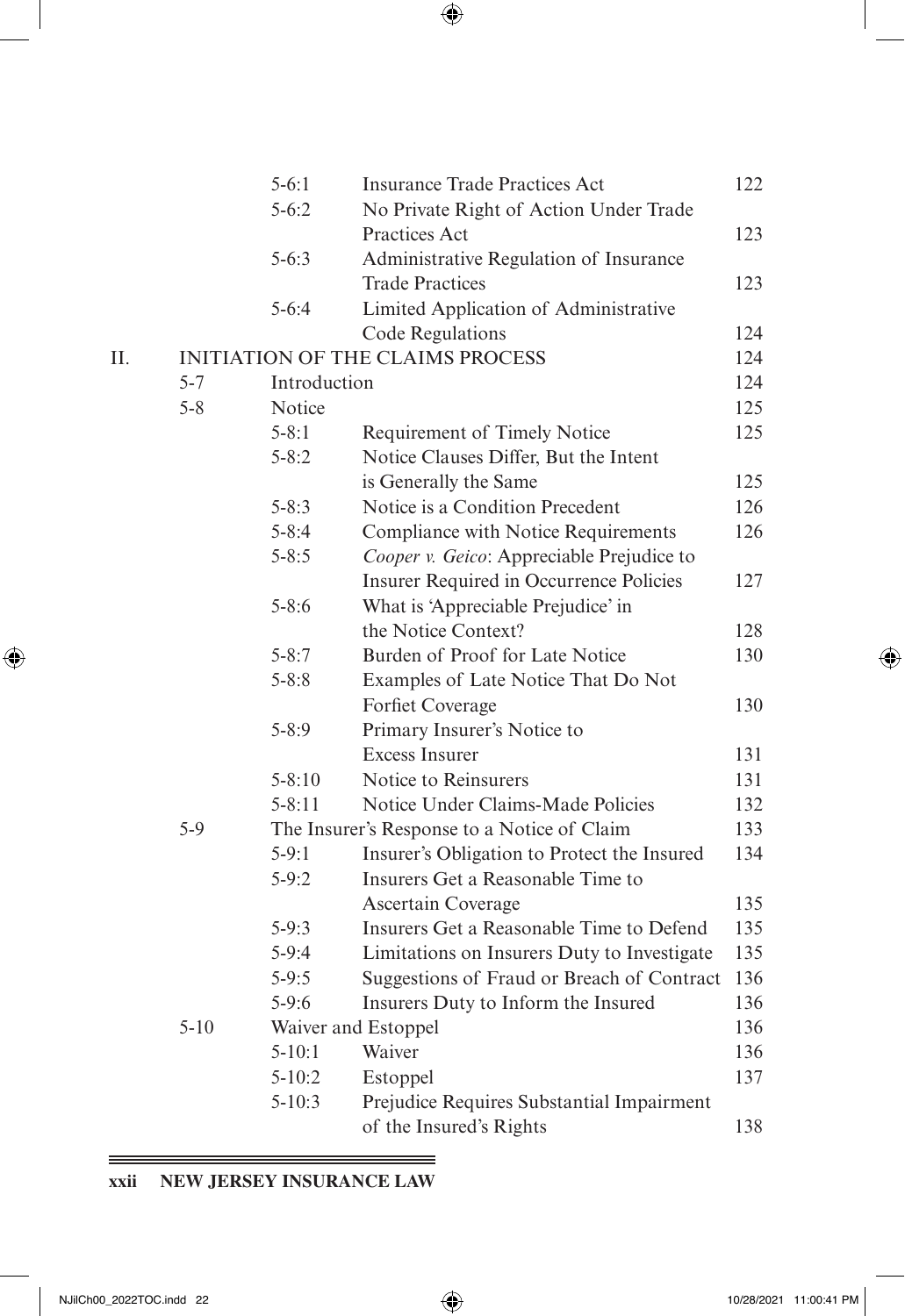| | | | | |
|---|---|---|---|---|
| | | 5-6:1 | Insurance Trade Practices Act | 122 |
| | | 5-6:2 | No Private Right of Action Under Trade Practices Act | 123 |
| | | 5-6:3 | Administrative Regulation of Insurance Trade Practices | 123 |
| | | 5-6:4 | Limited Application of Administrative Code Regulations | 124 |
| II. | INITIATION OF THE CLAIMS PROCESS | | | 124 |
| | 5-7 | Introduction | | 124 |
| | 5-8 | Notice | | 125 |
| | | 5-8:1 | Requirement of Timely Notice | 125 |
| | | 5-8:2 | Notice Clauses Differ, But the Intent is Generally the Same | 125 |
| | | 5-8:3 | Notice is a Condition Precedent | 126 |
| | | 5-8:4 | Compliance with Notice Requirements | 126 |
| | | 5-8:5 | *Cooper v. Geico*: Appreciable Prejudice to Insurer Required in Occurrence Policies | 127 |
| | | 5-8:6 | What is 'Appreciable Prejudice' in the Notice Context? | 128 |
| | | 5-8:7 | Burden of Proof for Late Notice | 130 |
| | | 5-8:8 | Examples of Late Notice That Do Not Forfiet Coverage | 130 |
| | | 5-8:9 | Primary Insurer's Notice to Excess Insurer | 131 |
| | | 5-8:10 | Notice to Reinsurers | 131 |
| | | 5-8:11 | Notice Under Claims-Made Policies | 132 |
| | 5-9 | The Insurer's Response to a Notice of Claim | | 133 |
| | | 5-9:1 | Insurer's Obligation to Protect the Insured | 134 |
| | | 5-9:2 | Insurers Get a Reasonable Time to Ascertain Coverage | 135 |
| | | 5-9:3 | Insurers Get a Reasonable Time to Defend | 135 |
| | | 5-9:4 | Limitations on Insurers Duty to Investigate | 135 |
| | | 5-9:5 | Suggestions of Fraud or Breach of Contract | 136 |
| | | 5-9:6 | Insurers Duty to Inform the Insured | 136 |
| | 5-10 | Waiver and Estoppel | | 136 |
| | | 5-10:1 | Waiver | 136 |
| | | 5-10:2 | Estoppel | 137 |
| | | 5-10:3 | Prejudice Requires Substantial Impairment of the Insured's Rights | 138 |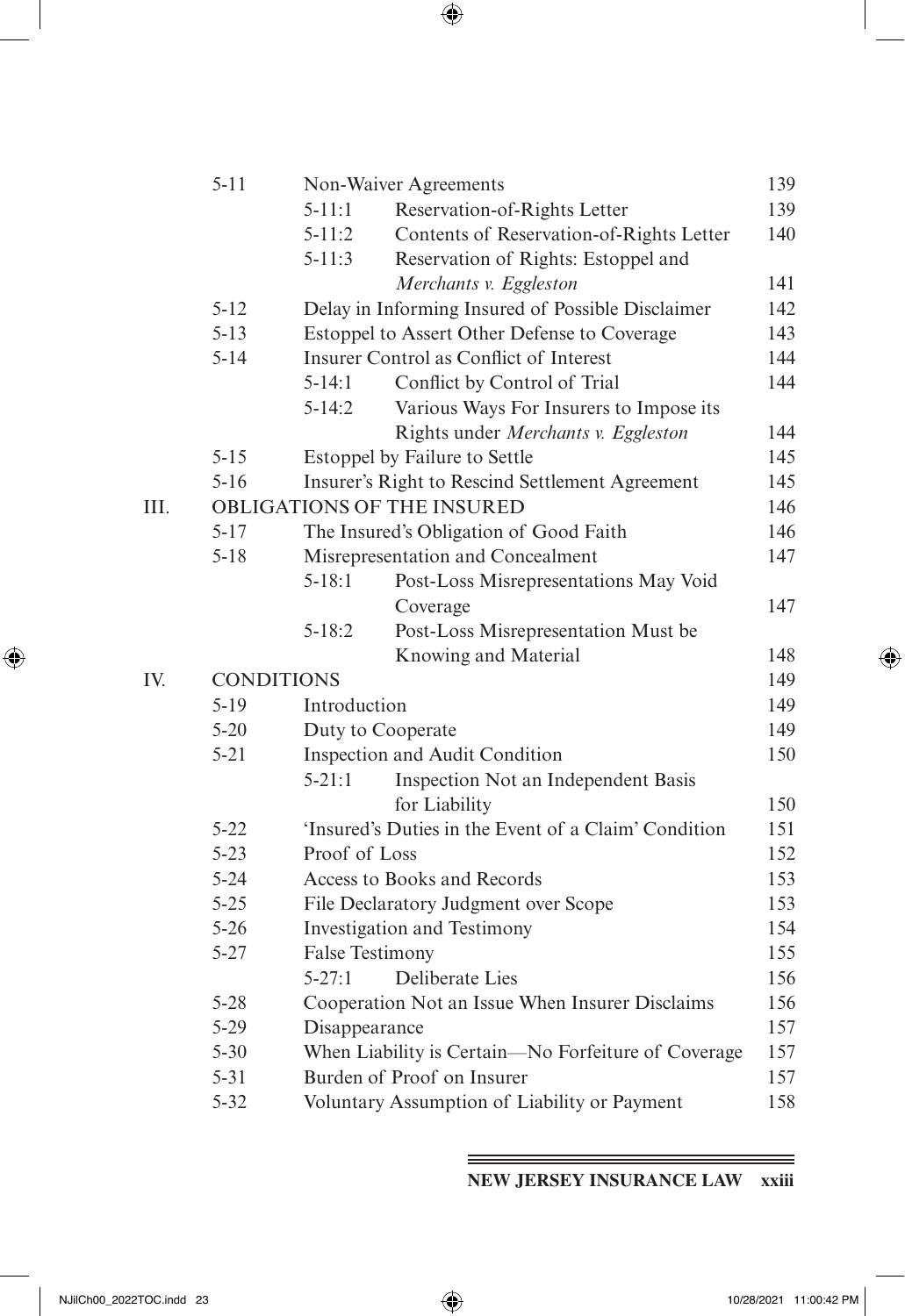| | | | |
|---|---|---|---|
| 5-11 | Non-Waiver Agreements | | 139 |
| | 5-11:1 | Reservation-of-Rights Letter | 139 |
| | 5-11:2 | Contents of Reservation-of-Rights Letter | 140 |
| | 5-11:3 | Reservation of Rights: Estoppel and *Merchants v. Eggleston* | 141 |
| 5-12 | Delay in Informing Insured of Possible Disclaimer | | 142 |
| 5-13 | Estoppel to Assert Other Defense to Coverage | | 143 |
| 5-14 | Insurer Control as Conflict of Interest | | 144 |
| | 5-14:1 | Conflict by Control of Trial | 144 |
| | 5-14:2 | Various Ways For Insurers to Impose its Rights under *Merchants v. Eggleston* | 144 |
| 5-15 | Estoppel by Failure to Settle | | 145 |
| 5-16 | Insurer's Right to Rescind Settlement Agreement | | 145 |
| III. | OBLIGATIONS OF THE INSURED | | 146 |
| 5-17 | The Insured's Obligation of Good Faith | | 146 |
| 5-18 | Misrepresentation and Concealment | | 147 |
| | 5-18:1 | Post-Loss Misrepresentations May Void Coverage | 147 |
| | 5-18:2 | Post-Loss Misrepresentation Must be Knowing and Material | 148 |
| IV. | CONDITIONS | | 149 |
| 5-19 | Introduction | | 149 |
| 5-20 | Duty to Cooperate | | 149 |
| 5-21 | Inspection and Audit Condition | | 150 |
| | 5-21:1 | Inspection Not an Independent Basis for Liability | 150 |
| 5-22 | 'Insured's Duties in the Event of a Claim' Condition | | 151 |
| 5-23 | Proof of Loss | | 152 |
| 5-24 | Access to Books and Records | | 153 |
| 5-25 | File Declaratory Judgment over Scope | | 153 |
| 5-26 | Investigation and Testimony | | 154 |
| 5-27 | False Testimony | | 155 |
| | 5-27:1 | Deliberate Lies | 156 |
| 5-28 | Cooperation Not an Issue When Insurer Disclaims | | 156 |
| 5-29 | Disappearance | | 157 |
| 5-30 | When Liability is Certain—No Forfeiture of Coverage | | 157 |
| 5-31 | Burden of Proof on Insurer | | 157 |
| 5-32 | Voluntary Assumption of Liability or Payment | | 158 |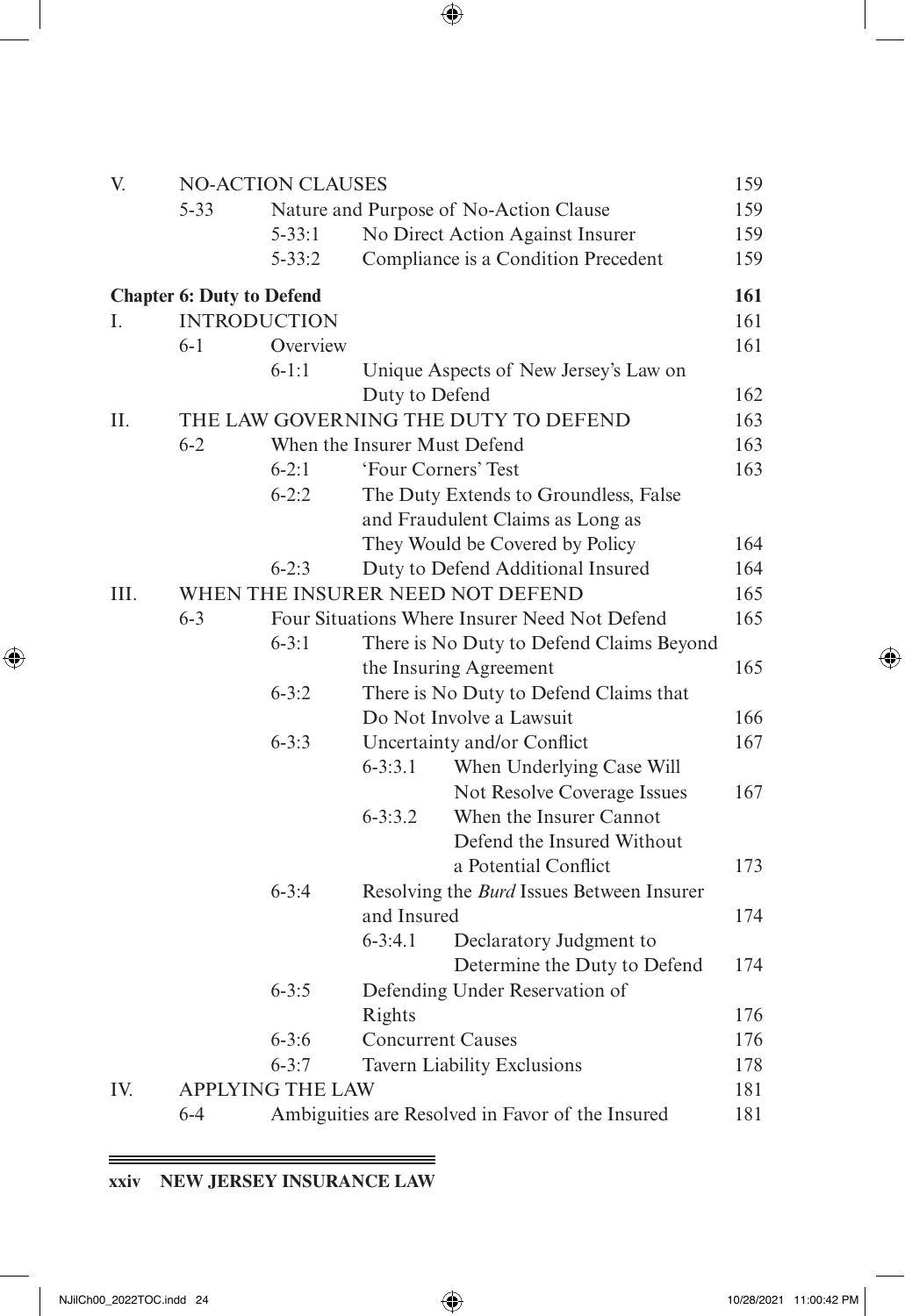| | | | | | |
|---|---|---|---|---|---|
| V. | NO-ACTION CLAUSES | | | | 159 |
| | 5-33 | Nature and Purpose of No-Action Clause | | | 159 |
| | | 5-33:1 | No Direct Action Against Insurer | | 159 |
| | | 5-33:2 | Compliance is a Condition Precedent | | 159 |

**Chapter 6: Duty to Defend** **161**

| | | | | | |
|---|---|---|---|---|---|
| I. | INTRODUCTION | | | | 161 |
| | 6-1 | Overview | | | 161 |
| | | 6-1:1 | Unique Aspects of New Jersey's Law on Duty to Defend | | 162 |
| II. | THE LAW GOVERNING THE DUTY TO DEFEND | | | | 163 |
| | 6-2 | When the Insurer Must Defend | | | 163 |
| | | 6-2:1 | 'Four Corners' Test | | 163 |
| | | 6-2:2 | The Duty Extends to Groundless, False and Fraudulent Claims as Long as They Would be Covered by Policy | | 164 |
| | | 6-2:3 | Duty to Defend Additional Insured | | 164 |
| III. | WHEN THE INSURER NEED NOT DEFEND | | | | 165 |
| | 6-3 | Four Situations Where Insurer Need Not Defend | | | 165 |
| | | 6-3:1 | There is No Duty to Defend Claims Beyond the Insuring Agreement | | 165 |
| | | 6-3:2 | There is No Duty to Defend Claims that Do Not Involve a Lawsuit | | 166 |
| | | 6-3:3 | Uncertainty and/or Conflict | | 167 |
| | | | 6-3:3.1 | When Underlying Case Will Not Resolve Coverage Issues | 167 |
| | | | 6-3:3.2 | When the Insurer Cannot Defend the Insured Without a Potential Conflict | 173 |
| | | 6-3:4 | Resolving the *Burd* Issues Between Insurer and Insured | | 174 |
| | | | 6-3:4.1 | Declaratory Judgment to Determine the Duty to Defend | 174 |
| | | 6-3:5 | Defending Under Reservation of Rights | | 176 |
| | | 6-3:6 | Concurrent Causes | | 176 |
| | | 6-3:7 | Tavern Liability Exclusions | | 178 |
| IV. | APPLYING THE LAW | | | | 181 |
| | 6-4 | Ambiguities are Resolved in Favor of the Insured | | | 181 |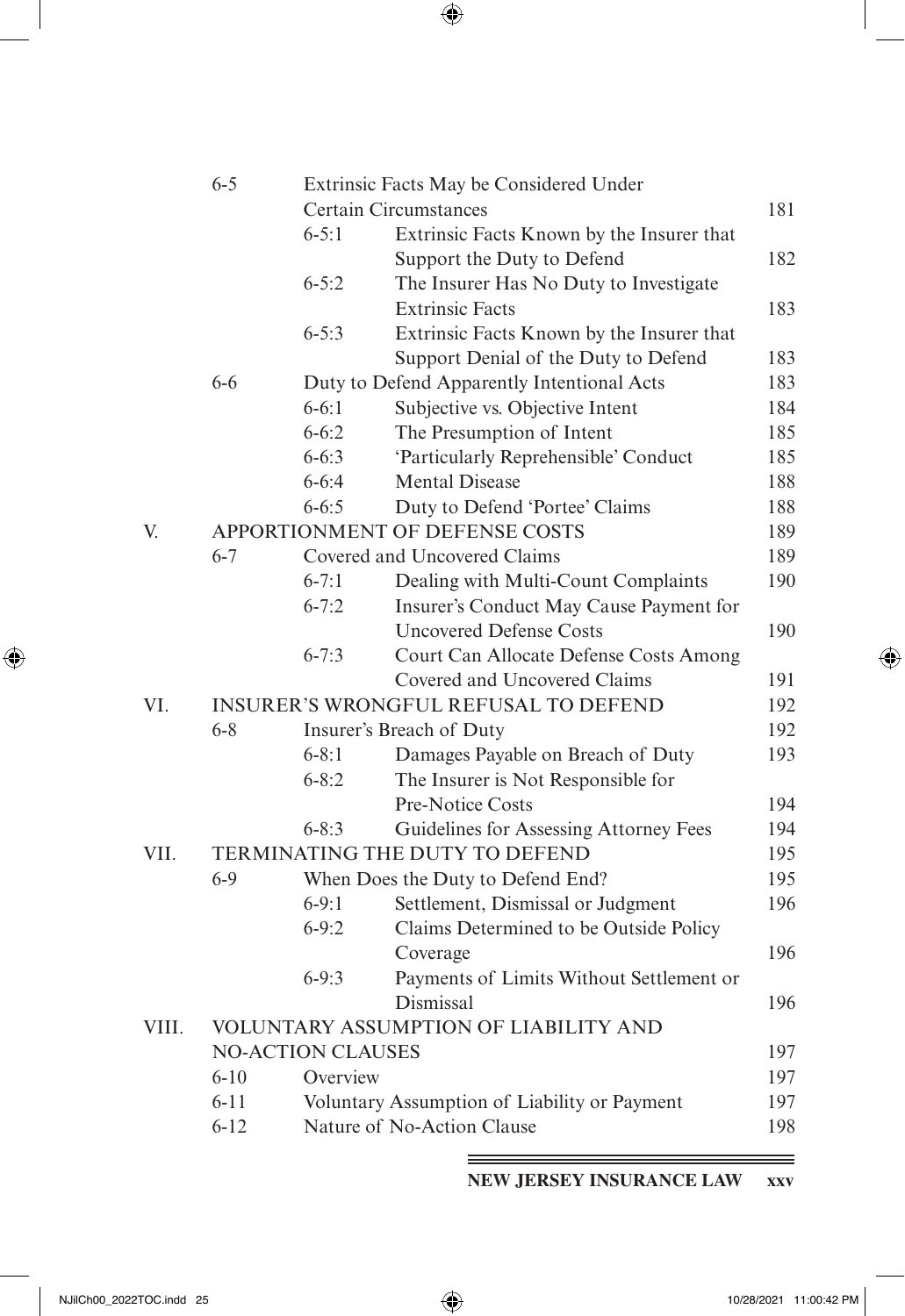| | | | | |
|---|---|---|---|---|
| | 6-5 | Extrinsic Facts May be Considered Under Certain Circumstances | | 181 |
| | | 6-5:1 | Extrinsic Facts Known by the Insurer that Support the Duty to Defend | 182 |
| | | 6-5:2 | The Insurer Has No Duty to Investigate Extrinsic Facts | 183 |
| | | 6-5:3 | Extrinsic Facts Known by the Insurer that Support Denial of the Duty to Defend | 183 |
| | 6-6 | Duty to Defend Apparently Intentional Acts | | 183 |
| | | 6-6:1 | Subjective vs. Objective Intent | 184 |
| | | 6-6:2 | The Presumption of Intent | 185 |
| | | 6-6:3 | 'Particularly Reprehensible' Conduct | 185 |
| | | 6-6:4 | Mental Disease | 188 |
| | | 6-6:5 | Duty to Defend 'Portee' Claims | 188 |
| V. | APPORTIONMENT OF DEFENSE COSTS | | | 189 |
| | 6-7 | Covered and Uncovered Claims | | 189 |
| | | 6-7:1 | Dealing with Multi-Count Complaints | 190 |
| | | 6-7:2 | Insurer's Conduct May Cause Payment for Uncovered Defense Costs | 190 |
| | | 6-7:3 | Court Can Allocate Defense Costs Among Covered and Uncovered Claims | 191 |
| VI. | INSURER'S WRONGFUL REFUSAL TO DEFEND | | | 192 |
| | 6-8 | Insurer's Breach of Duty | | 192 |
| | | 6-8:1 | Damages Payable on Breach of Duty | 193 |
| | | 6-8:2 | The Insurer is Not Responsible for Pre-Notice Costs | 194 |
| | | 6-8:3 | Guidelines for Assessing Attorney Fees | 194 |
| VII. | TERMINATING THE DUTY TO DEFEND | | | 195 |
| | 6-9 | When Does the Duty to Defend End? | | 195 |
| | | 6-9:1 | Settlement, Dismissal or Judgment | 196 |
| | | 6-9:2 | Claims Determined to be Outside Policy Coverage | 196 |
| | | 6-9:3 | Payments of Limits Without Settlement or Dismissal | 196 |
| VIII. | VOLUNTARY ASSUMPTION OF LIABILITY AND NO-ACTION CLAUSES | | | 197 |
| | 6-10 | Overview | | 197 |
| | 6-11 | Voluntary Assumption of Liability or Payment | | 197 |
| | 6-12 | Nature of No-Action Clause | | 198 |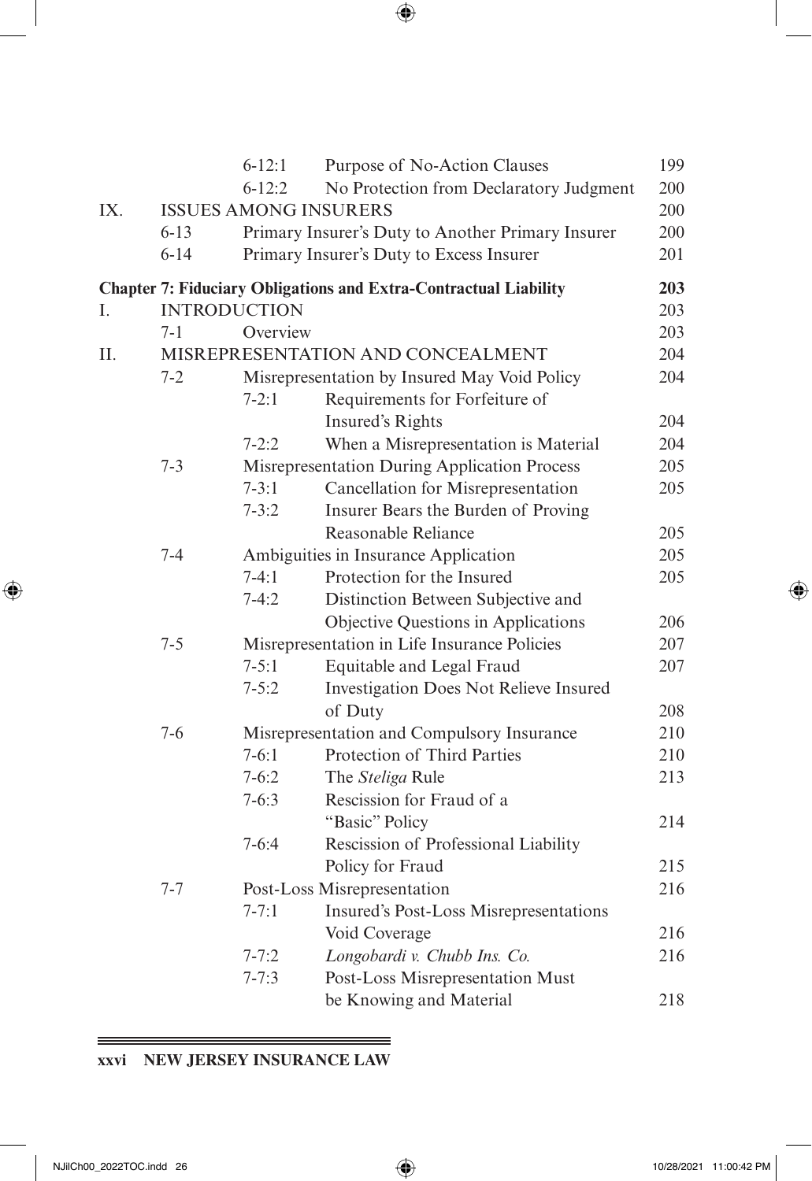| | | | | |
|---|---|---|---|---|
| | | 6-12:1 | Purpose of No-Action Clauses | 199 |
| | | 6-12:2 | No Protection from Declaratory Judgment | 200 |
| IX. | ISSUES AMONG INSURERS | | | 200 |
| | 6-13 | Primary Insurer's Duty to Another Primary Insurer | | 200 |
| | 6-14 | Primary Insurer's Duty to Excess Insurer | | 201 |

**Chapter 7: Fiduciary Obligations and Extra-Contractual Liability** **203**

| | | | | |
|---|---|---|---|---|
| I. | INTRODUCTION | | | 203 |
| | 7-1 | Overview | | 203 |
| II. | MISREPRESENTATION AND CONCEALMENT | | | 204 |
| | 7-2 | Misrepresentation by Insured May Void Policy | | 204 |
| | | 7-2:1 | Requirements for Forfeiture of Insured's Rights | 204 |
| | | 7-2:2 | When a Misrepresentation is Material | 204 |
| | 7-3 | Misrepresentation During Application Process | | 205 |
| | | 7-3:1 | Cancellation for Misrepresentation | 205 |
| | | 7-3:2 | Insurer Bears the Burden of Proving Reasonable Reliance | 205 |
| | 7-4 | Ambiguities in Insurance Application | | 205 |
| | | 7-4:1 | Protection for the Insured | 205 |
| | | 7-4:2 | Distinction Between Subjective and Objective Questions in Applications | 206 |
| | 7-5 | Misrepresentation in Life Insurance Policies | | 207 |
| | | 7-5:1 | Equitable and Legal Fraud | 207 |
| | | 7-5:2 | Investigation Does Not Relieve Insured of Duty | 208 |
| | 7-6 | Misrepresentation and Compulsory Insurance | | 210 |
| | | 7-6:1 | Protection of Third Parties | 210 |
| | | 7-6:2 | The *Steliga* Rule | 213 |
| | | 7-6:3 | Rescission for Fraud of a "Basic" Policy | 214 |
| | | 7-6:4 | Rescission of Professional Liability Policy for Fraud | 215 |
| | 7-7 | Post-Loss Misrepresentation | | 216 |
| | | 7-7:1 | Insured's Post-Loss Misrepresentations Void Coverage | 216 |
| | | 7-7:2 | *Longobardi v. Chubb Ins. Co.* | 216 |
| | | 7-7:3 | Post-Loss Misrepresentation Must be Knowing and Material | 218 |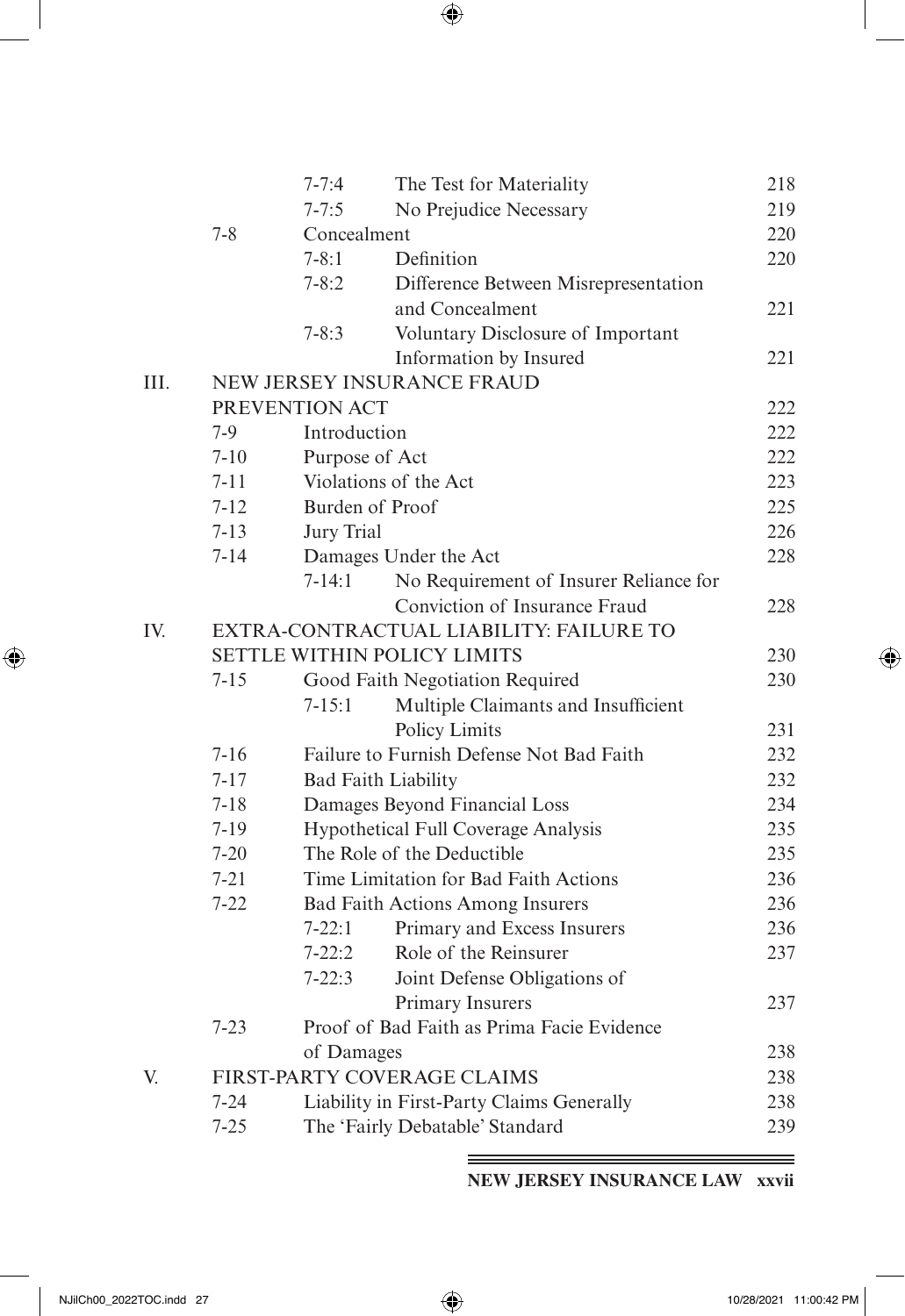| | | | | |
|---|---|---|---|---|
| | | 7-7:4 | The Test for Materiality | 218 |
| | | 7-7:5 | No Prejudice Necessary | 219 |
| | 7-8 | Concealment | | 220 |
| | | 7-8:1 | Definition | 220 |
| | | 7-8:2 | Difference Between Misrepresentation and Concealment | 221 |
| | | 7-8:3 | Voluntary Disclosure of Important Information by Insured | 221 |
| III. | NEW JERSEY INSURANCE FRAUD PREVENTION ACT | | | 222 |
| | 7-9 | Introduction | | 222 |
| | 7-10 | Purpose of Act | | 222 |
| | 7-11 | Violations of the Act | | 223 |
| | 7-12 | Burden of Proof | | 225 |
| | 7-13 | Jury Trial | | 226 |
| | 7-14 | Damages Under the Act | | 228 |
| | | 7-14:1 | No Requirement of Insurer Reliance for Conviction of Insurance Fraud | 228 |
| IV. | EXTRA-CONTRACTUAL LIABILITY: FAILURE TO SETTLE WITHIN POLICY LIMITS | | | 230 |
| | 7-15 | Good Faith Negotiation Required | | 230 |
| | | 7-15:1 | Multiple Claimants and Insufficient Policy Limits | 231 |
| | 7-16 | Failure to Furnish Defense Not Bad Faith | | 232 |
| | 7-17 | Bad Faith Liability | | 232 |
| | 7-18 | Damages Beyond Financial Loss | | 234 |
| | 7-19 | Hypothetical Full Coverage Analysis | | 235 |
| | 7-20 | The Role of the Deductible | | 235 |
| | 7-21 | Time Limitation for Bad Faith Actions | | 236 |
| | 7-22 | Bad Faith Actions Among Insurers | | 236 |
| | | 7-22:1 | Primary and Excess Insurers | 236 |
| | | 7-22:2 | Role of the Reinsurer | 237 |
| | | 7-22:3 | Joint Defense Obligations of Primary Insurers | 237 |
| | 7-23 | Proof of Bad Faith as Prima Facie Evidence of Damages | | 238 |
| V. | FIRST-PARTY COVERAGE CLAIMS | | | 238 |
| | 7-24 | Liability in First-Party Claims Generally | | 238 |
| | 7-25 | The 'Fairly Debatable' Standard | | 239 |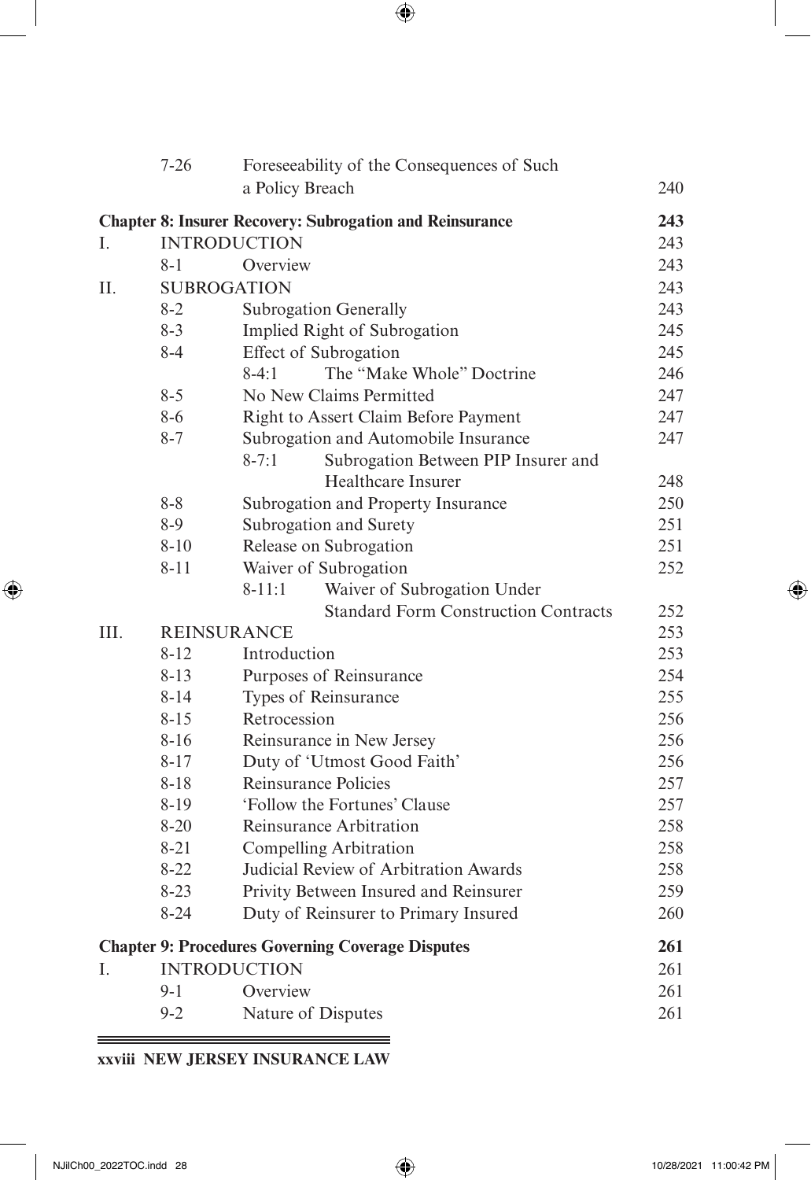| | | | |
|---|---|---|---|
| | 7-26 | Foreseeability of the Consequences of Such a Policy Breach | 240 |
| **Chapter 8: Insurer Recovery: Subrogation and Reinsurance** | | | **243** |
| I. | INTRODUCTION | | 243 |
| | 8-1 | Overview | 243 |
| II. | SUBROGATION | | 243 |
| | 8-2 | Subrogation Generally | 243 |
| | 8-3 | Implied Right of Subrogation | 245 |
| | 8-4 | Effect of Subrogation | 245 |
| | | 8-4:1 The "Make Whole" Doctrine | 246 |
| | 8-5 | No New Claims Permitted | 247 |
| | 8-6 | Right to Assert Claim Before Payment | 247 |
| | 8-7 | Subrogation and Automobile Insurance | 247 |
| | | 8-7:1 Subrogation Between PIP Insurer and Healthcare Insurer | 248 |
| | 8-8 | Subrogation and Property Insurance | 250 |
| | 8-9 | Subrogation and Surety | 251 |
| | 8-10 | Release on Subrogation | 251 |
| | 8-11 | Waiver of Subrogation | 252 |
| | | 8-11:1 Waiver of Subrogation Under Standard Form Construction Contracts | 252 |
| III. | REINSURANCE | | 253 |
| | 8-12 | Introduction | 253 |
| | 8-13 | Purposes of Reinsurance | 254 |
| | 8-14 | Types of Reinsurance | 255 |
| | 8-15 | Retrocession | 256 |
| | 8-16 | Reinsurance in New Jersey | 256 |
| | 8-17 | Duty of 'Utmost Good Faith' | 256 |
| | 8-18 | Reinsurance Policies | 257 |
| | 8-19 | 'Follow the Fortunes' Clause | 257 |
| | 8-20 | Reinsurance Arbitration | 258 |
| | 8-21 | Compelling Arbitration | 258 |
| | 8-22 | Judicial Review of Arbitration Awards | 258 |
| | 8-23 | Privity Between Insured and Reinsurer | 259 |
| | 8-24 | Duty of Reinsurer to Primary Insured | 260 |
| **Chapter 9: Procedures Governing Coverage Disputes** | | | **261** |
| I. | INTRODUCTION | | 261 |
| | 9-1 | Overview | 261 |
| | 9-2 | Nature of Disputes | 261 |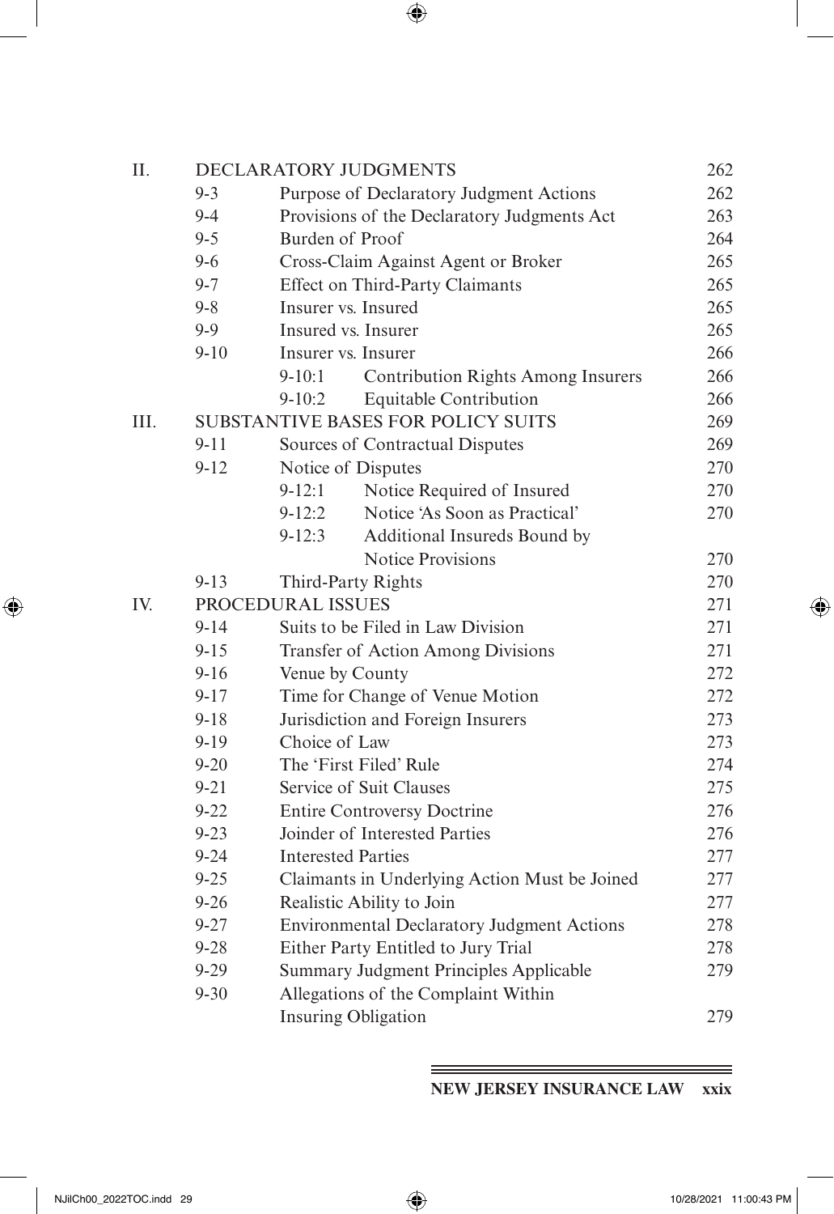| | | | |
|---|---|---|---|
| II. | DECLARATORY JUDGMENTS | | 262 |
| | 9-3 | Purpose of Declaratory Judgment Actions | 262 |
| | 9-4 | Provisions of the Declaratory Judgments Act | 263 |
| | 9-5 | Burden of Proof | 264 |
| | 9-6 | Cross-Claim Against Agent or Broker | 265 |
| | 9-7 | Effect on Third-Party Claimants | 265 |
| | 9-8 | Insurer vs. Insured | 265 |
| | 9-9 | Insured vs. Insurer | 265 |
| | 9-10 | Insurer vs. Insurer | 266 |
| | | 9-10:1 Contribution Rights Among Insurers | 266 |
| | | 9-10:2 Equitable Contribution | 266 |
| III. | SUBSTANTIVE BASES FOR POLICY SUITS | | 269 |
| | 9-11 | Sources of Contractual Disputes | 269 |
| | 9-12 | Notice of Disputes | 270 |
| | | 9-12:1 Notice Required of Insured | 270 |
| | | 9-12:2 Notice 'As Soon as Practical' | 270 |
| | | 9-12:3 Additional Insureds Bound by Notice Provisions | 270 |
| | 9-13 | Third-Party Rights | 270 |
| IV. | PROCEDURAL ISSUES | | 271 |
| | 9-14 | Suits to be Filed in Law Division | 271 |
| | 9-15 | Transfer of Action Among Divisions | 271 |
| | 9-16 | Venue by County | 272 |
| | 9-17 | Time for Change of Venue Motion | 272 |
| | 9-18 | Jurisdiction and Foreign Insurers | 273 |
| | 9-19 | Choice of Law | 273 |
| | 9-20 | The 'First Filed' Rule | 274 |
| | 9-21 | Service of Suit Clauses | 275 |
| | 9-22 | Entire Controversy Doctrine | 276 |
| | 9-23 | Joinder of Interested Parties | 276 |
| | 9-24 | Interested Parties | 277 |
| | 9-25 | Claimants in Underlying Action Must be Joined | 277 |
| | 9-26 | Realistic Ability to Join | 277 |
| | 9-27 | Environmental Declaratory Judgment Actions | 278 |
| | 9-28 | Either Party Entitled to Jury Trial | 278 |
| | 9-29 | Summary Judgment Principles Applicable | 279 |
| | 9-30 | Allegations of the Complaint Within Insuring Obligation | 279 |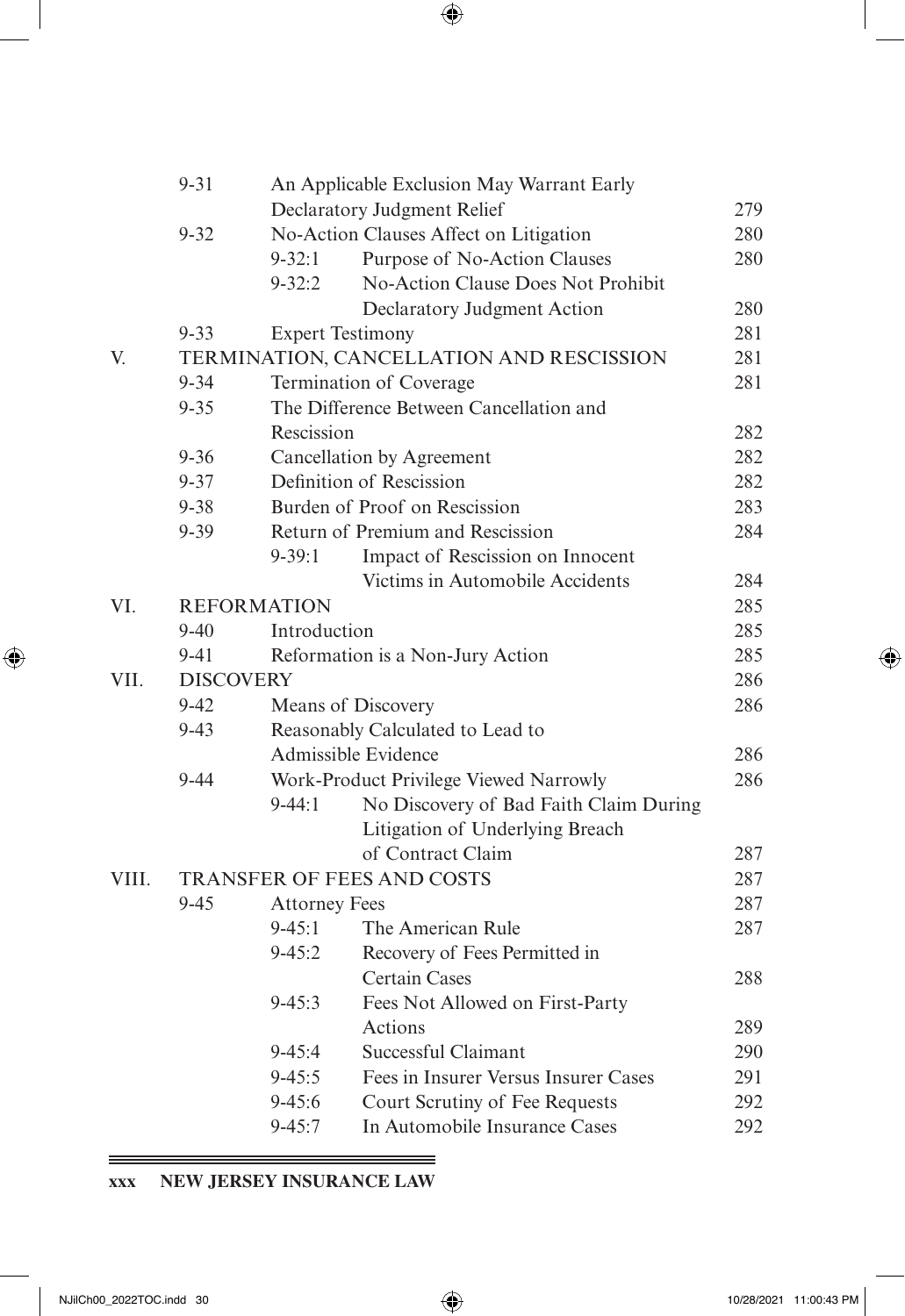| | | | | |
|---|---|---|---|---|
| | 9-31 | An Applicable Exclusion May Warrant Early Declaratory Judgment Relief | | 279 |
| | 9-32 | No-Action Clauses Affect on Litigation | | 280 |
| | | 9-32:1 | Purpose of No-Action Clauses | 280 |
| | | 9-32:2 | No-Action Clause Does Not Prohibit Declaratory Judgment Action | 280 |
| | 9-33 | Expert Testimony | | 281 |
| V. | TERMINATION, CANCELLATION AND RESCISSION | | | 281 |
| | 9-34 | Termination of Coverage | | 281 |
| | 9-35 | The Difference Between Cancellation and Rescission | | 282 |
| | 9-36 | Cancellation by Agreement | | 282 |
| | 9-37 | Definition of Rescission | | 282 |
| | 9-38 | Burden of Proof on Rescission | | 283 |
| | 9-39 | Return of Premium and Rescission | | 284 |
| | | 9-39:1 | Impact of Rescission on Innocent Victims in Automobile Accidents | 284 |
| VI. | REFORMATION | | | 285 |
| | 9-40 | Introduction | | 285 |
| | 9-41 | Reformation is a Non-Jury Action | | 285 |
| VII. | DISCOVERY | | | 286 |
| | 9-42 | Means of Discovery | | 286 |
| | 9-43 | Reasonably Calculated to Lead to Admissible Evidence | | 286 |
| | 9-44 | Work-Product Privilege Viewed Narrowly | | 286 |
| | | 9-44:1 | No Discovery of Bad Faith Claim During Litigation of Underlying Breach of Contract Claim | 287 |
| VIII. | TRANSFER OF FEES AND COSTS | | | 287 |
| | 9-45 | Attorney Fees | | 287 |
| | | 9-45:1 | The American Rule | 287 |
| | | 9-45:2 | Recovery of Fees Permitted in Certain Cases | 288 |
| | | 9-45:3 | Fees Not Allowed on First-Party Actions | 289 |
| | | 9-45:4 | Successful Claimant | 290 |
| | | 9-45:5 | Fees in Insurer Versus Insurer Cases | 291 |
| | | 9-45:6 | Court Scrutiny of Fee Requests | 292 |
| | | 9-45:7 | In Automobile Insurance Cases | 292 |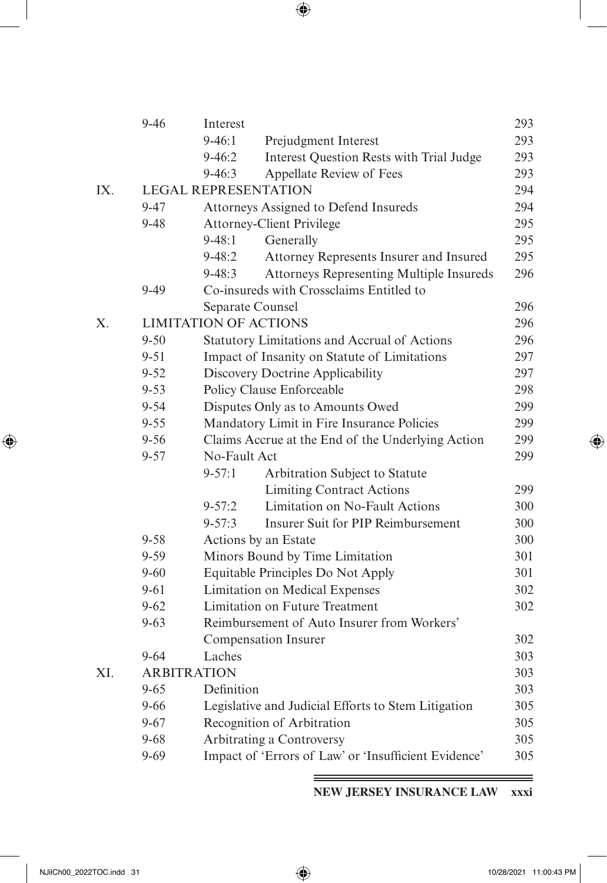| | | | | |
|---|---|---|---|---|
| | 9-46 | Interest | | 293 |
| | | 9-46:1 | Prejudgment Interest | 293 |
| | | 9-46:2 | Interest Question Rests with Trial Judge | 293 |
| | | 9-46:3 | Appellate Review of Fees | 293 |
| IX. | LEGAL REPRESENTATION | | | 294 |
| | 9-47 | Attorneys Assigned to Defend Insureds | | 294 |
| | 9-48 | Attorney-Client Privilege | | 295 |
| | | 9-48:1 | Generally | 295 |
| | | 9-48:2 | Attorney Represents Insurer and Insured | 295 |
| | | 9-48:3 | Attorneys Representing Multiple Insureds | 296 |
| | 9-49 | Co-insureds with Crossclaims Entitled to Separate Counsel | | 296 |
| X. | LIMITATION OF ACTIONS | | | 296 |
| | 9-50 | Statutory Limitations and Accrual of Actions | | 296 |
| | 9-51 | Impact of Insanity on Statute of Limitations | | 297 |
| | 9-52 | Discovery Doctrine Applicability | | 297 |
| | 9-53 | Policy Clause Enforceable | | 298 |
| | 9-54 | Disputes Only as to Amounts Owed | | 299 |
| | 9-55 | Mandatory Limit in Fire Insurance Policies | | 299 |
| | 9-56 | Claims Accrue at the End of the Underlying Action | | 299 |
| | 9-57 | No-Fault Act | | 299 |
| | | 9-57:1 | Arbitration Subject to Statute Limiting Contract Actions | 299 |
| | | 9-57:2 | Limitation on No-Fault Actions | 300 |
| | | 9-57:3 | Insurer Suit for PIP Reimbursement | 300 |
| | 9-58 | Actions by an Estate | | 300 |
| | 9-59 | Minors Bound by Time Limitation | | 301 |
| | 9-60 | Equitable Principles Do Not Apply | | 301 |
| | 9-61 | Limitation on Medical Expenses | | 302 |
| | 9-62 | Limitation on Future Treatment | | 302 |
| | 9-63 | Reimbursement of Auto Insurer from Workers' Compensation Insurer | | 302 |
| | 9-64 | Laches | | 303 |
| XI. | ARBITRATION | | | 303 |
| | 9-65 | Definition | | 303 |
| | 9-66 | Legislative and Judicial Efforts to Stem Litigation | | 305 |
| | 9-67 | Recognition of Arbitration | | 305 |
| | 9-68 | Arbitrating a Controversy | | 305 |
| | 9-69 | Impact of 'Errors of Law' or 'Insufficient Evidence' | | 305 |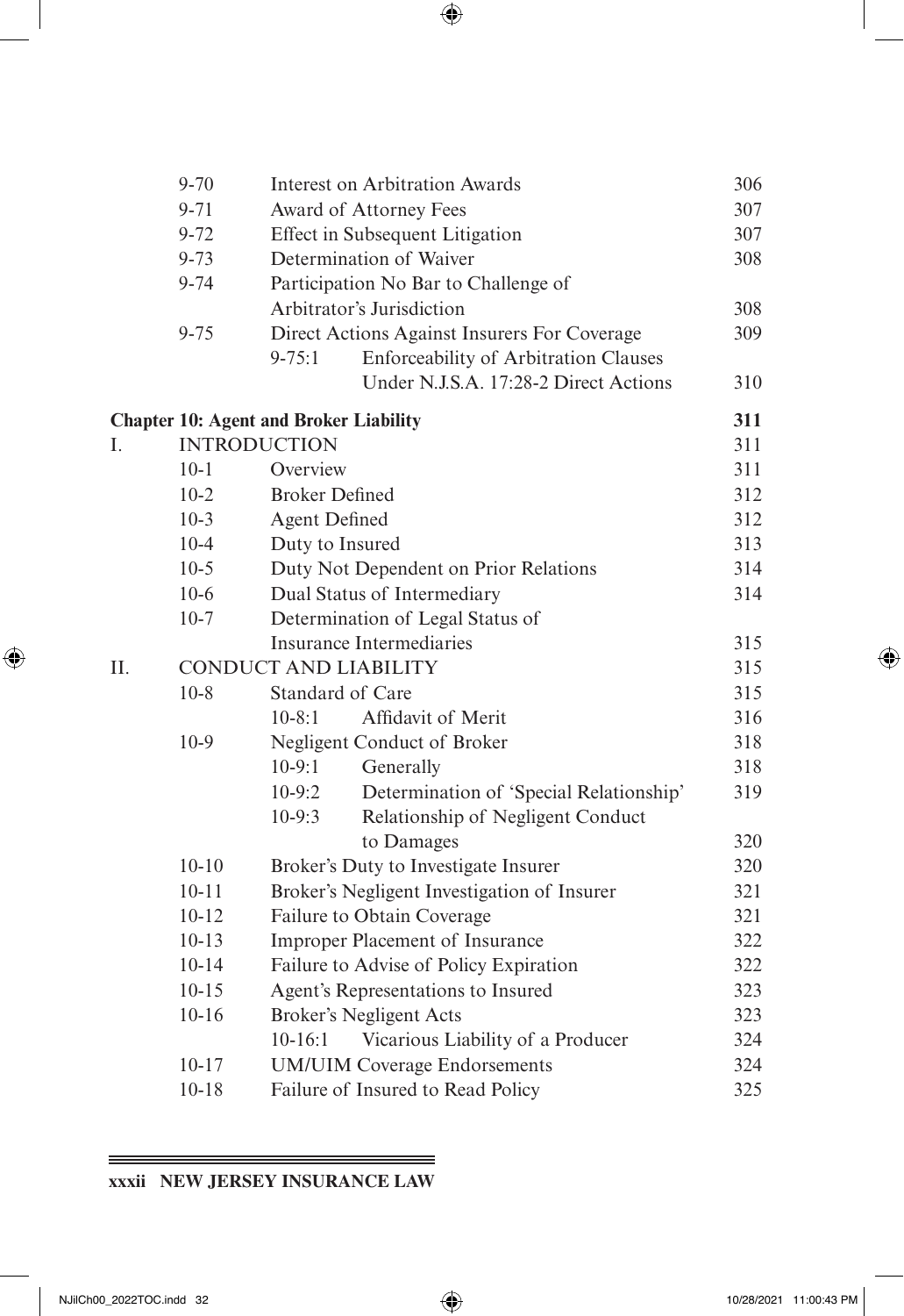| | | | |
|---|---|---|---|
| 9-70 | Interest on Arbitration Awards | | 306 |
| 9-71 | Award of Attorney Fees | | 307 |
| 9-72 | Effect in Subsequent Litigation | | 307 |
| 9-73 | Determination of Waiver | | 308 |
| 9-74 | Participation No Bar to Challenge of Arbitrator's Jurisdiction | | 308 |
| 9-75 | Direct Actions Against Insurers For Coverage | | 309 |
| | 9-75:1 | Enforceability of Arbitration Clauses Under N.J.S.A. 17:28-2 Direct Actions | 310 |

**Chapter 10: Agent and Broker Liability** **311**

| | | | | |
|---|---|---|---|---|
| I. | INTRODUCTION | | | 311 |
| | 10-1 | Overview | | 311 |
| | 10-2 | Broker Defined | | 312 |
| | 10-3 | Agent Defined | | 312 |
| | 10-4 | Duty to Insured | | 313 |
| | 10-5 | Duty Not Dependent on Prior Relations | | 314 |
| | 10-6 | Dual Status of Intermediary | | 314 |
| | 10-7 | Determination of Legal Status of Insurance Intermediaries | | 315 |
| II. | CONDUCT AND LIABILITY | | | 315 |
| | 10-8 | Standard of Care | | 315 |
| | | 10-8:1 | Affidavit of Merit | 316 |
| | 10-9 | Negligent Conduct of Broker | | 318 |
| | | 10-9:1 | Generally | 318 |
| | | 10-9:2 | Determination of 'Special Relationship' | 319 |
| | | 10-9:3 | Relationship of Negligent Conduct to Damages | 320 |
| | 10-10 | Broker's Duty to Investigate Insurer | | 320 |
| | 10-11 | Broker's Negligent Investigation of Insurer | | 321 |
| | 10-12 | Failure to Obtain Coverage | | 321 |
| | 10-13 | Improper Placement of Insurance | | 322 |
| | 10-14 | Failure to Advise of Policy Expiration | | 322 |
| | 10-15 | Agent's Representations to Insured | | 323 |
| | 10-16 | Broker's Negligent Acts | | 323 |
| | | 10-16:1 | Vicarious Liability of a Producer | 324 |
| | 10-17 | UM/UIM Coverage Endorsements | | 324 |
| | 10-18 | Failure of Insured to Read Policy | | 325 |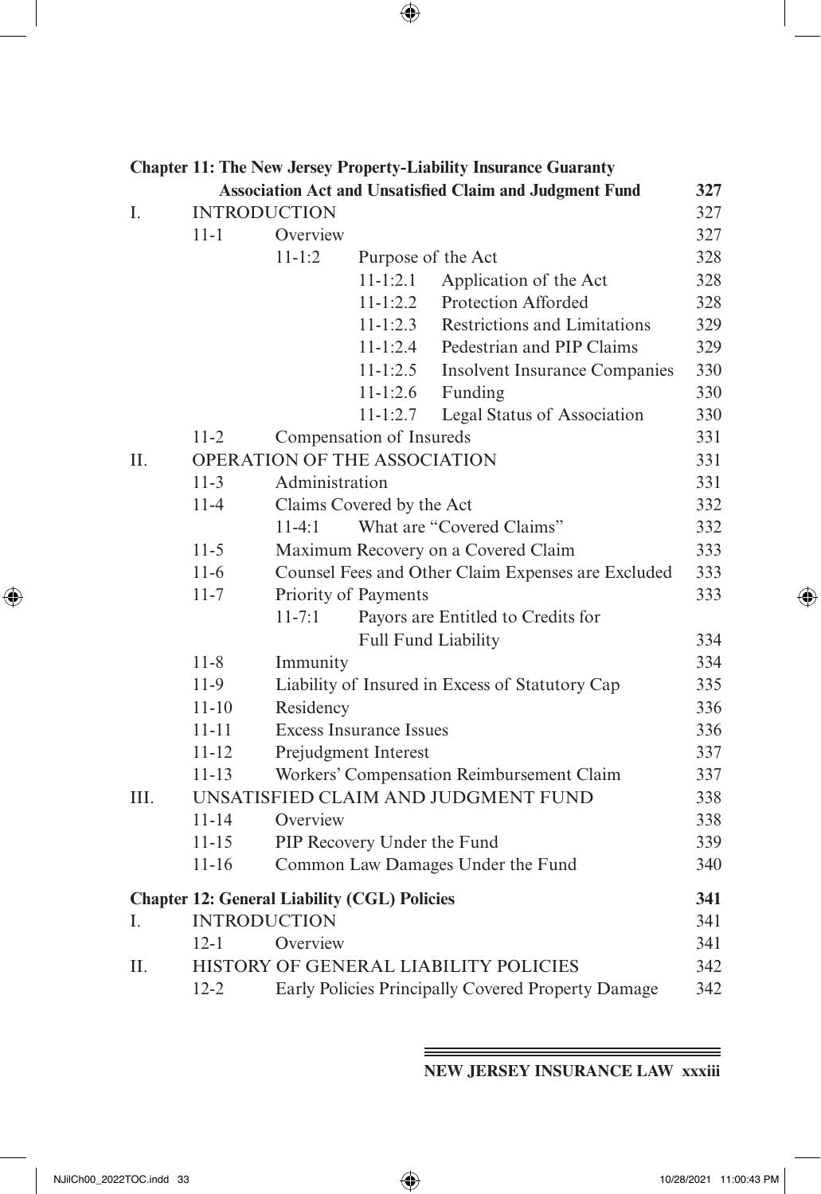**Chapter 11: The New Jersey Property-Liability Insurance Guaranty Association Act and Unsatisfied Claim and Judgment Fund** 327

I. INTRODUCTION 327
- 11-1 Overview 327
  - 11-1:2 Purpose of the Act 328
    - 11-1:2.1 Application of the Act 328
    - 11-1:2.2 Protection Afforded 328
    - 11-1:2.3 Restrictions and Limitations 329
    - 11-1:2.4 Pedestrian and PIP Claims 329
    - 11-1:2.5 Insolvent Insurance Companies 330
    - 11-1:2.6 Funding 330
    - 11-1:2.7 Legal Status of Association 330
- 11-2 Compensation of Insureds 331

II. OPERATION OF THE ASSOCIATION 331
- 11-3 Administration 331
- 11-4 Claims Covered by the Act 332
  - 11-4:1 What are "Covered Claims" 332
- 11-5 Maximum Recovery on a Covered Claim 333
- 11-6 Counsel Fees and Other Claim Expenses are Excluded 333
- 11-7 Priority of Payments 333
  - 11-7:1 Payors are Entitled to Credits for Full Fund Liability 334
- 11-8 Immunity 334
- 11-9 Liability of Insured in Excess of Statutory Cap 335
- 11-10 Residency 336
- 11-11 Excess Insurance Issues 336
- 11-12 Prejudgment Interest 337
- 11-13 Workers' Compensation Reimbursement Claim 337

III. UNSATISFIED CLAIM AND JUDGMENT FUND 338
- 11-14 Overview 338
- 11-15 PIP Recovery Under the Fund 339
- 11-16 Common Law Damages Under the Fund 340

**Chapter 12: General Liability (CGL) Policies** 341

I. INTRODUCTION 341
- 12-1 Overview 341

II. HISTORY OF GENERAL LIABILITY POLICIES 342
- 12-2 Early Policies Principally Covered Property Damage 342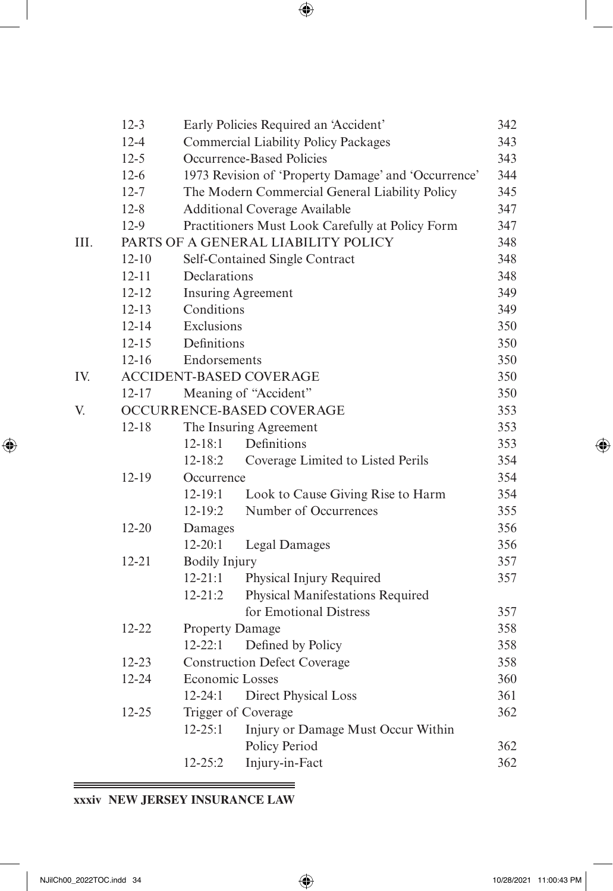| | | | | |
|---|---|---|---|---|
| | 12-3 | Early Policies Required an 'Accident' | | 342 |
| | 12-4 | Commercial Liability Policy Packages | | 343 |
| | 12-5 | Occurrence-Based Policies | | 343 |
| | 12-6 | 1973 Revision of 'Property Damage' and 'Occurrence' | | 344 |
| | 12-7 | The Modern Commercial General Liability Policy | | 345 |
| | 12-8 | Additional Coverage Available | | 347 |
| | 12-9 | Practitioners Must Look Carefully at Policy Form | | 347 |
| III. | PARTS OF A GENERAL LIABILITY POLICY | | | 348 |
| | 12-10 | Self-Contained Single Contract | | 348 |
| | 12-11 | Declarations | | 348 |
| | 12-12 | Insuring Agreement | | 349 |
| | 12-13 | Conditions | | 349 |
| | 12-14 | Exclusions | | 350 |
| | 12-15 | Definitions | | 350 |
| | 12-16 | Endorsements | | 350 |
| IV. | ACCIDENT-BASED COVERAGE | | | 350 |
| | 12-17 | Meaning of "Accident" | | 350 |
| V. | OCCURRENCE-BASED COVERAGE | | | 353 |
| | 12-18 | The Insuring Agreement | | 353 |
| | | 12-18:1 | Definitions | 353 |
| | | 12-18:2 | Coverage Limited to Listed Perils | 354 |
| | 12-19 | Occurrence | | 354 |
| | | 12-19:1 | Look to Cause Giving Rise to Harm | 354 |
| | | 12-19:2 | Number of Occurrences | 355 |
| | 12-20 | Damages | | 356 |
| | | 12-20:1 | Legal Damages | 356 |
| | 12-21 | Bodily Injury | | 357 |
| | | 12-21:1 | Physical Injury Required | 357 |
| | | 12-21:2 | Physical Manifestations Required for Emotional Distress | 357 |
| | 12-22 | Property Damage | | 358 |
| | | 12-22:1 | Defined by Policy | 358 |
| | 12-23 | Construction Defect Coverage | | 358 |
| | 12-24 | Economic Losses | | 360 |
| | | 12-24:1 | Direct Physical Loss | 361 |
| | 12-25 | Trigger of Coverage | | 362 |
| | | 12-25:1 | Injury or Damage Must Occur Within Policy Period | 362 |
| | | 12-25:2 | Injury-in-Fact | 362 |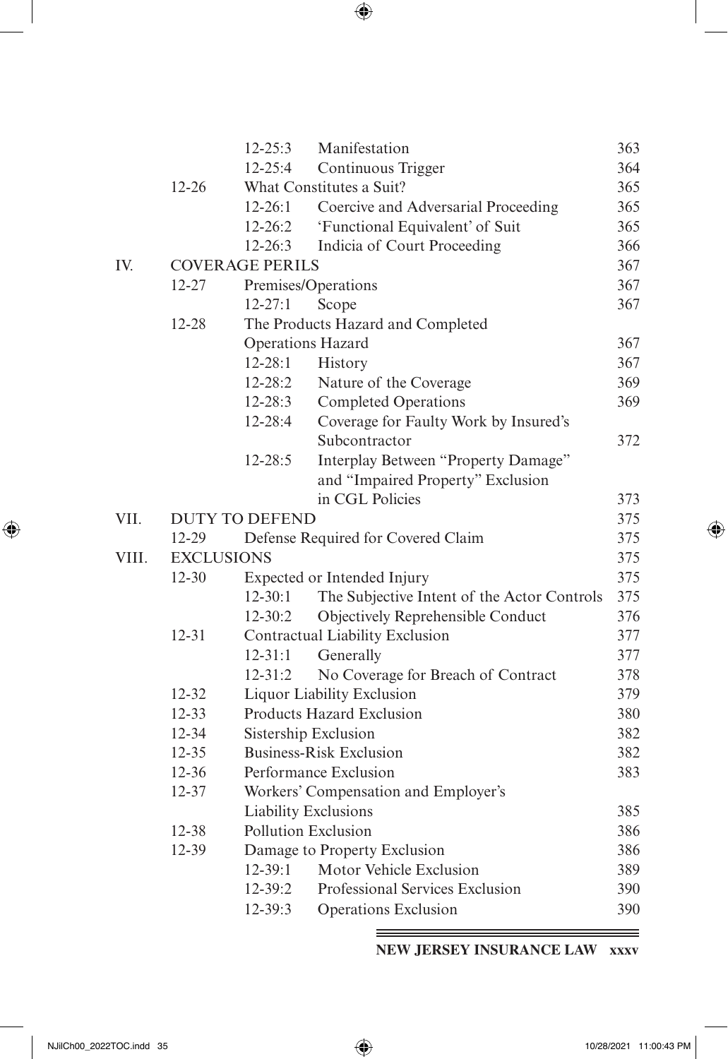| | | | | |
|---|---|---|---|---|
| | | 12-25:3 | Manifestation | 363 |
| | | 12-25:4 | Continuous Trigger | 364 |
| | 12-26 | What Constitutes a Suit? | | 365 |
| | | 12-26:1 | Coercive and Adversarial Proceeding | 365 |
| | | 12-26:2 | 'Functional Equivalent' of Suit | 365 |
| | | 12-26:3 | Indicia of Court Proceeding | 366 |
| IV. | COVERAGE PERILS | | | 367 |
| | 12-27 | Premises/Operations | | 367 |
| | | 12-27:1 | Scope | 367 |
| | 12-28 | The Products Hazard and Completed Operations Hazard | | 367 |
| | | 12-28:1 | History | 367 |
| | | 12-28:2 | Nature of the Coverage | 369 |
| | | 12-28:3 | Completed Operations | 369 |
| | | 12-28:4 | Coverage for Faulty Work by Insured's Subcontractor | 372 |
| | | 12-28:5 | Interplay Between "Property Damage" and "Impaired Property" Exclusion in CGL Policies | 373 |
| VII. | DUTY TO DEFEND | | | 375 |
| | 12-29 | Defense Required for Covered Claim | | 375 |
| VIII. | EXCLUSIONS | | | 375 |
| | 12-30 | Expected or Intended Injury | | 375 |
| | | 12-30:1 | The Subjective Intent of the Actor Controls | 375 |
| | | 12-30:2 | Objectively Reprehensible Conduct | 376 |
| | 12-31 | Contractual Liability Exclusion | | 377 |
| | | 12-31:1 | Generally | 377 |
| | | 12-31:2 | No Coverage for Breach of Contract | 378 |
| | 12-32 | Liquor Liability Exclusion | | 379 |
| | 12-33 | Products Hazard Exclusion | | 380 |
| | 12-34 | Sistership Exclusion | | 382 |
| | 12-35 | Business-Risk Exclusion | | 382 |
| | 12-36 | Performance Exclusion | | 383 |
| | 12-37 | Workers' Compensation and Employer's Liability Exclusions | | 385 |
| | 12-38 | Pollution Exclusion | | 386 |
| | 12-39 | Damage to Property Exclusion | | 386 |
| | | 12-39:1 | Motor Vehicle Exclusion | 389 |
| | | 12-39:2 | Professional Services Exclusion | 390 |
| | | 12-39:3 | Operations Exclusion | 390 |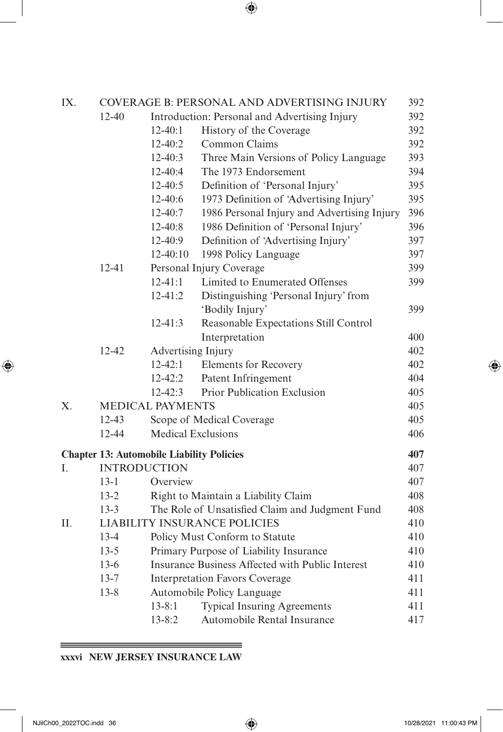| | | | | |
|---|---|---|---|---|
| IX. | COVERAGE B: PERSONAL AND ADVERTISING INJURY | | | 392 |
| | 12-40 | Introduction: Personal and Advertising Injury | | 392 |
| | | 12-40:1 | History of the Coverage | 392 |
| | | 12-40:2 | Common Claims | 392 |
| | | 12-40:3 | Three Main Versions of Policy Language | 393 |
| | | 12-40:4 | The 1973 Endorsement | 394 |
| | | 12-40:5 | Definition of 'Personal Injury' | 395 |
| | | 12-40:6 | 1973 Definition of 'Advertising Injury' | 395 |
| | | 12-40:7 | 1986 Personal Injury and Advertising Injury | 396 |
| | | 12-40:8 | 1986 Definition of 'Personal Injury' | 396 |
| | | 12-40:9 | Definition of 'Advertising Injury' | 397 |
| | | 12-40:10 | 1998 Policy Language | 397 |
| | 12-41 | Personal Injury Coverage | | 399 |
| | | 12-41:1 | Limited to Enumerated Offenses | 399 |
| | | 12-41:2 | Distinguishing 'Personal Injury' from 'Bodily Injury' | 399 |
| | | 12-41:3 | Reasonable Expectations Still Control Interpretation | 400 |
| | 12-42 | Advertising Injury | | 402 |
| | | 12-42:1 | Elements for Recovery | 402 |
| | | 12-42:2 | Patent Infringement | 404 |
| | | 12-42:3 | Prior Publication Exclusion | 405 |
| X. | MEDICAL PAYMENTS | | | 405 |
| | 12-43 | Scope of Medical Coverage | | 405 |
| | 12-44 | Medical Exclusions | | 406 |

**Chapter 13: Automobile Liability Policies** **407**

| | | | | |
|---|---|---|---|---|
| I. | INTRODUCTION | | | 407 |
| | 13-1 | Overview | | 407 |
| | 13-2 | Right to Maintain a Liability Claim | | 408 |
| | 13-3 | The Role of Unsatisfied Claim and Judgment Fund | | 408 |
| II. | LIABILITY INSURANCE POLICIES | | | 410 |
| | 13-4 | Policy Must Conform to Statute | | 410 |
| | 13-5 | Primary Purpose of Liability Insurance | | 410 |
| | 13-6 | Insurance Business Affected with Public Interest | | 410 |
| | 13-7 | Interpretation Favors Coverage | | 411 |
| | 13-8 | Automobile Policy Language | | 411 |
| | | 13-8:1 | Typical Insuring Agreements | 411 |
| | | 13-8:2 | Automobile Rental Insurance | 417 |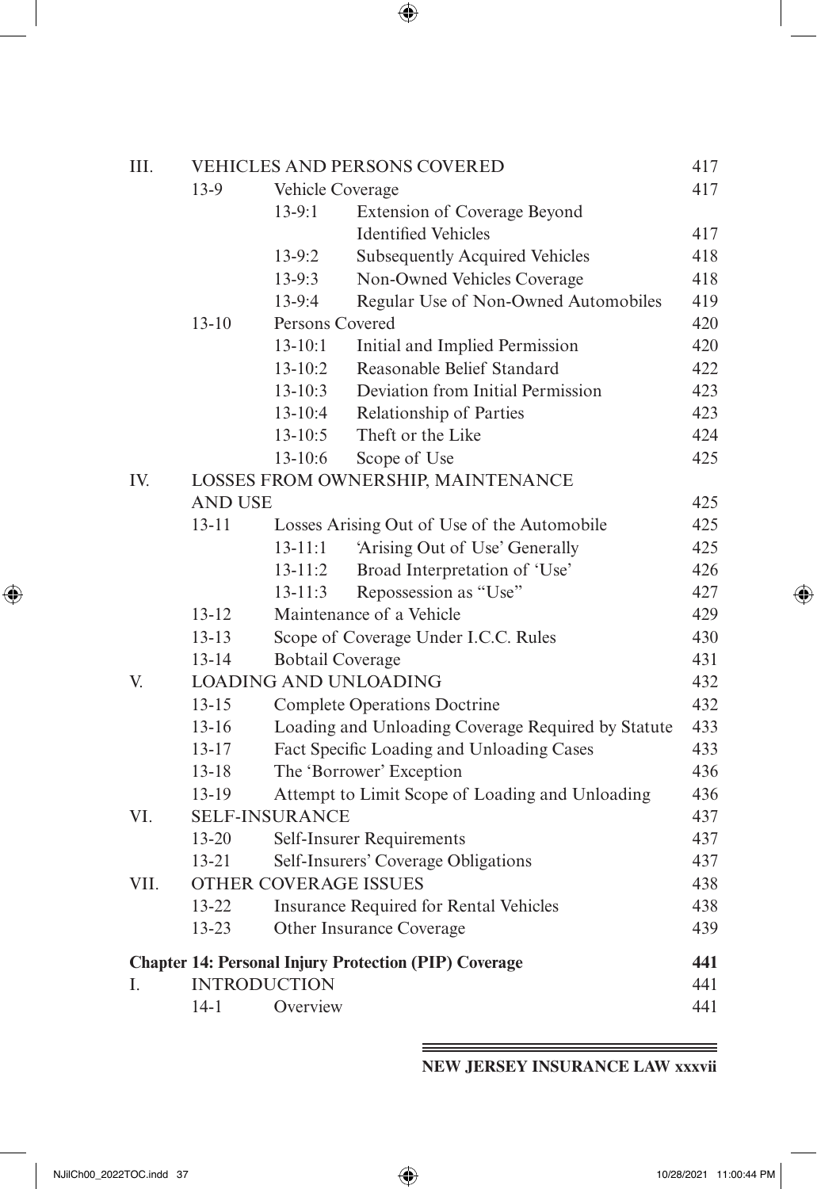| | | | | |
|---|---|---|---|---|
| III. | VEHICLES AND PERSONS COVERED | | | 417 |
| | 13-9 | Vehicle Coverage | | 417 |
| | | 13-9:1 | Extension of Coverage Beyond Identified Vehicles | 417 |
| | | 13-9:2 | Subsequently Acquired Vehicles | 418 |
| | | 13-9:3 | Non-Owned Vehicles Coverage | 418 |
| | | 13-9:4 | Regular Use of Non-Owned Automobiles | 419 |
| | 13-10 | Persons Covered | | 420 |
| | | 13-10:1 | Initial and Implied Permission | 420 |
| | | 13-10:2 | Reasonable Belief Standard | 422 |
| | | 13-10:3 | Deviation from Initial Permission | 423 |
| | | 13-10:4 | Relationship of Parties | 423 |
| | | 13-10:5 | Theft or the Like | 424 |
| | | 13-10:6 | Scope of Use | 425 |
| IV. | LOSSES FROM OWNERSHIP, MAINTENANCE AND USE | | | 425 |
| | 13-11 | Losses Arising Out of Use of the Automobile | | 425 |
| | | 13-11:1 | 'Arising Out of Use' Generally | 425 |
| | | 13-11:2 | Broad Interpretation of 'Use' | 426 |
| | | 13-11:3 | Repossession as "Use" | 427 |
| | 13-12 | Maintenance of a Vehicle | | 429 |
| | 13-13 | Scope of Coverage Under I.C.C. Rules | | 430 |
| | 13-14 | Bobtail Coverage | | 431 |
| V. | LOADING AND UNLOADING | | | 432 |
| | 13-15 | Complete Operations Doctrine | | 432 |
| | 13-16 | Loading and Unloading Coverage Required by Statute | | 433 |
| | 13-17 | Fact Specific Loading and Unloading Cases | | 433 |
| | 13-18 | The 'Borrower' Exception | | 436 |
| | 13-19 | Attempt to Limit Scope of Loading and Unloading | | 436 |
| VI. | SELF-INSURANCE | | | 437 |
| | 13-20 | Self-Insurer Requirements | | 437 |
| | 13-21 | Self-Insurers' Coverage Obligations | | 437 |
| VII. | OTHER COVERAGE ISSUES | | | 438 |
| | 13-22 | Insurance Required for Rental Vehicles | | 438 |
| | 13-23 | Other Insurance Coverage | | 439 |

**Chapter 14: Personal Injury Protection (PIP) Coverage** **441**

| | | | |
|---|---|---|---|
| I. | INTRODUCTION | | 441 |
| | 14-1 | Overview | 441 |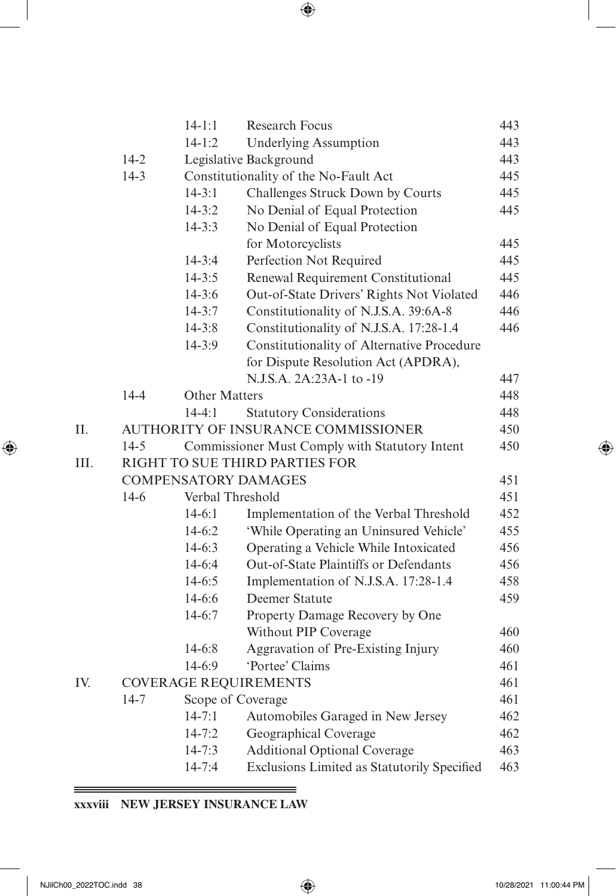| | | | | |
|---|---|---|---|---|
| | | 14-1:1 | Research Focus | 443 |
| | | 14-1:2 | Underlying Assumption | 443 |
| | 14-2 | Legislative Background | | 443 |
| | 14-3 | Constitutionality of the No-Fault Act | | 445 |
| | | 14-3:1 | Challenges Struck Down by Courts | 445 |
| | | 14-3:2 | No Denial of Equal Protection | 445 |
| | | 14-3:3 | No Denial of Equal Protection for Motorcyclists | 445 |
| | | 14-3:4 | Perfection Not Required | 445 |
| | | 14-3:5 | Renewal Requirement Constitutional | 445 |
| | | 14-3:6 | Out-of-State Drivers' Rights Not Violated | 446 |
| | | 14-3:7 | Constitutionality of N.J.S.A. 39:6A-8 | 446 |
| | | 14-3:8 | Constitutionality of N.J.S.A. 17:28-1.4 | 446 |
| | | 14-3:9 | Constitutionality of Alternative Procedure for Dispute Resolution Act (APDRA), N.J.S.A. 2A:23A-1 to -19 | 447 |
| | 14-4 | Other Matters | | 448 |
| | | 14-4:1 | Statutory Considerations | 448 |
| II. | AUTHORITY OF INSURANCE COMMISSIONER | | | 450 |
| | 14-5 | Commissioner Must Comply with Statutory Intent | | 450 |
| III. | RIGHT TO SUE THIRD PARTIES FOR COMPENSATORY DAMAGES | | | 451 |
| | 14-6 | Verbal Threshold | | 451 |
| | | 14-6:1 | Implementation of the Verbal Threshold | 452 |
| | | 14-6:2 | 'While Operating an Uninsured Vehicle' | 455 |
| | | 14-6:3 | Operating a Vehicle While Intoxicated | 456 |
| | | 14-6:4 | Out-of-State Plaintiffs or Defendants | 456 |
| | | 14-6:5 | Implementation of N.J.S.A. 17:28-1.4 | 458 |
| | | 14-6:6 | Deemer Statute | 459 |
| | | 14-6:7 | Property Damage Recovery by One Without PIP Coverage | 460 |
| | | 14-6:8 | Aggravation of Pre-Existing Injury | 460 |
| | | 14-6:9 | 'Portee' Claims | 461 |
| IV. | COVERAGE REQUIREMENTS | | | 461 |
| | 14-7 | Scope of Coverage | | 461 |
| | | 14-7:1 | Automobiles Garaged in New Jersey | 462 |
| | | 14-7:2 | Geographical Coverage | 462 |
| | | 14-7:3 | Additional Optional Coverage | 463 |
| | | 14-7:4 | Exclusions Limited as Statutorily Specified | 463 |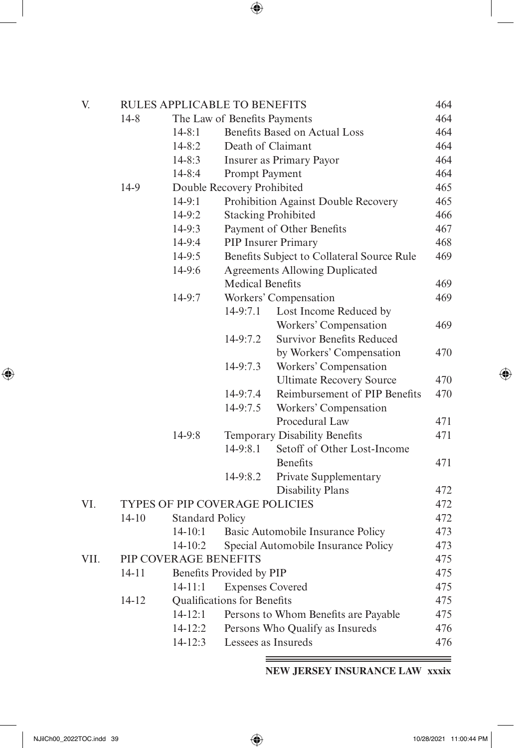| | | | | | |
|---|---|---|---|---|---|
| V. | RULES APPLICABLE TO BENEFITS | | | | 464 |
| | 14-8 | The Law of Benefits Payments | | | 464 |
| | | 14-8:1 | Benefits Based on Actual Loss | | 464 |
| | | 14-8:2 | Death of Claimant | | 464 |
| | | 14-8:3 | Insurer as Primary Payor | | 464 |
| | | 14-8:4 | Prompt Payment | | 464 |
| | 14-9 | Double Recovery Prohibited | | | 465 |
| | | 14-9:1 | Prohibition Against Double Recovery | | 465 |
| | | 14-9:2 | Stacking Prohibited | | 466 |
| | | 14-9:3 | Payment of Other Benefits | | 467 |
| | | 14-9:4 | PIP Insurer Primary | | 468 |
| | | 14-9:5 | Benefits Subject to Collateral Source Rule | | 469 |
| | | 14-9:6 | Agreements Allowing Duplicated Medical Benefits | | 469 |
| | | 14-9:7 | Workers' Compensation | | 469 |
| | | | 14-9:7.1 | Lost Income Reduced by Workers' Compensation | 469 |
| | | | 14-9:7.2 | Survivor Benefits Reduced by Workers' Compensation | 470 |
| | | | 14-9:7.3 | Workers' Compensation Ultimate Recovery Source | 470 |
| | | | 14-9:7.4 | Reimbursement of PIP Benefits | 470 |
| | | | 14-9:7.5 | Workers' Compensation Procedural Law | 471 |
| | | 14-9:8 | Temporary Disability Benefits | | 471 |
| | | | 14-9:8.1 | Setoff of Other Lost-Income Benefits | 471 |
| | | | 14-9:8.2 | Private Supplementary Disability Plans | 472 |
| VI. | TYPES OF PIP COVERAGE POLICIES | | | | 472 |
| | 14-10 | Standard Policy | | | 472 |
| | | 14-10:1 | Basic Automobile Insurance Policy | | 473 |
| | | 14-10:2 | Special Automobile Insurance Policy | | 473 |
| VII. | PIP COVERAGE BENEFITS | | | | 475 |
| | 14-11 | Benefits Provided by PIP | | | 475 |
| | | 14-11:1 | Expenses Covered | | 475 |
| | 14-12 | Qualifications for Benefits | | | 475 |
| | | 14-12:1 | Persons to Whom Benefits are Payable | | 475 |
| | | 14-12:2 | Persons Who Qualify as Insureds | | 476 |
| | | 14-12:3 | Lessees as Insureds | | 476 |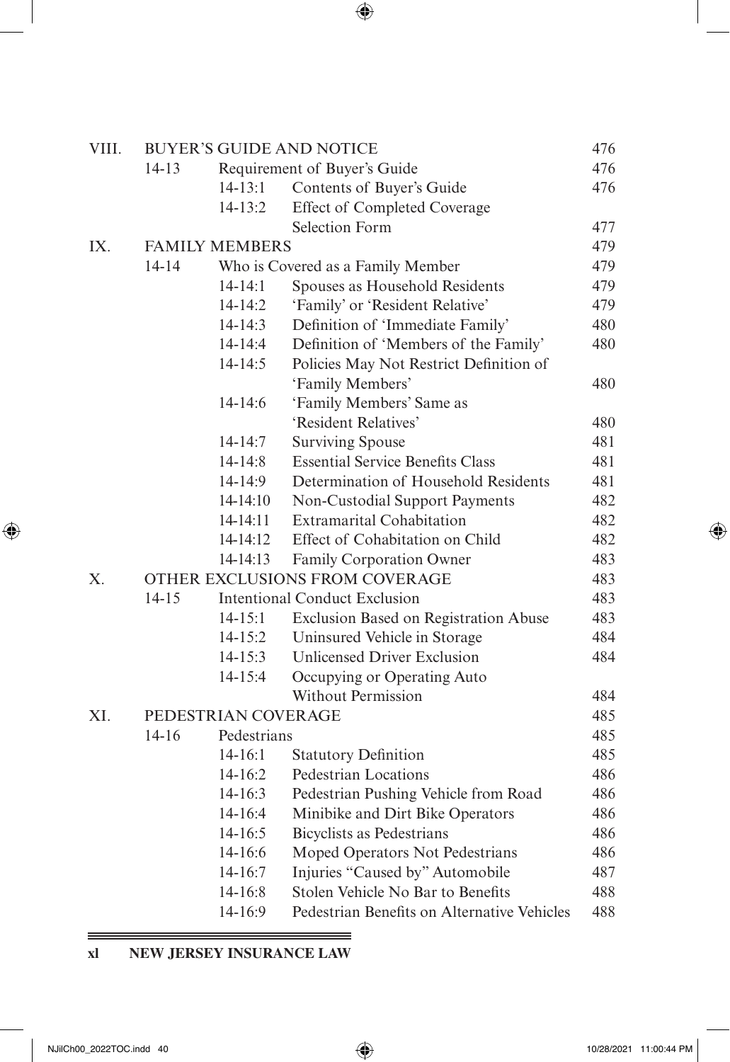| | | | | |
|---|---|---|---|---|
| VIII. | BUYER'S GUIDE AND NOTICE | | | 476 |
| | 14-13 | Requirement of Buyer's Guide | | 476 |
| | | 14-13:1 | Contents of Buyer's Guide | 476 |
| | | 14-13:2 | Effect of Completed Coverage Selection Form | 477 |
| IX. | FAMILY MEMBERS | | | 479 |
| | 14-14 | Who is Covered as a Family Member | | 479 |
| | | 14-14:1 | Spouses as Household Residents | 479 |
| | | 14-14:2 | 'Family' or 'Resident Relative' | 479 |
| | | 14-14:3 | Definition of 'Immediate Family' | 480 |
| | | 14-14:4 | Definition of 'Members of the Family' | 480 |
| | | 14-14:5 | Policies May Not Restrict Definition of 'Family Members' | 480 |
| | | 14-14:6 | 'Family Members' Same as 'Resident Relatives' | 480 |
| | | 14-14:7 | Surviving Spouse | 481 |
| | | 14-14:8 | Essential Service Benefits Class | 481 |
| | | 14-14:9 | Determination of Household Residents | 481 |
| | | 14-14:10 | Non-Custodial Support Payments | 482 |
| | | 14-14:11 | Extramarital Cohabitation | 482 |
| | | 14-14:12 | Effect of Cohabitation on Child | 482 |
| | | 14-14:13 | Family Corporation Owner | 483 |
| X. | OTHER EXCLUSIONS FROM COVERAGE | | | 483 |
| | 14-15 | Intentional Conduct Exclusion | | 483 |
| | | 14-15:1 | Exclusion Based on Registration Abuse | 483 |
| | | 14-15:2 | Uninsured Vehicle in Storage | 484 |
| | | 14-15:3 | Unlicensed Driver Exclusion | 484 |
| | | 14-15:4 | Occupying or Operating Auto Without Permission | 484 |
| XI. | PEDESTRIAN COVERAGE | | | 485 |
| | 14-16 | Pedestrians | | 485 |
| | | 14-16:1 | Statutory Definition | 485 |
| | | 14-16:2 | Pedestrian Locations | 486 |
| | | 14-16:3 | Pedestrian Pushing Vehicle from Road | 486 |
| | | 14-16:4 | Minibike and Dirt Bike Operators | 486 |
| | | 14-16:5 | Bicyclists as Pedestrians | 486 |
| | | 14-16:6 | Moped Operators Not Pedestrians | 486 |
| | | 14-16:7 | Injuries "Caused by" Automobile | 487 |
| | | 14-16:8 | Stolen Vehicle No Bar to Benefits | 488 |
| | | 14-16:9 | Pedestrian Benefits on Alternative Vehicles | 488 |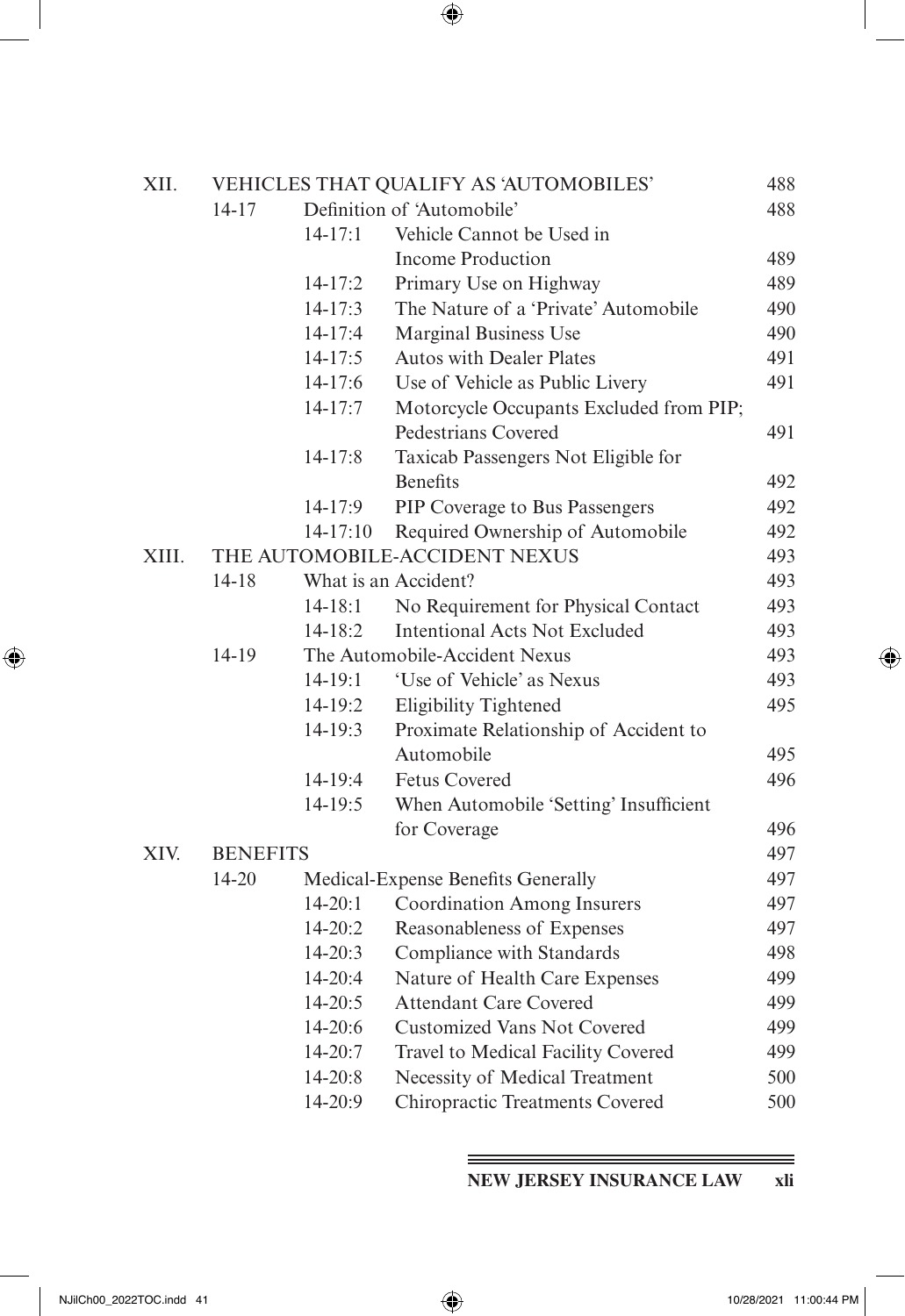| | | | | |
|---|---|---|---|---|
| XII. | VEHICLES THAT QUALIFY AS 'AUTOMOBILES' | | | 488 |
| | 14-17 | Definition of 'Automobile' | | 488 |
| | | 14-17:1 | Vehicle Cannot be Used in Income Production | 489 |
| | | 14-17:2 | Primary Use on Highway | 489 |
| | | 14-17:3 | The Nature of a 'Private' Automobile | 490 |
| | | 14-17:4 | Marginal Business Use | 490 |
| | | 14-17:5 | Autos with Dealer Plates | 491 |
| | | 14-17:6 | Use of Vehicle as Public Livery | 491 |
| | | 14-17:7 | Motorcycle Occupants Excluded from PIP; Pedestrians Covered | 491 |
| | | 14-17:8 | Taxicab Passengers Not Eligible for Benefits | 492 |
| | | 14-17:9 | PIP Coverage to Bus Passengers | 492 |
| | | 14-17:10 | Required Ownership of Automobile | 492 |
| XIII. | THE AUTOMOBILE-ACCIDENT NEXUS | | | 493 |
| | 14-18 | What is an Accident? | | 493 |
| | | 14-18:1 | No Requirement for Physical Contact | 493 |
| | | 14-18:2 | Intentional Acts Not Excluded | 493 |
| | 14-19 | The Automobile-Accident Nexus | | 493 |
| | | 14-19:1 | 'Use of Vehicle' as Nexus | 493 |
| | | 14-19:2 | Eligibility Tightened | 495 |
| | | 14-19:3 | Proximate Relationship of Accident to Automobile | 495 |
| | | 14-19:4 | Fetus Covered | 496 |
| | | 14-19:5 | When Automobile 'Setting' Insufficient for Coverage | 496 |
| XIV. | BENEFITS | | | 497 |
| | 14-20 | Medical-Expense Benefits Generally | | 497 |
| | | 14-20:1 | Coordination Among Insurers | 497 |
| | | 14-20:2 | Reasonableness of Expenses | 497 |
| | | 14-20:3 | Compliance with Standards | 498 |
| | | 14-20:4 | Nature of Health Care Expenses | 499 |
| | | 14-20:5 | Attendant Care Covered | 499 |
| | | 14-20:6 | Customized Vans Not Covered | 499 |
| | | 14-20:7 | Travel to Medical Facility Covered | 499 |
| | | 14-20:8 | Necessity of Medical Treatment | 500 |
| | | 14-20:9 | Chiropractic Treatments Covered | 500 |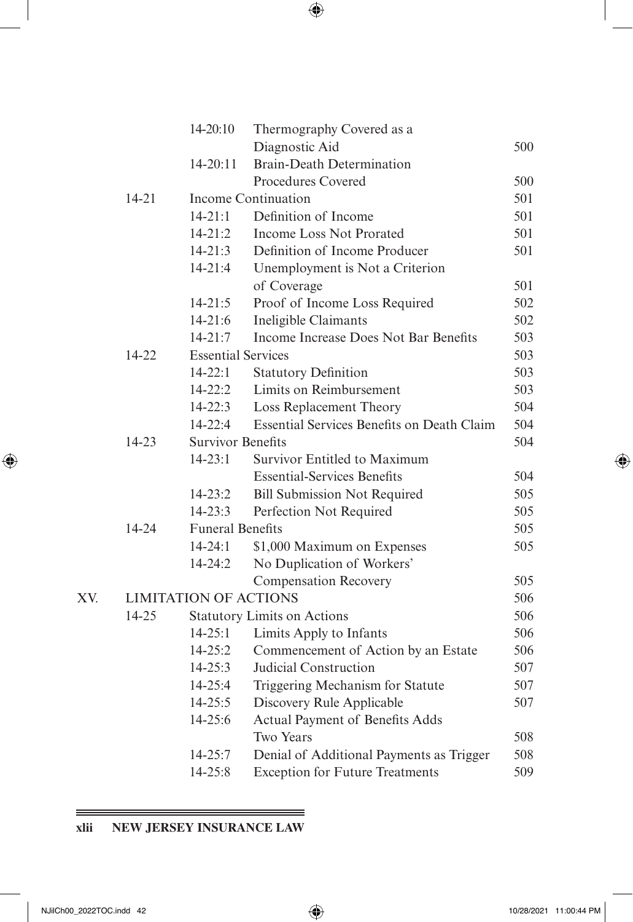| | | | |
|---|---|---|---|
| | 14-20:10 | Thermography Covered as a Diagnostic Aid | 500 |
| | 14-20:11 | Brain-Death Determination Procedures Covered | 500 |
| 14-21 | Income Continuation | | 501 |
| | 14-21:1 | Definition of Income | 501 |
| | 14-21:2 | Income Loss Not Prorated | 501 |
| | 14-21:3 | Definition of Income Producer | 501 |
| | 14-21:4 | Unemployment is Not a Criterion of Coverage | 501 |
| | 14-21:5 | Proof of Income Loss Required | 502 |
| | 14-21:6 | Ineligible Claimants | 502 |
| | 14-21:7 | Income Increase Does Not Bar Benefits | 503 |
| 14-22 | Essential Services | | 503 |
| | 14-22:1 | Statutory Definition | 503 |
| | 14-22:2 | Limits on Reimbursement | 503 |
| | 14-22:3 | Loss Replacement Theory | 504 |
| | 14-22:4 | Essential Services Benefits on Death Claim | 504 |
| 14-23 | Survivor Benefits | | 504 |
| | 14-23:1 | Survivor Entitled to Maximum Essential-Services Benefits | 504 |
| | 14-23:2 | Bill Submission Not Required | 505 |
| | 14-23:3 | Perfection Not Required | 505 |
| 14-24 | Funeral Benefits | | 505 |
| | 14-24:1 | $1,000 Maximum on Expenses | 505 |
| | 14-24:2 | No Duplication of Workers' Compensation Recovery | 505 |

XV. LIMITATION OF ACTIONS — 506

| | | | |
|---|---|---|---|
| 14-25 | Statutory Limits on Actions | | 506 |
| | 14-25:1 | Limits Apply to Infants | 506 |
| | 14-25:2 | Commencement of Action by an Estate | 506 |
| | 14-25:3 | Judicial Construction | 507 |
| | 14-25:4 | Triggering Mechanism for Statute | 507 |
| | 14-25:5 | Discovery Rule Applicable | 507 |
| | 14-25:6 | Actual Payment of Benefits Adds Two Years | 508 |
| | 14-25:7 | Denial of Additional Payments as Trigger | 508 |
| | 14-25:8 | Exception for Future Treatments | 509 |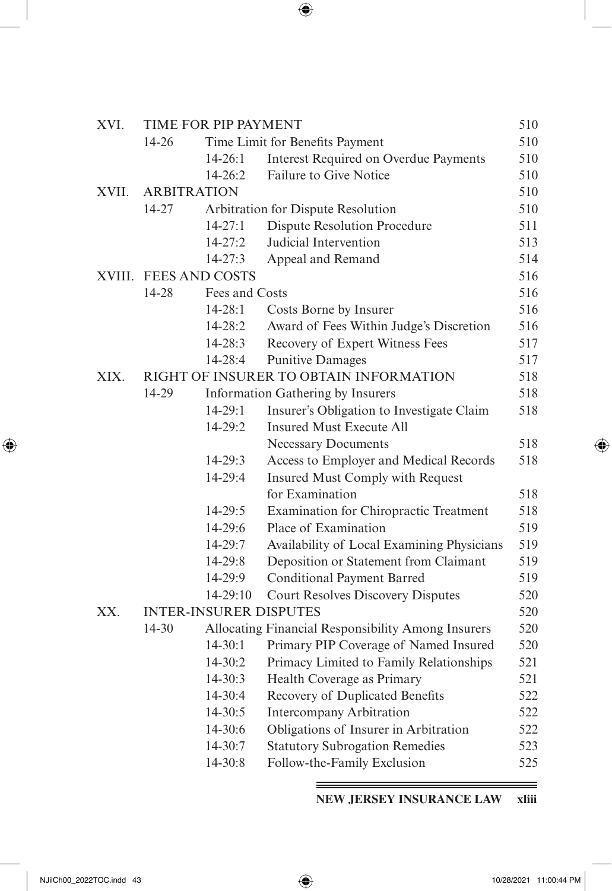| | | | | |
|---|---|---|---|---|
| XVI. | TIME FOR PIP PAYMENT | | | 510 |
| | 14-26 | Time Limit for Benefits Payment | | 510 |
| | | 14-26:1 | Interest Required on Overdue Payments | 510 |
| | | 14-26:2 | Failure to Give Notice | 510 |
| XVII. | ARBITRATION | | | 510 |
| | 14-27 | Arbitration for Dispute Resolution | | 510 |
| | | 14-27:1 | Dispute Resolution Procedure | 511 |
| | | 14-27:2 | Judicial Intervention | 513 |
| | | 14-27:3 | Appeal and Remand | 514 |
| XVIII. | FEES AND COSTS | | | 516 |
| | 14-28 | Fees and Costs | | 516 |
| | | 14-28:1 | Costs Borne by Insurer | 516 |
| | | 14-28:2 | Award of Fees Within Judge's Discretion | 516 |
| | | 14-28:3 | Recovery of Expert Witness Fees | 517 |
| | | 14-28:4 | Punitive Damages | 517 |
| XIX. | RIGHT OF INSURER TO OBTAIN INFORMATION | | | 518 |
| | 14-29 | Information Gathering by Insurers | | 518 |
| | | 14-29:1 | Insurer's Obligation to Investigate Claim | 518 |
| | | 14-29:2 | Insured Must Execute All Necessary Documents | 518 |
| | | 14-29:3 | Access to Employer and Medical Records | 518 |
| | | 14-29:4 | Insured Must Comply with Request for Examination | 518 |
| | | 14-29:5 | Examination for Chiropractic Treatment | 518 |
| | | 14-29:6 | Place of Examination | 519 |
| | | 14-29:7 | Availability of Local Examining Physicians | 519 |
| | | 14-29:8 | Deposition or Statement from Claimant | 519 |
| | | 14-29:9 | Conditional Payment Barred | 519 |
| | | 14-29:10 | Court Resolves Discovery Disputes | 520 |
| XX. | INTER-INSURER DISPUTES | | | 520 |
| | 14-30 | Allocating Financial Responsibility Among Insurers | | 520 |
| | | 14-30:1 | Primary PIP Coverage of Named Insured | 520 |
| | | 14-30:2 | Primacy Limited to Family Relationships | 521 |
| | | 14-30:3 | Health Coverage as Primary | 521 |
| | | 14-30:4 | Recovery of Duplicated Benefits | 522 |
| | | 14-30:5 | Intercompany Arbitration | 522 |
| | | 14-30:6 | Obligations of Insurer in Arbitration | 522 |
| | | 14-30:7 | Statutory Subrogation Remedies | 523 |
| | | 14-30:8 | Follow-the-Family Exclusion | 525 |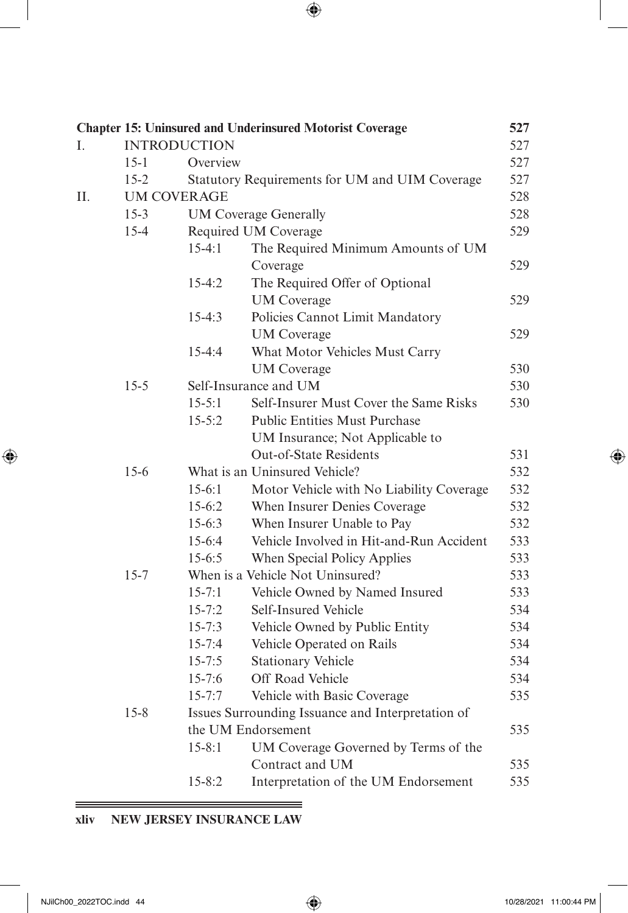| **Chapter 15: Uninsured and Underinsured Motorist Coverage** | | | | **527** |
|---|---|---|---|---|
| I. | INTRODUCTION | | | 527 |
| | 15-1 | Overview | | 527 |
| | 15-2 | Statutory Requirements for UM and UIM Coverage | | 527 |
| II. | UM COVERAGE | | | 528 |
| | 15-3 | UM Coverage Generally | | 528 |
| | 15-4 | Required UM Coverage | | 529 |
| | | 15-4:1 | The Required Minimum Amounts of UM Coverage | 529 |
| | | 15-4:2 | The Required Offer of Optional UM Coverage | 529 |
| | | 15-4:3 | Policies Cannot Limit Mandatory UM Coverage | 529 |
| | | 15-4:4 | What Motor Vehicles Must Carry UM Coverage | 530 |
| | 15-5 | Self-Insurance and UM | | 530 |
| | | 15-5:1 | Self-Insurer Must Cover the Same Risks | 530 |
| | | 15-5:2 | Public Entities Must Purchase UM Insurance; Not Applicable to Out-of-State Residents | 531 |
| | 15-6 | What is an Uninsured Vehicle? | | 532 |
| | | 15-6:1 | Motor Vehicle with No Liability Coverage | 532 |
| | | 15-6:2 | When Insurer Denies Coverage | 532 |
| | | 15-6:3 | When Insurer Unable to Pay | 532 |
| | | 15-6:4 | Vehicle Involved in Hit-and-Run Accident | 533 |
| | | 15-6:5 | When Special Policy Applies | 533 |
| | 15-7 | When is a Vehicle Not Uninsured? | | 533 |
| | | 15-7:1 | Vehicle Owned by Named Insured | 533 |
| | | 15-7:2 | Self-Insured Vehicle | 534 |
| | | 15-7:3 | Vehicle Owned by Public Entity | 534 |
| | | 15-7:4 | Vehicle Operated on Rails | 534 |
| | | 15-7:5 | Stationary Vehicle | 534 |
| | | 15-7:6 | Off Road Vehicle | 534 |
| | | 15-7:7 | Vehicle with Basic Coverage | 535 |
| | 15-8 | Issues Surrounding Issuance and Interpretation of the UM Endorsement | | 535 |
| | | 15-8:1 | UM Coverage Governed by Terms of the Contract and UM | 535 |
| | | 15-8:2 | Interpretation of the UM Endorsement | 535 |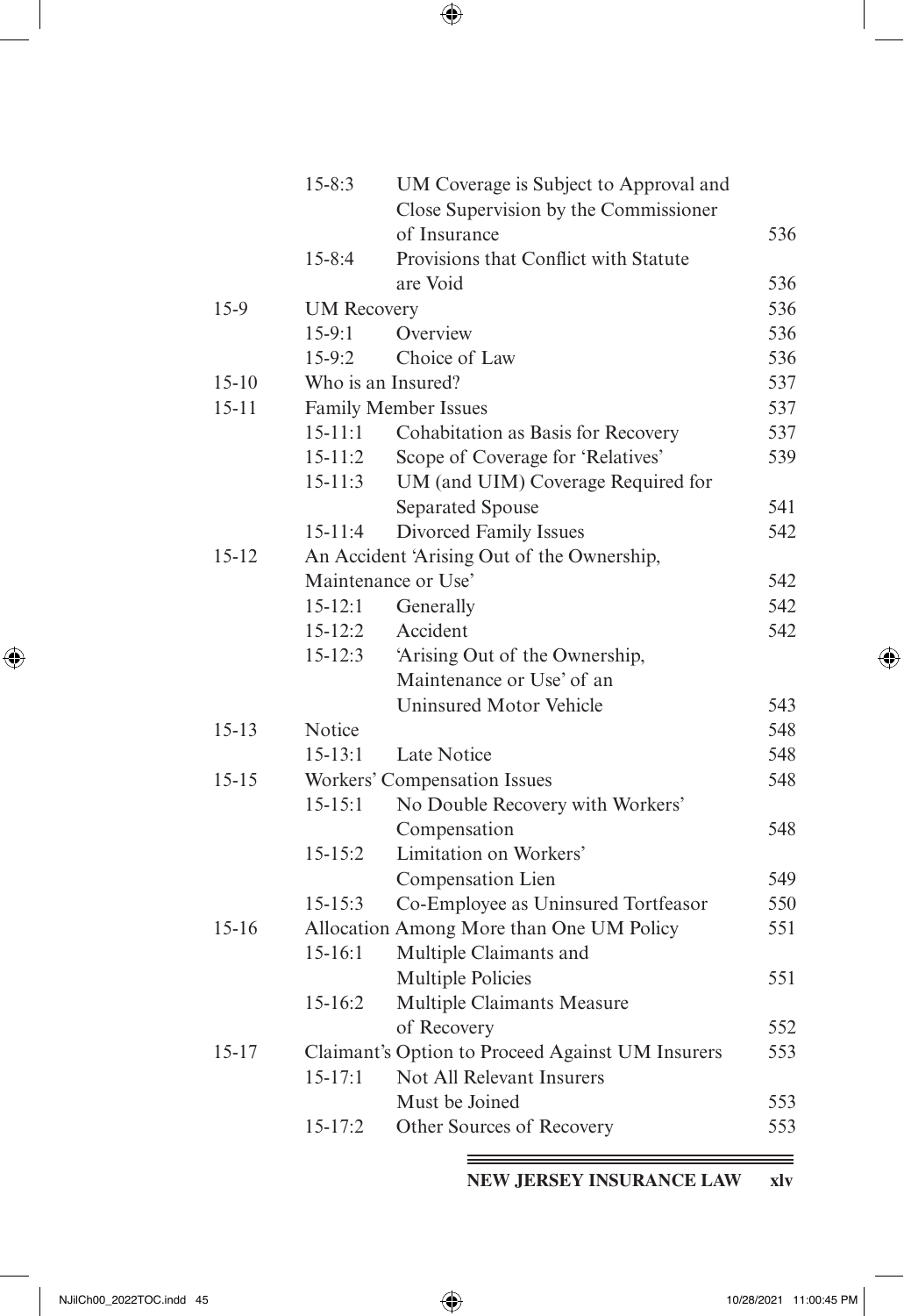| | | | |
|---|---|---|---|
| | 15-8:3 | UM Coverage is Subject to Approval and Close Supervision by the Commissioner of Insurance | 536 |
| | 15-8:4 | Provisions that Conflict with Statute are Void | 536 |
| 15-9 | UM Recovery | | 536 |
| | 15-9:1 | Overview | 536 |
| | 15-9:2 | Choice of Law | 536 |
| 15-10 | Who is an Insured? | | 537 |
| 15-11 | Family Member Issues | | 537 |
| | 15-11:1 | Cohabitation as Basis for Recovery | 537 |
| | 15-11:2 | Scope of Coverage for 'Relatives' | 539 |
| | 15-11:3 | UM (and UIM) Coverage Required for Separated Spouse | 541 |
| | 15-11:4 | Divorced Family Issues | 542 |
| 15-12 | An Accident 'Arising Out of the Ownership, Maintenance or Use' | | 542 |
| | 15-12:1 | Generally | 542 |
| | 15-12:2 | Accident | 542 |
| | 15-12:3 | 'Arising Out of the Ownership, Maintenance or Use' of an Uninsured Motor Vehicle | 543 |
| 15-13 | Notice | | 548 |
| | 15-13:1 | Late Notice | 548 |
| 15-15 | Workers' Compensation Issues | | 548 |
| | 15-15:1 | No Double Recovery with Workers' Compensation | 548 |
| | 15-15:2 | Limitation on Workers' Compensation Lien | 549 |
| | 15-15:3 | Co-Employee as Uninsured Tortfeasor | 550 |
| 15-16 | Allocation Among More than One UM Policy | | 551 |
| | 15-16:1 | Multiple Claimants and Multiple Policies | 551 |
| | 15-16:2 | Multiple Claimants Measure of Recovery | 552 |
| 15-17 | Claimant's Option to Proceed Against UM Insurers | | 553 |
| | 15-17:1 | Not All Relevant Insurers Must be Joined | 553 |
| | 15-17:2 | Other Sources of Recovery | 553 |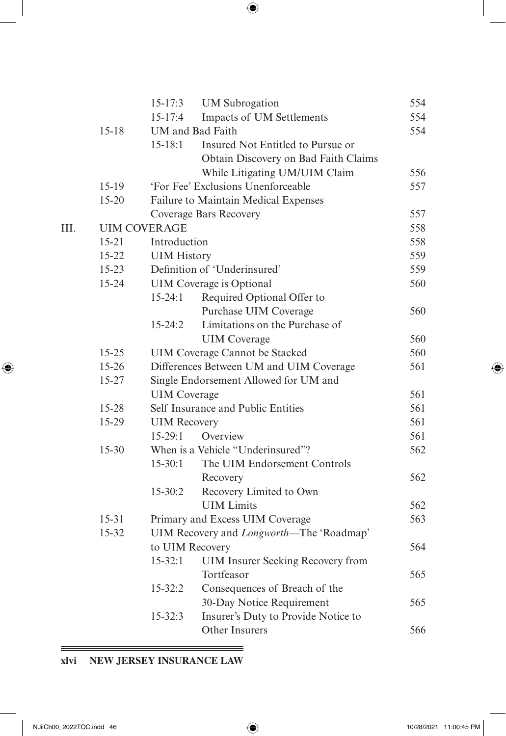| | | | | |
|---|---|---|---|---|
| | | 15-17:3 | UM Subrogation | 554 |
| | | 15-17:4 | Impacts of UM Settlements | 554 |
| | 15-18 | UM and Bad Faith | | 554 |
| | | 15-18:1 | Insured Not Entitled to Pursue or Obtain Discovery on Bad Faith Claims While Litigating UM/UIM Claim | 556 |
| | 15-19 | 'For Fee' Exclusions Unenforceable | | 557 |
| | 15-20 | Failure to Maintain Medical Expenses Coverage Bars Recovery | | 557 |
| III. | UIM COVERAGE | | | 558 |
| | 15-21 | Introduction | | 558 |
| | 15-22 | UIM History | | 559 |
| | 15-23 | Definition of 'Underinsured' | | 559 |
| | 15-24 | UIM Coverage is Optional | | 560 |
| | | 15-24:1 | Required Optional Offer to Purchase UIM Coverage | 560 |
| | | 15-24:2 | Limitations on the Purchase of UIM Coverage | 560 |
| | 15-25 | UIM Coverage Cannot be Stacked | | 560 |
| | 15-26 | Differences Between UM and UIM Coverage | | 561 |
| | 15-27 | Single Endorsement Allowed for UM and UIM Coverage | | 561 |
| | 15-28 | Self Insurance and Public Entities | | 561 |
| | 15-29 | UIM Recovery | | 561 |
| | | 15-29:1 | Overview | 561 |
| | 15-30 | When is a Vehicle "Underinsured"? | | 562 |
| | | 15-30:1 | The UIM Endorsement Controls Recovery | 562 |
| | | 15-30:2 | Recovery Limited to Own UIM Limits | 562 |
| | 15-31 | Primary and Excess UIM Coverage | | 563 |
| | 15-32 | UIM Recovery and *Longworth*—The 'Roadmap' to UIM Recovery | | 564 |
| | | 15-32:1 | UIM Insurer Seeking Recovery from Tortfeasor | 565 |
| | | 15-32:2 | Consequences of Breach of the 30-Day Notice Requirement | 565 |
| | | 15-32:3 | Insurer's Duty to Provide Notice to Other Insurers | 566 |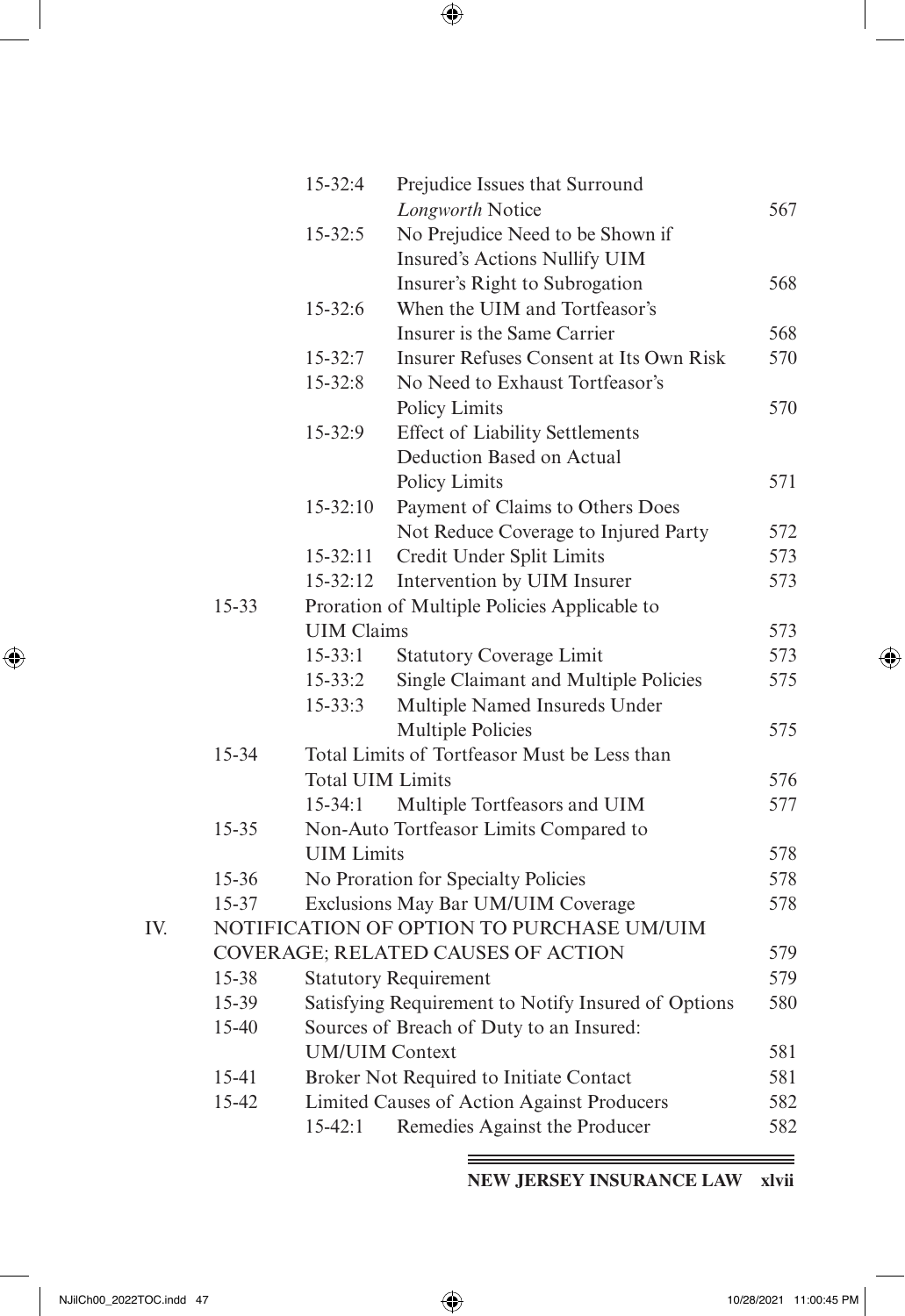| | | | |
|---|---|---|---|
| | 15-32:4 | Prejudice Issues that Surround *Longworth* Notice | 567 |
| | 15-32:5 | No Prejudice Need to be Shown if Insured's Actions Nullify UIM Insurer's Right to Subrogation | 568 |
| | 15-32:6 | When the UIM and Tortfeasor's Insurer is the Same Carrier | 568 |
| | 15-32:7 | Insurer Refuses Consent at Its Own Risk | 570 |
| | 15-32:8 | No Need to Exhaust Tortfeasor's Policy Limits | 570 |
| | 15-32:9 | Effect of Liability Settlements Deduction Based on Actual Policy Limits | 571 |
| | 15-32:10 | Payment of Claims to Others Does Not Reduce Coverage to Injured Party | 572 |
| | 15-32:11 | Credit Under Split Limits | 573 |
| | 15-32:12 | Intervention by UIM Insurer | 573 |
| 15-33 | Proration of Multiple Policies Applicable to UIM Claims | | 573 |
| | 15-33:1 | Statutory Coverage Limit | 573 |
| | 15-33:2 | Single Claimant and Multiple Policies | 575 |
| | 15-33:3 | Multiple Named Insureds Under Multiple Policies | 575 |
| 15-34 | Total Limits of Tortfeasor Must be Less than Total UIM Limits | | 576 |
| | 15-34:1 | Multiple Tortfeasors and UIM | 577 |
| 15-35 | Non-Auto Tortfeasor Limits Compared to UIM Limits | | 578 |
| 15-36 | No Proration for Specialty Policies | | 578 |
| 15-37 | Exclusions May Bar UM/UIM Coverage | | 578 |
| IV. | NOTIFICATION OF OPTION TO PURCHASE UM/UIM COVERAGE; RELATED CAUSES OF ACTION | | 579 |
| 15-38 | Statutory Requirement | | 579 |
| 15-39 | Satisfying Requirement to Notify Insured of Options | | 580 |
| 15-40 | Sources of Breach of Duty to an Insured: UM/UIM Context | | 581 |
| 15-41 | Broker Not Required to Initiate Contact | | 581 |
| 15-42 | Limited Causes of Action Against Producers | | 582 |
| | 15-42:1 | Remedies Against the Producer | 582 |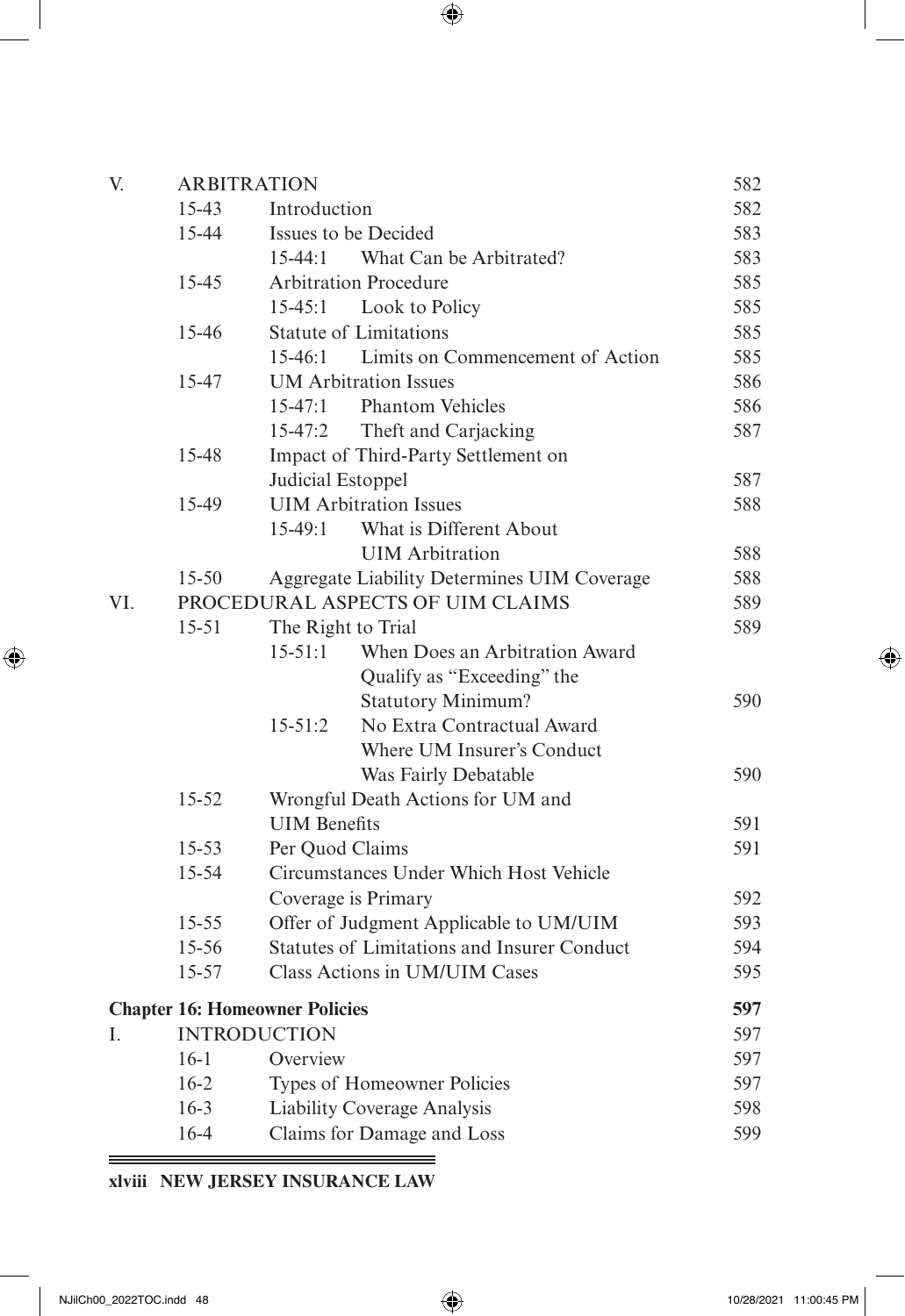| | | | |
|---|---|---|---|
| V. | ARBITRATION | | 582 |
| | 15-43 | Introduction | 582 |
| | 15-44 | Issues to be Decided | 583 |
| | | 15-44:1 What Can be Arbitrated? | 583 |
| | 15-45 | Arbitration Procedure | 585 |
| | | 15-45:1 Look to Policy | 585 |
| | 15-46 | Statute of Limitations | 585 |
| | | 15-46:1 Limits on Commencement of Action | 585 |
| | 15-47 | UM Arbitration Issues | 586 |
| | | 15-47:1 Phantom Vehicles | 586 |
| | | 15-47:2 Theft and Carjacking | 587 |
| | 15-48 | Impact of Third-Party Settlement on Judicial Estoppel | 587 |
| | 15-49 | UIM Arbitration Issues | 588 |
| | | 15-49:1 What is Different About UIM Arbitration | 588 |
| | 15-50 | Aggregate Liability Determines UIM Coverage | 588 |
| VI. | PROCEDURAL ASPECTS OF UIM CLAIMS | | 589 |
| | 15-51 | The Right to Trial | 589 |
| | | 15-51:1 When Does an Arbitration Award Qualify as "Exceeding" the Statutory Minimum? | 590 |
| | | 15-51:2 No Extra Contractual Award Where UM Insurer's Conduct Was Fairly Debatable | 590 |
| | 15-52 | Wrongful Death Actions for UM and UIM Benefits | 591 |
| | 15-53 | Per Quod Claims | 591 |
| | 15-54 | Circumstances Under Which Host Vehicle Coverage is Primary | 592 |
| | 15-55 | Offer of Judgment Applicable to UM/UIM | 593 |
| | 15-56 | Statutes of Limitations and Insurer Conduct | 594 |
| | 15-57 | Class Actions in UM/UIM Cases | 595 |

**Chapter 16: Homeowner Policies** **597**

| | | | |
|---|---|---|---|
| I. | INTRODUCTION | | 597 |
| | 16-1 | Overview | 597 |
| | 16-2 | Types of Homeowner Policies | 597 |
| | 16-3 | Liability Coverage Analysis | 598 |
| | 16-4 | Claims for Damage and Loss | 599 |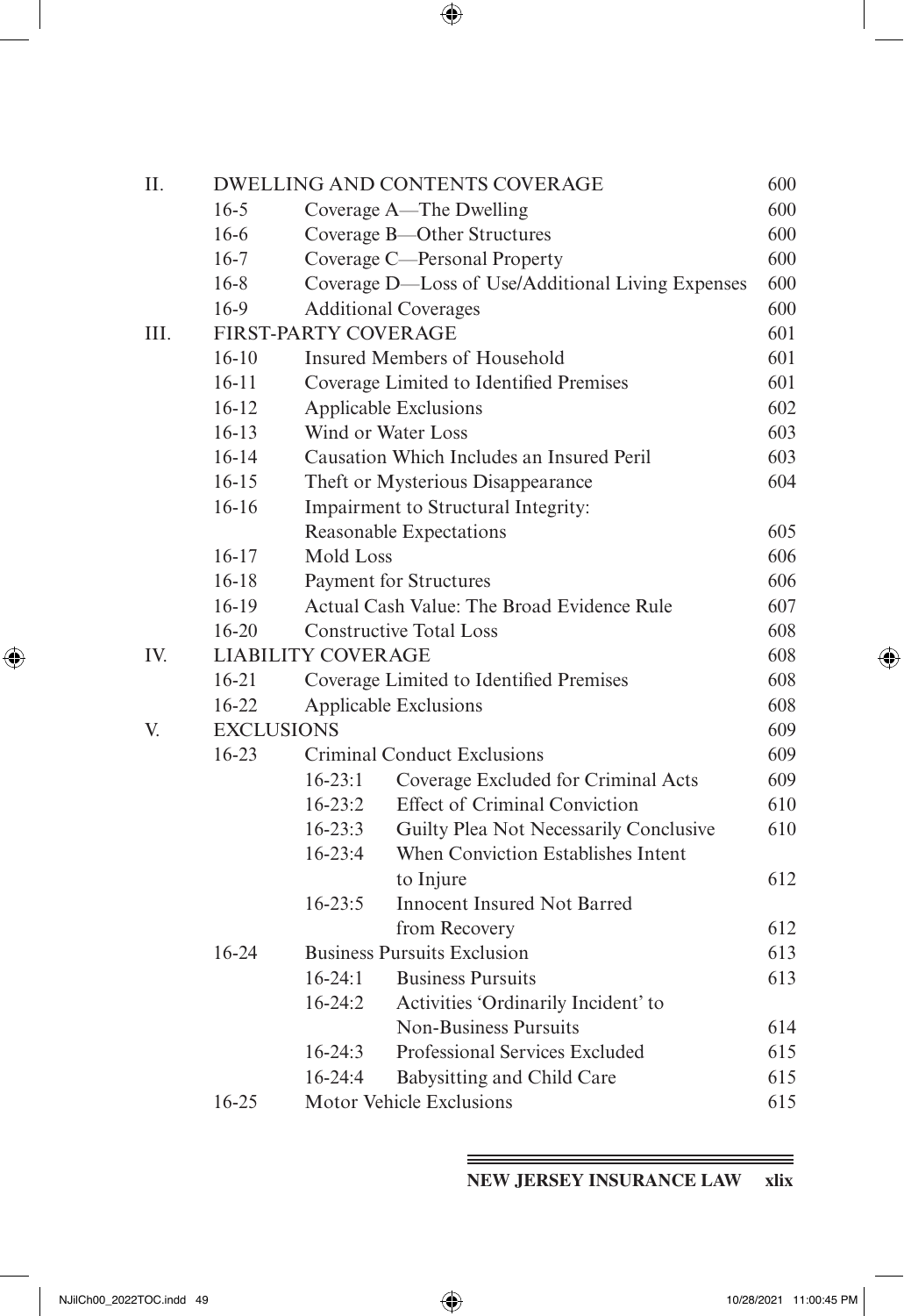| | | | |
|---|---|---|---|
| II. | DWELLING AND CONTENTS COVERAGE | | 600 |
| | 16-5 | Coverage A—The Dwelling | 600 |
| | 16-6 | Coverage B—Other Structures | 600 |
| | 16-7 | Coverage C—Personal Property | 600 |
| | 16-8 | Coverage D—Loss of Use/Additional Living Expenses | 600 |
| | 16-9 | Additional Coverages | 600 |
| III. | FIRST-PARTY COVERAGE | | 601 |
| | 16-10 | Insured Members of Household | 601 |
| | 16-11 | Coverage Limited to Identified Premises | 601 |
| | 16-12 | Applicable Exclusions | 602 |
| | 16-13 | Wind or Water Loss | 603 |
| | 16-14 | Causation Which Includes an Insured Peril | 603 |
| | 16-15 | Theft or Mysterious Disappearance | 604 |
| | 16-16 | Impairment to Structural Integrity: Reasonable Expectations | 605 |
| | 16-17 | Mold Loss | 606 |
| | 16-18 | Payment for Structures | 606 |
| | 16-19 | Actual Cash Value: The Broad Evidence Rule | 607 |
| | 16-20 | Constructive Total Loss | 608 |
| IV. | LIABILITY COVERAGE | | 608 |
| | 16-21 | Coverage Limited to Identified Premises | 608 |
| | 16-22 | Applicable Exclusions | 608 |
| V. | EXCLUSIONS | | 609 |
| | 16-23 | Criminal Conduct Exclusions | 609 |
| | | 16-23:1 Coverage Excluded for Criminal Acts | 609 |
| | | 16-23:2 Effect of Criminal Conviction | 610 |
| | | 16-23:3 Guilty Plea Not Necessarily Conclusive | 610 |
| | | 16-23:4 When Conviction Establishes Intent to Injure | 612 |
| | | 16-23:5 Innocent Insured Not Barred from Recovery | 612 |
| | 16-24 | Business Pursuits Exclusion | 613 |
| | | 16-24:1 Business Pursuits | 613 |
| | | 16-24:2 Activities 'Ordinarily Incident' to Non-Business Pursuits | 614 |
| | | 16-24:3 Professional Services Excluded | 615 |
| | | 16-24:4 Babysitting and Child Care | 615 |
| | 16-25 | Motor Vehicle Exclusions | 615 |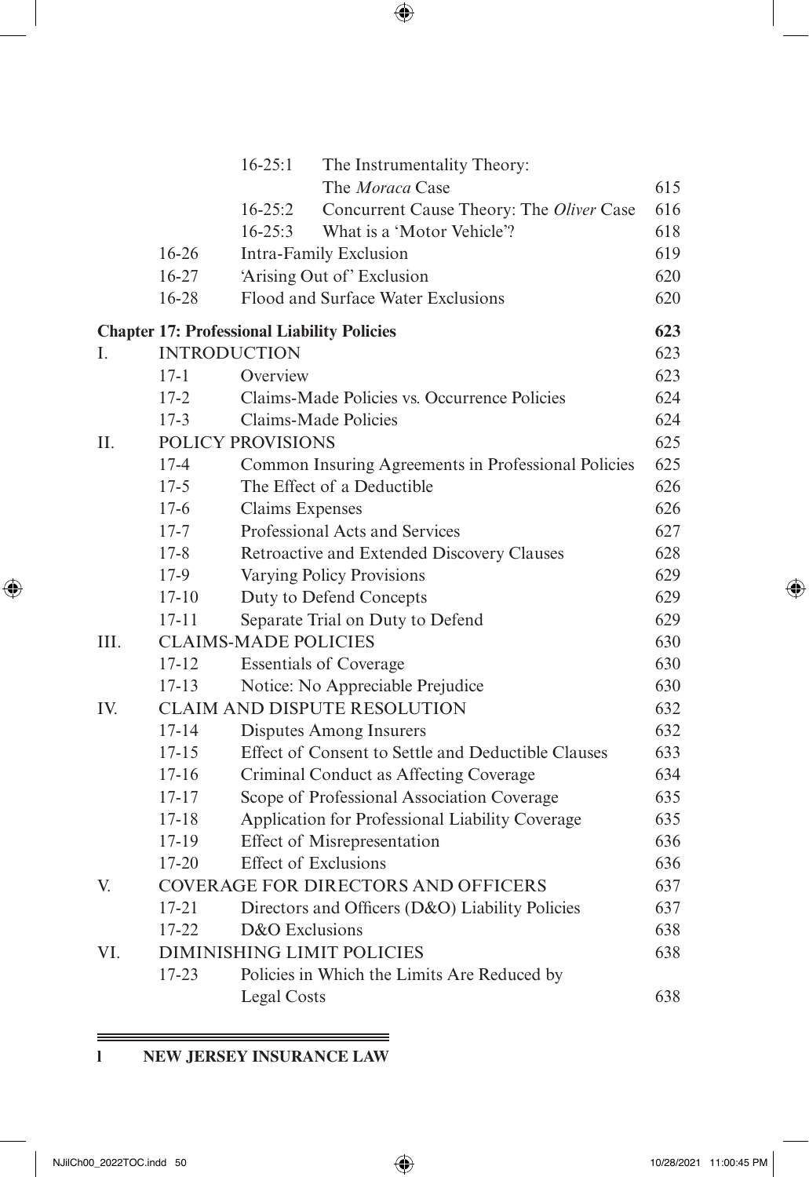| | | | |
|---|---|---|---|
| | 16-25:1 | The Instrumentality Theory: The *Moraca* Case | 615 |
| | 16-25:2 | Concurrent Cause Theory: The *Oliver* Case | 616 |
| | 16-25:3 | What is a 'Motor Vehicle'? | 618 |
| 16-26 | | Intra-Family Exclusion | 619 |
| 16-27 | | 'Arising Out of' Exclusion | 620 |
| 16-28 | | Flood and Surface Water Exclusions | 620 |

**Chapter 17: Professional Liability Policies** **623**

| | | | |
|---|---|---|---|
| I. | INTRODUCTION | | 623 |
| | 17-1 | Overview | 623 |
| | 17-2 | Claims-Made Policies vs. Occurrence Policies | 624 |
| | 17-3 | Claims-Made Policies | 624 |
| II. | POLICY PROVISIONS | | 625 |
| | 17-4 | Common Insuring Agreements in Professional Policies | 625 |
| | 17-5 | The Effect of a Deductible | 626 |
| | 17-6 | Claims Expenses | 626 |
| | 17-7 | Professional Acts and Services | 627 |
| | 17-8 | Retroactive and Extended Discovery Clauses | 628 |
| | 17-9 | Varying Policy Provisions | 629 |
| | 17-10 | Duty to Defend Concepts | 629 |
| | 17-11 | Separate Trial on Duty to Defend | 629 |
| III. | CLAIMS-MADE POLICIES | | 630 |
| | 17-12 | Essentials of Coverage | 630 |
| | 17-13 | Notice: No Appreciable Prejudice | 630 |
| IV. | CLAIM AND DISPUTE RESOLUTION | | 632 |
| | 17-14 | Disputes Among Insurers | 632 |
| | 17-15 | Effect of Consent to Settle and Deductible Clauses | 633 |
| | 17-16 | Criminal Conduct as Affecting Coverage | 634 |
| | 17-17 | Scope of Professional Association Coverage | 635 |
| | 17-18 | Application for Professional Liability Coverage | 635 |
| | 17-19 | Effect of Misrepresentation | 636 |
| | 17-20 | Effect of Exclusions | 636 |
| V. | COVERAGE FOR DIRECTORS AND OFFICERS | | 637 |
| | 17-21 | Directors and Officers (D&O) Liability Policies | 637 |
| | 17-22 | D&O Exclusions | 638 |
| VI. | DIMINISHING LIMIT POLICIES | | 638 |
| | 17-23 | Policies in Which the Limits Are Reduced by Legal Costs | 638 |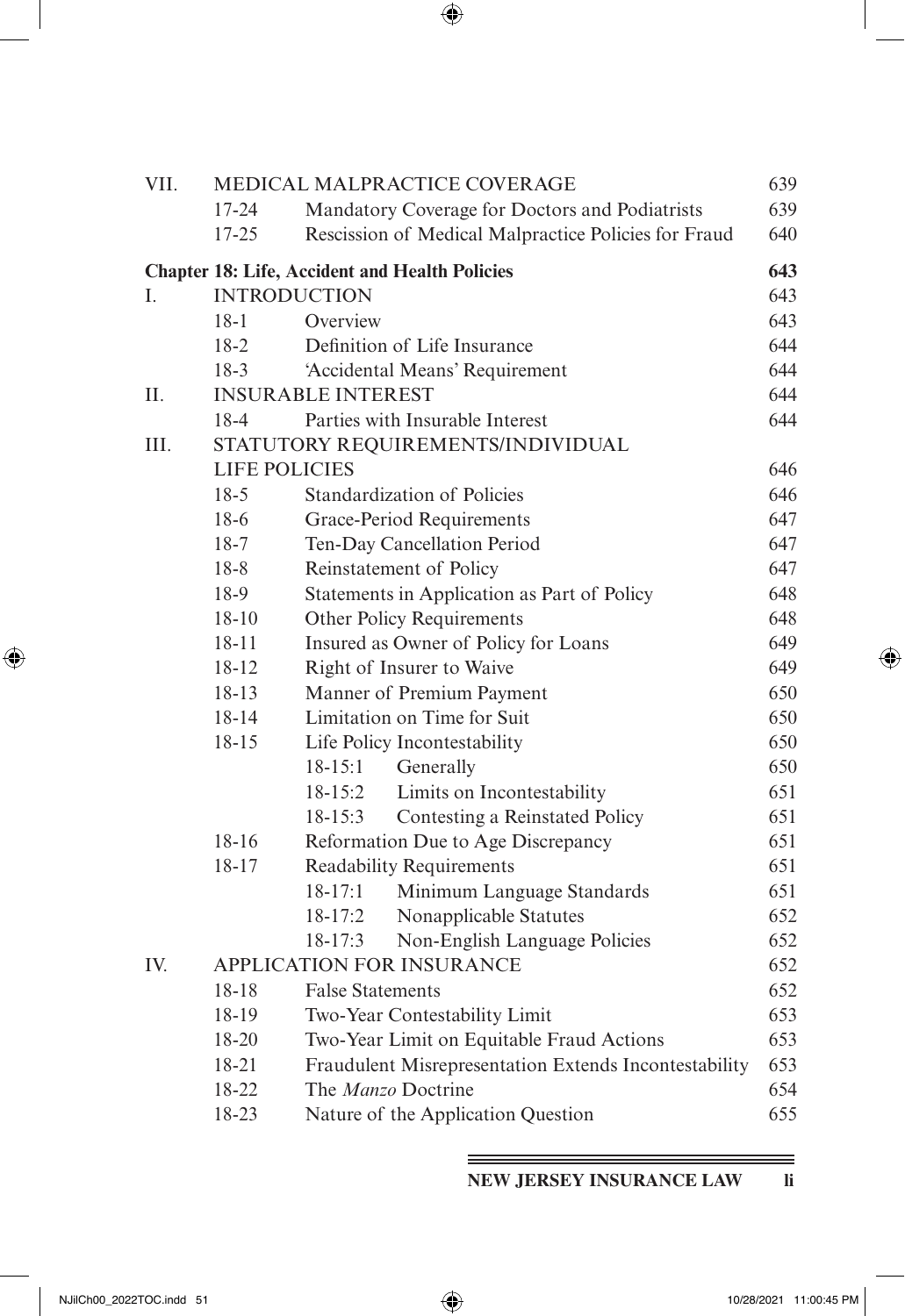| | | | |
|---|---|---|---|
| VII. | MEDICAL MALPRACTICE COVERAGE | | 639 |
| | 17-24 | Mandatory Coverage for Doctors and Podiatrists | 639 |
| | 17-25 | Rescission of Medical Malpractice Policies for Fraud | 640 |
| **Chapter 18: Life, Accident and Health Policies** | | | **643** |
| I. | INTRODUCTION | | 643 |
| | 18-1 | Overview | 643 |
| | 18-2 | Definition of Life Insurance | 644 |
| | 18-3 | 'Accidental Means' Requirement | 644 |
| II. | INSURABLE INTEREST | | 644 |
| | 18-4 | Parties with Insurable Interest | 644 |
| III. | STATUTORY REQUIREMENTS/INDIVIDUAL LIFE POLICIES | | 646 |
| | 18-5 | Standardization of Policies | 646 |
| | 18-6 | Grace-Period Requirements | 647 |
| | 18-7 | Ten-Day Cancellation Period | 647 |
| | 18-8 | Reinstatement of Policy | 647 |
| | 18-9 | Statements in Application as Part of Policy | 648 |
| | 18-10 | Other Policy Requirements | 648 |
| | 18-11 | Insured as Owner of Policy for Loans | 649 |
| | 18-12 | Right of Insurer to Waive | 649 |
| | 18-13 | Manner of Premium Payment | 650 |
| | 18-14 | Limitation on Time for Suit | 650 |
| | 18-15 | Life Policy Incontestability | 650 |
| | | 18-15:1 Generally | 650 |
| | | 18-15:2 Limits on Incontestability | 651 |
| | | 18-15:3 Contesting a Reinstated Policy | 651 |
| | 18-16 | Reformation Due to Age Discrepancy | 651 |
| | 18-17 | Readability Requirements | 651 |
| | | 18-17:1 Minimum Language Standards | 651 |
| | | 18-17:2 Nonapplicable Statutes | 652 |
| | | 18-17:3 Non-English Language Policies | 652 |
| IV. | APPLICATION FOR INSURANCE | | 652 |
| | 18-18 | False Statements | 652 |
| | 18-19 | Two-Year Contestability Limit | 653 |
| | 18-20 | Two-Year Limit on Equitable Fraud Actions | 653 |
| | 18-21 | Fraudulent Misrepresentation Extends Incontestability | 653 |
| | 18-22 | The *Manzo* Doctrine | 654 |
| | 18-23 | Nature of the Application Question | 655 |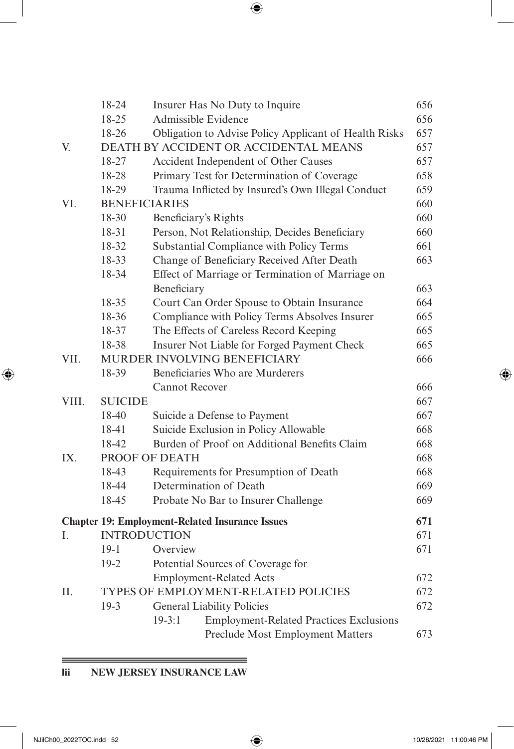| | | | |
|---|---|---|---|
| | 18-24 | Insurer Has No Duty to Inquire | 656 |
| | 18-25 | Admissible Evidence | 656 |
| | 18-26 | Obligation to Advise Policy Applicant of Health Risks | 657 |
| V. | DEATH BY ACCIDENT OR ACCIDENTAL MEANS | | 657 |
| | 18-27 | Accident Independent of Other Causes | 657 |
| | 18-28 | Primary Test for Determination of Coverage | 658 |
| | 18-29 | Trauma Inflicted by Insured's Own Illegal Conduct | 659 |
| VI. | BENEFICIARIES | | 660 |
| | 18-30 | Beneficiary's Rights | 660 |
| | 18-31 | Person, Not Relationship, Decides Beneficiary | 660 |
| | 18-32 | Substantial Compliance with Policy Terms | 661 |
| | 18-33 | Change of Beneficiary Received After Death | 663 |
| | 18-34 | Effect of Marriage or Termination of Marriage on Beneficiary | 663 |
| | 18-35 | Court Can Order Spouse to Obtain Insurance | 664 |
| | 18-36 | Compliance with Policy Terms Absolves Insurer | 665 |
| | 18-37 | The Effects of Careless Record Keeping | 665 |
| | 18-38 | Insurer Not Liable for Forged Payment Check | 665 |
| VII. | MURDER INVOLVING BENEFICIARY | | 666 |
| | 18-39 | Beneficiaries Who are Murderers Cannot Recover | 666 |
| VIII. | SUICIDE | | 667 |
| | 18-40 | Suicide a Defense to Payment | 667 |
| | 18-41 | Suicide Exclusion in Policy Allowable | 668 |
| | 18-42 | Burden of Proof on Additional Benefits Claim | 668 |
| IX. | PROOF OF DEATH | | 668 |
| | 18-43 | Requirements for Presumption of Death | 668 |
| | 18-44 | Determination of Death | 669 |
| | 18-45 | Probate No Bar to Insurer Challenge | 669 |

**Chapter 19: Employment-Related Insurance Issues** **671**

| | | | |
|---|---|---|---|
| I. | INTRODUCTION | | 671 |
| | 19-1 | Overview | 671 |
| | 19-2 | Potential Sources of Coverage for Employment-Related Acts | 672 |
| II. | TYPES OF EMPLOYMENT-RELATED POLICIES | | 672 |
| | 19-3 | General Liability Policies | 672 |
| | | 19-3:1 Employment-Related Practices Exclusions Preclude Most Employment Matters | 673 |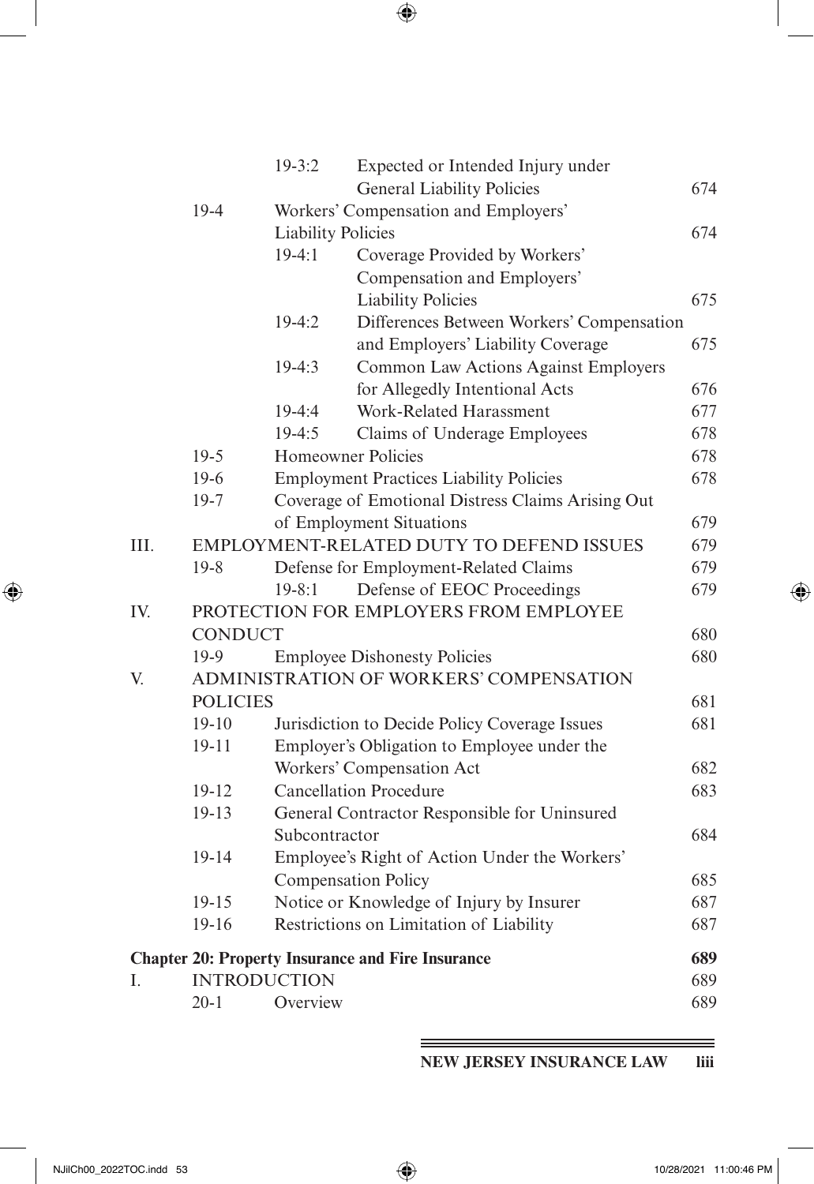| | | | | |
|---|---|---|---|---|
| | | 19-3:2 | Expected or Intended Injury under General Liability Policies | 674 |
| | 19-4 | Workers' Compensation and Employers' Liability Policies | | 674 |
| | | 19-4:1 | Coverage Provided by Workers' Compensation and Employers' Liability Policies | 675 |
| | | 19-4:2 | Differences Between Workers' Compensation and Employers' Liability Coverage | 675 |
| | | 19-4:3 | Common Law Actions Against Employers for Allegedly Intentional Acts | 676 |
| | | 19-4:4 | Work-Related Harassment | 677 |
| | | 19-4:5 | Claims of Underage Employees | 678 |
| | 19-5 | Homeowner Policies | | 678 |
| | 19-6 | Employment Practices Liability Policies | | 678 |
| | 19-7 | Coverage of Emotional Distress Claims Arising Out of Employment Situations | | 679 |
| III. | EMPLOYMENT-RELATED DUTY TO DEFEND ISSUES | | | 679 |
| | 19-8 | Defense for Employment-Related Claims | | 679 |
| | | 19-8:1 | Defense of EEOC Proceedings | 679 |
| IV. | PROTECTION FOR EMPLOYERS FROM EMPLOYEE CONDUCT | | | 680 |
| | 19-9 | Employee Dishonesty Policies | | 680 |
| V. | ADMINISTRATION OF WORKERS' COMPENSATION POLICIES | | | 681 |
| | 19-10 | Jurisdiction to Decide Policy Coverage Issues | | 681 |
| | 19-11 | Employer's Obligation to Employee under the Workers' Compensation Act | | 682 |
| | 19-12 | Cancellation Procedure | | 683 |
| | 19-13 | General Contractor Responsible for Uninsured Subcontractor | | 684 |
| | 19-14 | Employee's Right of Action Under the Workers' Compensation Policy | | 685 |
| | 19-15 | Notice or Knowledge of Injury by Insurer | | 687 |
| | 19-16 | Restrictions on Limitation of Liability | | 687 |

**Chapter 20: Property Insurance and Fire Insurance** **689**

| | | | |
|---|---|---|---|
| I. | INTRODUCTION | | 689 |
| | 20-1 | Overview | 689 |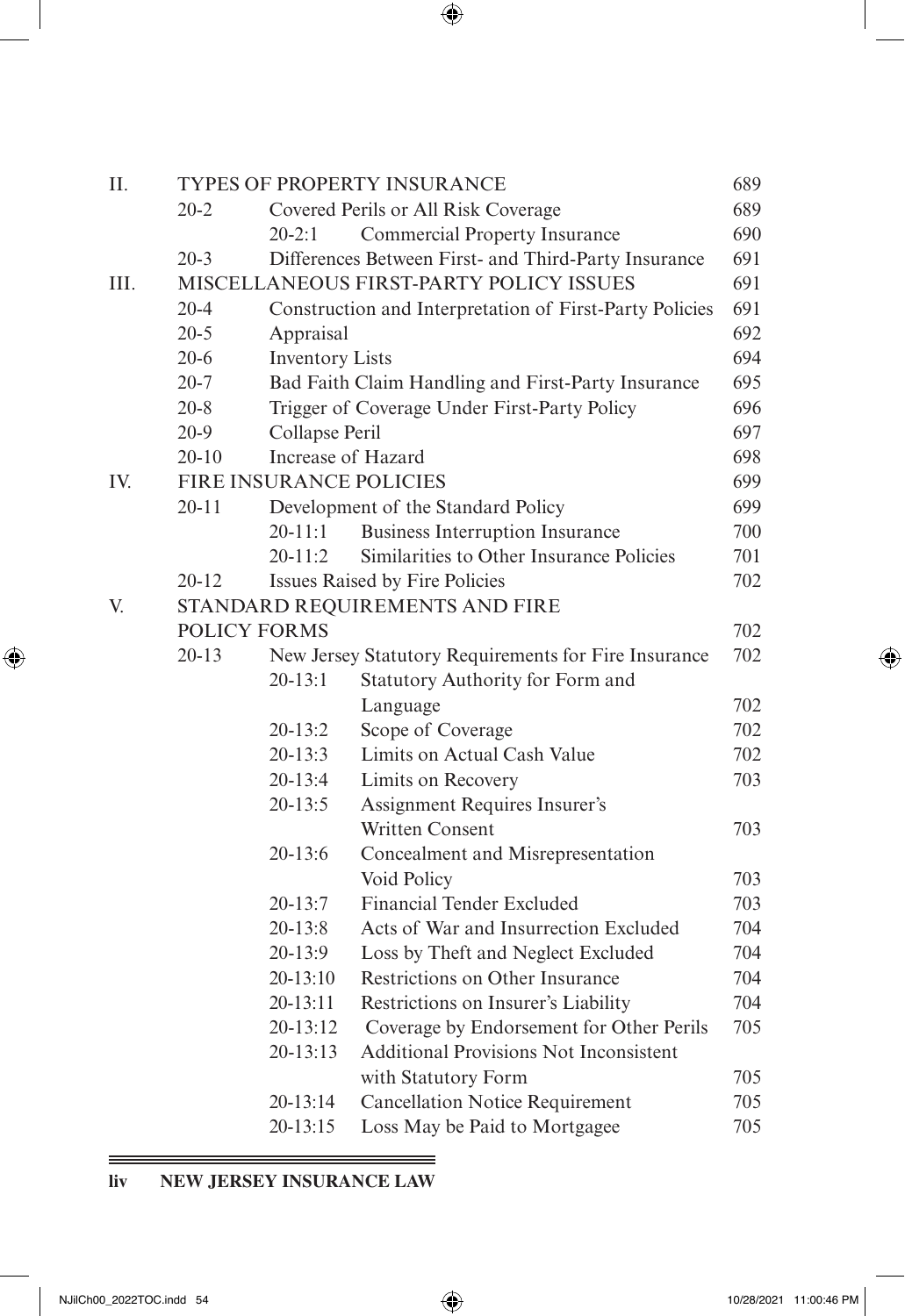| | | | | |
|---|---|---|---|---|
| II. | TYPES OF PROPERTY INSURANCE | | | 689 |
| | 20-2 | Covered Perils or All Risk Coverage | | 689 |
| | | 20-2:1 | Commercial Property Insurance | 690 |
| | 20-3 | Differences Between First- and Third-Party Insurance | | 691 |
| III. | MISCELLANEOUS FIRST-PARTY POLICY ISSUES | | | 691 |
| | 20-4 | Construction and Interpretation of First-Party Policies | | 691 |
| | 20-5 | Appraisal | | 692 |
| | 20-6 | Inventory Lists | | 694 |
| | 20-7 | Bad Faith Claim Handling and First-Party Insurance | | 695 |
| | 20-8 | Trigger of Coverage Under First-Party Policy | | 696 |
| | 20-9 | Collapse Peril | | 697 |
| | 20-10 | Increase of Hazard | | 698 |
| IV. | FIRE INSURANCE POLICIES | | | 699 |
| | 20-11 | Development of the Standard Policy | | 699 |
| | | 20-11:1 | Business Interruption Insurance | 700 |
| | | 20-11:2 | Similarities to Other Insurance Policies | 701 |
| | 20-12 | Issues Raised by Fire Policies | | 702 |
| V. | STANDARD REQUIREMENTS AND FIRE POLICY FORMS | | | 702 |
| | 20-13 | New Jersey Statutory Requirements for Fire Insurance | | 702 |
| | | 20-13:1 | Statutory Authority for Form and Language | 702 |
| | | 20-13:2 | Scope of Coverage | 702 |
| | | 20-13:3 | Limits on Actual Cash Value | 702 |
| | | 20-13:4 | Limits on Recovery | 703 |
| | | 20-13:5 | Assignment Requires Insurer's Written Consent | 703 |
| | | 20-13:6 | Concealment and Misrepresentation Void Policy | 703 |
| | | 20-13:7 | Financial Tender Excluded | 703 |
| | | 20-13:8 | Acts of War and Insurrection Excluded | 704 |
| | | 20-13:9 | Loss by Theft and Neglect Excluded | 704 |
| | | 20-13:10 | Restrictions on Other Insurance | 704 |
| | | 20-13:11 | Restrictions on Insurer's Liability | 704 |
| | | 20-13:12 | Coverage by Endorsement for Other Perils | 705 |
| | | 20-13:13 | Additional Provisions Not Inconsistent with Statutory Form | 705 |
| | | 20-13:14 | Cancellation Notice Requirement | 705 |
| | | 20-13:15 | Loss May be Paid to Mortgagee | 705 |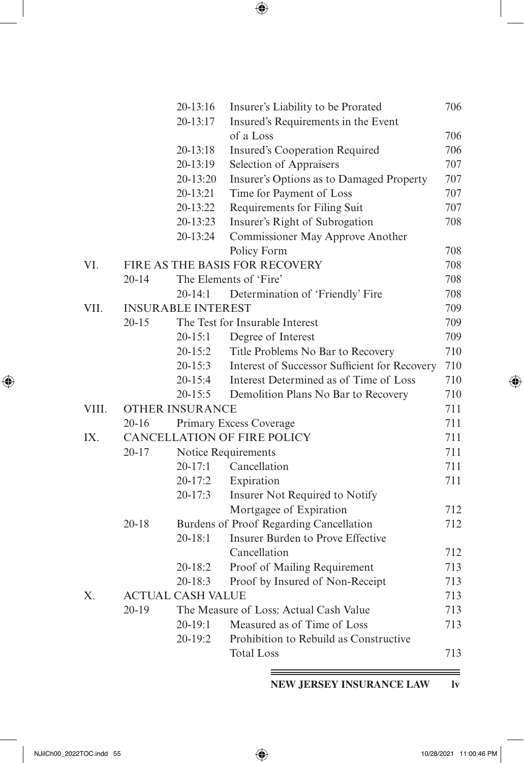| | | | | |
|---|---|---|---|---|
| | | 20-13:16 | Insurer's Liability to be Prorated | 706 |
| | | 20-13:17 | Insured's Requirements in the Event of a Loss | 706 |
| | | 20-13:18 | Insured's Cooperation Required | 706 |
| | | 20-13:19 | Selection of Appraisers | 707 |
| | | 20-13:20 | Insurer's Options as to Damaged Property | 707 |
| | | 20-13:21 | Time for Payment of Loss | 707 |
| | | 20-13:22 | Requirements for Filing Suit | 707 |
| | | 20-13:23 | Insurer's Right of Subrogation | 708 |
| | | 20-13:24 | Commissioner May Approve Another Policy Form | 708 |
| VI. | FIRE AS THE BASIS FOR RECOVERY | | | 708 |
| | 20-14 | The Elements of 'Fire' | | 708 |
| | | 20-14:1 | Determination of 'Friendly' Fire | 708 |
| VII. | INSURABLE INTEREST | | | 709 |
| | 20-15 | The Test for Insurable Interest | | 709 |
| | | 20-15:1 | Degree of Interest | 709 |
| | | 20-15:2 | Title Problems No Bar to Recovery | 710 |
| | | 20-15:3 | Interest of Successor Sufficient for Recovery | 710 |
| | | 20-15:4 | Interest Determined as of Time of Loss | 710 |
| | | 20-15:5 | Demolition Plans No Bar to Recovery | 710 |
| VIII. | OTHER INSURANCE | | | 711 |
| | 20-16 | Primary Excess Coverage | | 711 |
| IX. | CANCELLATION OF FIRE POLICY | | | 711 |
| | 20-17 | Notice Requirements | | 711 |
| | | 20-17:1 | Cancellation | 711 |
| | | 20-17:2 | Expiration | 711 |
| | | 20-17:3 | Insurer Not Required to Notify Mortgagee of Expiration | 712 |
| | 20-18 | Burdens of Proof Regarding Cancellation | | 712 |
| | | 20-18:1 | Insurer Burden to Prove Effective Cancellation | 712 |
| | | 20-18:2 | Proof of Mailing Requirement | 713 |
| | | 20-18:3 | Proof by Insured of Non-Receipt | 713 |
| X. | ACTUAL CASH VALUE | | | 713 |
| | 20-19 | The Measure of Loss: Actual Cash Value | | 713 |
| | | 20-19:1 | Measured as of Time of Loss | 713 |
| | | 20-19:2 | Prohibition to Rebuild as Constructive Total Loss | 713 |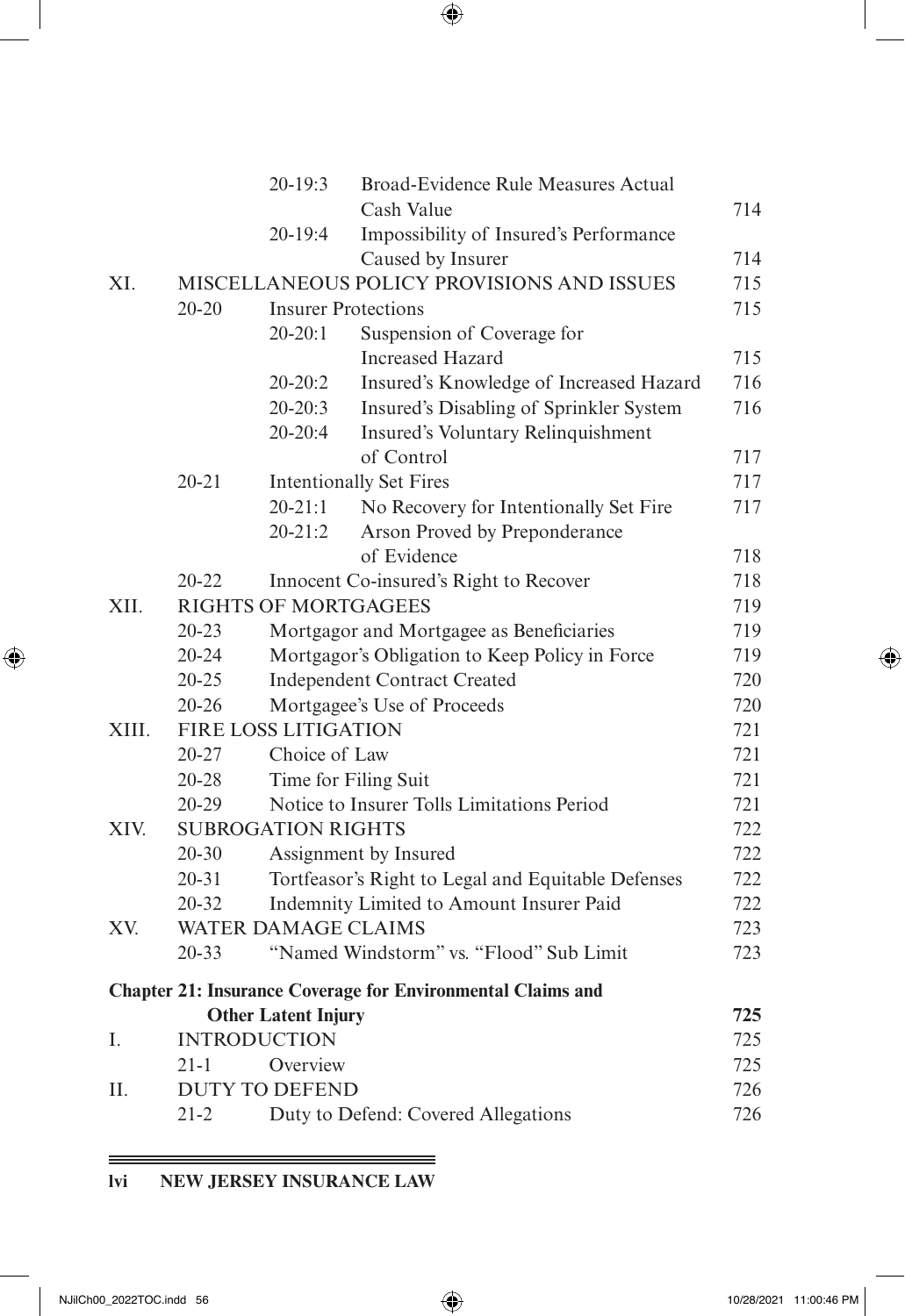| | | | | |
|---|---|---|---|---|
| | | 20-19:3 | Broad-Evidence Rule Measures Actual Cash Value | 714 |
| | | 20-19:4 | Impossibility of Insured's Performance Caused by Insurer | 714 |
| XI. | MISCELLANEOUS POLICY PROVISIONS AND ISSUES | | | 715 |
| | 20-20 | Insurer Protections | | 715 |
| | | 20-20:1 | Suspension of Coverage for Increased Hazard | 715 |
| | | 20-20:2 | Insured's Knowledge of Increased Hazard | 716 |
| | | 20-20:3 | Insured's Disabling of Sprinkler System | 716 |
| | | 20-20:4 | Insured's Voluntary Relinquishment of Control | 717 |
| | 20-21 | Intentionally Set Fires | | 717 |
| | | 20-21:1 | No Recovery for Intentionally Set Fire | 717 |
| | | 20-21:2 | Arson Proved by Preponderance of Evidence | 718 |
| | 20-22 | Innocent Co-insured's Right to Recover | | 718 |
| XII. | RIGHTS OF MORTGAGEES | | | 719 |
| | 20-23 | Mortgagor and Mortgagee as Beneficiaries | | 719 |
| | 20-24 | Mortgagor's Obligation to Keep Policy in Force | | 719 |
| | 20-25 | Independent Contract Created | | 720 |
| | 20-26 | Mortgagee's Use of Proceeds | | 720 |
| XIII. | FIRE LOSS LITIGATION | | | 721 |
| | 20-27 | Choice of Law | | 721 |
| | 20-28 | Time for Filing Suit | | 721 |
| | 20-29 | Notice to Insurer Tolls Limitations Period | | 721 |
| XIV. | SUBROGATION RIGHTS | | | 722 |
| | 20-30 | Assignment by Insured | | 722 |
| | 20-31 | Tortfeasor's Right to Legal and Equitable Defenses | | 722 |
| | 20-32 | Indemnity Limited to Amount Insurer Paid | | 722 |
| XV. | WATER DAMAGE CLAIMS | | | 723 |
| | 20-33 | "Named Windstorm" vs. "Flood" Sub Limit | | 723 |

**Chapter 21: Insurance Coverage for Environmental Claims and Other Latent Injury** **725**

| | | | |
|---|---|---|---|
| I. | INTRODUCTION | | 725 |
| | 21-1 | Overview | 725 |
| II. | DUTY TO DEFEND | | 726 |
| | 21-2 | Duty to Defend: Covered Allegations | 726 |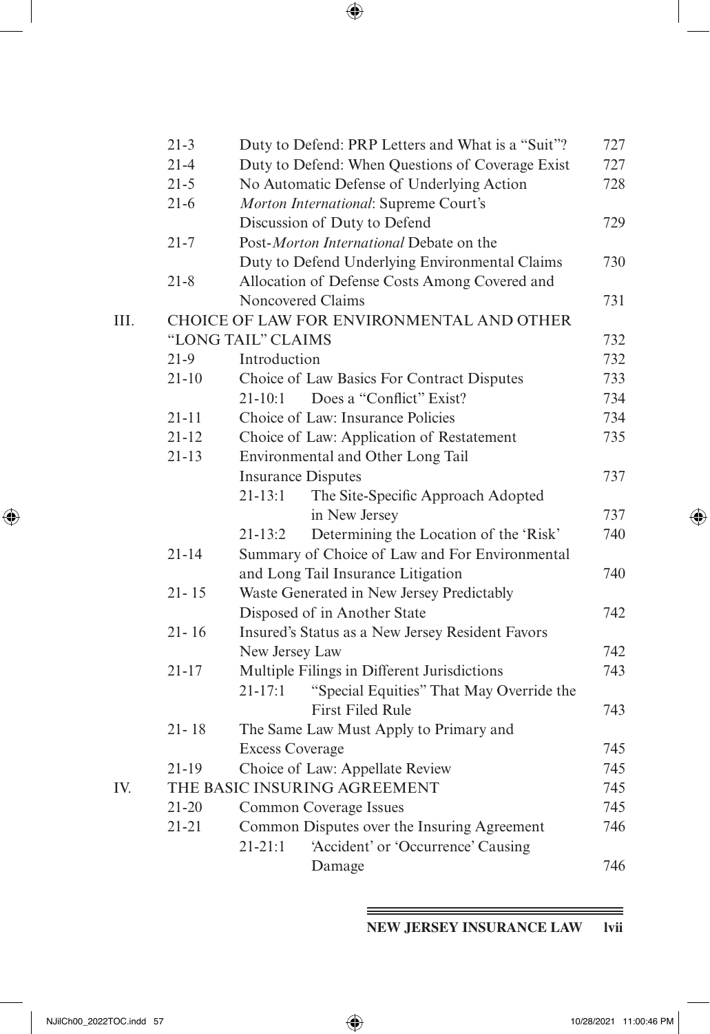| | | | |
|---|---|---|---|
| | 21-3 | Duty to Defend: PRP Letters and What is a "Suit"? | 727 |
| | 21-4 | Duty to Defend: When Questions of Coverage Exist | 727 |
| | 21-5 | No Automatic Defense of Underlying Action | 728 |
| | 21-6 | *Morton International*: Supreme Court's Discussion of Duty to Defend | 729 |
| | 21-7 | Post-*Morton International* Debate on the Duty to Defend Underlying Environmental Claims | 730 |
| | 21-8 | Allocation of Defense Costs Among Covered and Noncovered Claims | 731 |
| III. | | CHOICE OF LAW FOR ENVIRONMENTAL AND OTHER "LONG TAIL" CLAIMS | 732 |
| | 21-9 | Introduction | 732 |
| | 21-10 | Choice of Law Basics For Contract Disputes | 733 |
| | | 21-10:1 Does a "Conflict" Exist? | 734 |
| | 21-11 | Choice of Law: Insurance Policies | 734 |
| | 21-12 | Choice of Law: Application of Restatement | 735 |
| | 21-13 | Environmental and Other Long Tail Insurance Disputes | 737 |
| | | 21-13:1 The Site-Specific Approach Adopted in New Jersey | 737 |
| | | 21-13:2 Determining the Location of the 'Risk' | 740 |
| | 21-14 | Summary of Choice of Law and For Environmental and Long Tail Insurance Litigation | 740 |
| | 21- 15 | Waste Generated in New Jersey Predictably Disposed of in Another State | 742 |
| | 21- 16 | Insured's Status as a New Jersey Resident Favors New Jersey Law | 742 |
| | 21-17 | Multiple Filings in Different Jurisdictions | 743 |
| | | 21-17:1 "Special Equities" That May Override the First Filed Rule | 743 |
| | 21- 18 | The Same Law Must Apply to Primary and Excess Coverage | 745 |
| | 21-19 | Choice of Law: Appellate Review | 745 |
| IV. | | THE BASIC INSURING AGREEMENT | 745 |
| | 21-20 | Common Coverage Issues | 745 |
| | 21-21 | Common Disputes over the Insuring Agreement | 746 |
| | | 21-21:1 'Accident' or 'Occurrence' Causing Damage | 746 |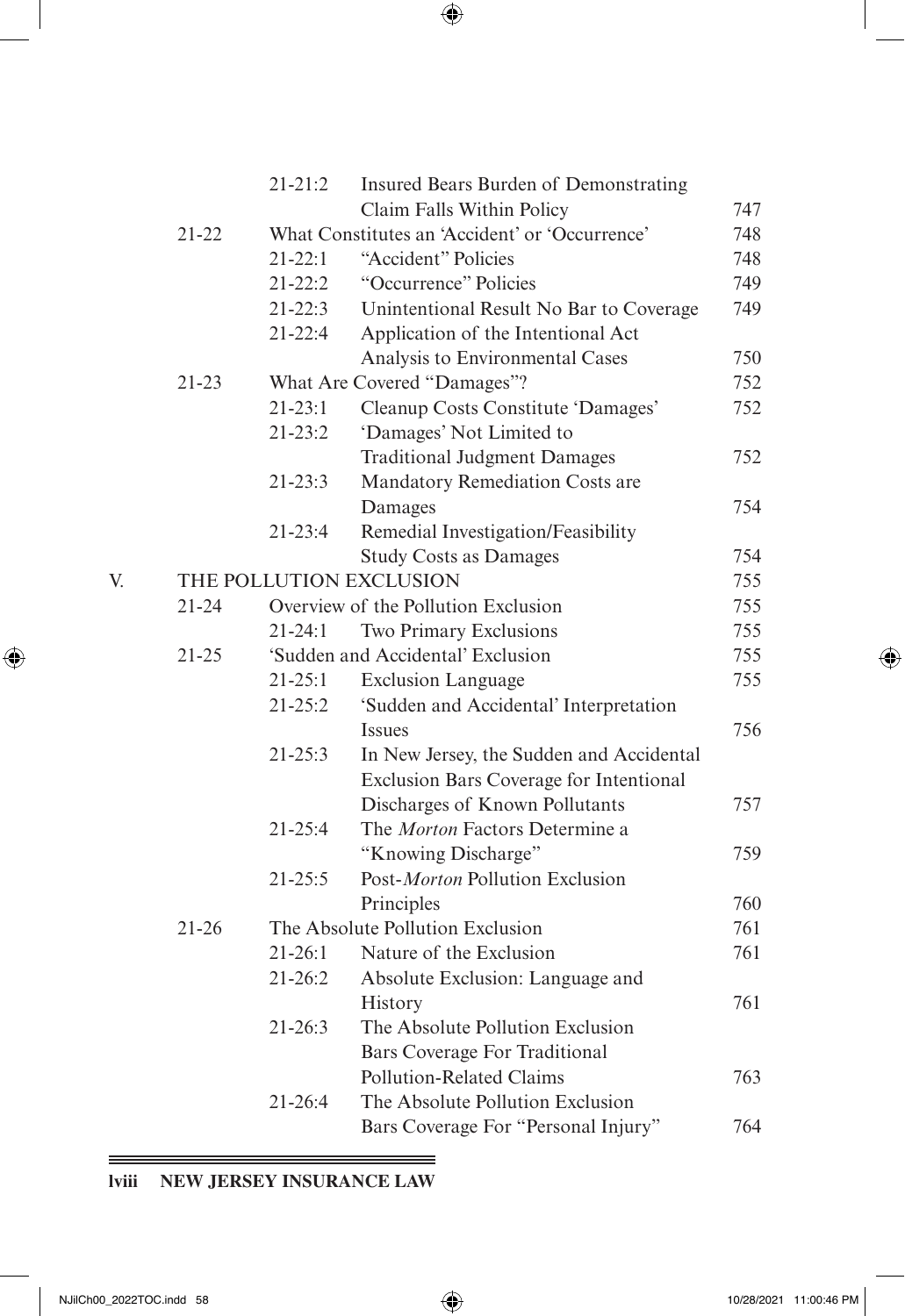| | | | |
|---|---|---|---|
| | 21-21:2 | Insured Bears Burden of Demonstrating Claim Falls Within Policy | 747 |
| 21-22 | | What Constitutes an 'Accident' or 'Occurrence' | 748 |
| | 21-22:1 | "Accident" Policies | 748 |
| | 21-22:2 | "Occurrence" Policies | 749 |
| | 21-22:3 | Unintentional Result No Bar to Coverage | 749 |
| | 21-22:4 | Application of the Intentional Act Analysis to Environmental Cases | 750 |
| 21-23 | | What Are Covered "Damages"? | 752 |
| | 21-23:1 | Cleanup Costs Constitute 'Damages' | 752 |
| | 21-23:2 | 'Damages' Not Limited to Traditional Judgment Damages | 752 |
| | 21-23:3 | Mandatory Remediation Costs are Damages | 754 |
| | 21-23:4 | Remedial Investigation/Feasibility Study Costs as Damages | 754 |
| **V.** | | **THE POLLUTION EXCLUSION** | 755 |
| 21-24 | | Overview of the Pollution Exclusion | 755 |
| | 21-24:1 | Two Primary Exclusions | 755 |
| 21-25 | | 'Sudden and Accidental' Exclusion | 755 |
| | 21-25:1 | Exclusion Language | 755 |
| | 21-25:2 | 'Sudden and Accidental' Interpretation Issues | 756 |
| | 21-25:3 | In New Jersey, the Sudden and Accidental Exclusion Bars Coverage for Intentional Discharges of Known Pollutants | 757 |
| | 21-25:4 | The *Morton* Factors Determine a "Knowing Discharge" | 759 |
| | 21-25:5 | Post-*Morton* Pollution Exclusion Principles | 760 |
| 21-26 | | The Absolute Pollution Exclusion | 761 |
| | 21-26:1 | Nature of the Exclusion | 761 |
| | 21-26:2 | Absolute Exclusion: Language and History | 761 |
| | 21-26:3 | The Absolute Pollution Exclusion Bars Coverage For Traditional Pollution-Related Claims | 763 |
| | 21-26:4 | The Absolute Pollution Exclusion Bars Coverage For "Personal Injury" | 764 |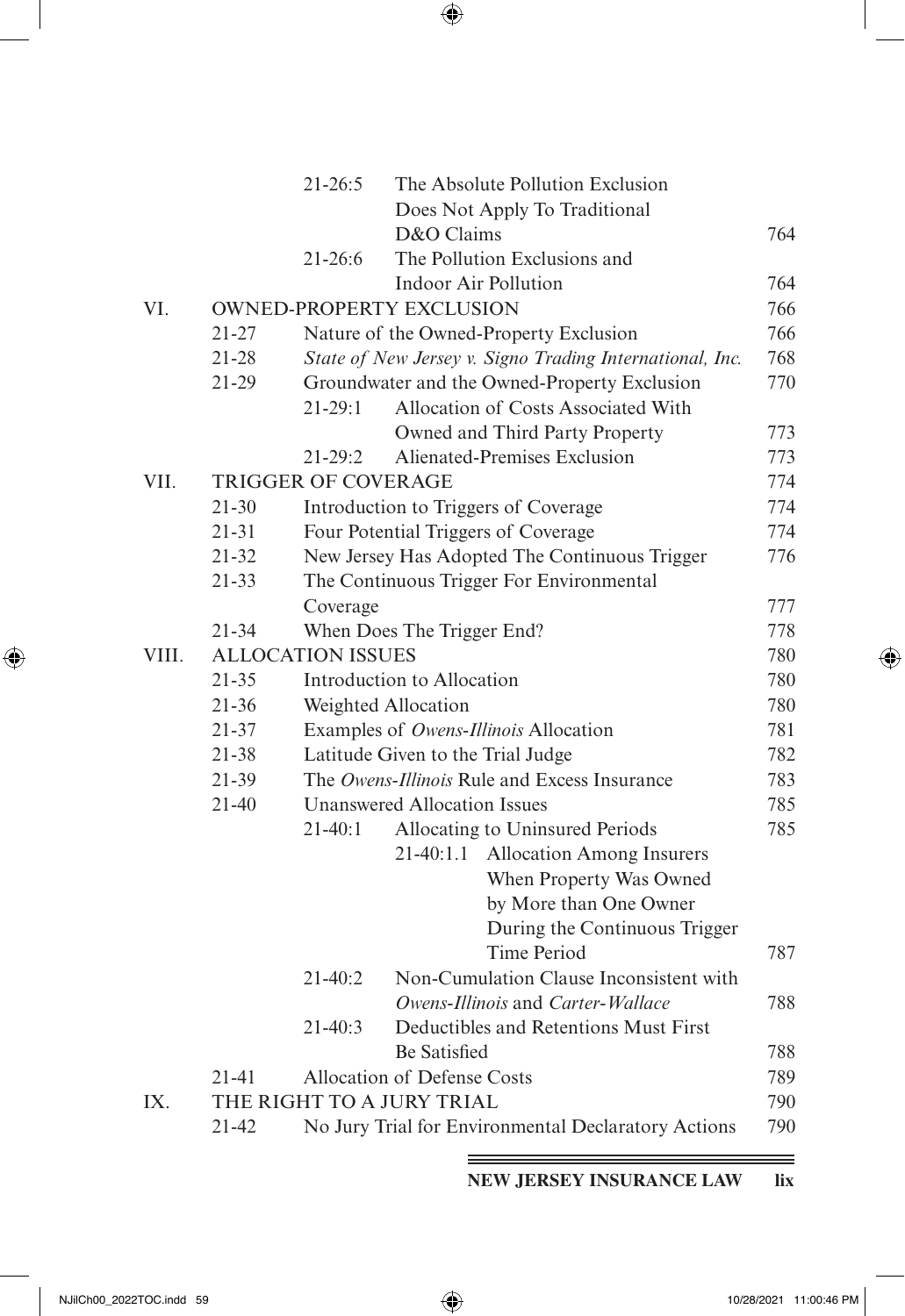| | | | | |
|---|---|---|---|---|
| | | 21-26:5 | The Absolute Pollution Exclusion Does Not Apply To Traditional D&O Claims | 764 |
| | | 21-26:6 | The Pollution Exclusions and Indoor Air Pollution | 764 |
| VI. | OWNED-PROPERTY EXCLUSION | | | 766 |
| | 21-27 | Nature of the Owned-Property Exclusion | | 766 |
| | 21-28 | *State of New Jersey v. Signo Trading International, Inc.* | | 768 |
| | 21-29 | Groundwater and the Owned-Property Exclusion | | 770 |
| | | 21-29:1 | Allocation of Costs Associated With Owned and Third Party Property | 773 |
| | | 21-29:2 | Alienated-Premises Exclusion | 773 |
| VII. | TRIGGER OF COVERAGE | | | 774 |
| | 21-30 | Introduction to Triggers of Coverage | | 774 |
| | 21-31 | Four Potential Triggers of Coverage | | 774 |
| | 21-32 | New Jersey Has Adopted The Continuous Trigger | | 776 |
| | 21-33 | The Continuous Trigger For Environmental Coverage | | 777 |
| | 21-34 | When Does The Trigger End? | | 778 |
| VIII. | ALLOCATION ISSUES | | | 780 |
| | 21-35 | Introduction to Allocation | | 780 |
| | 21-36 | Weighted Allocation | | 780 |
| | 21-37 | Examples of *Owens-Illinois* Allocation | | 781 |
| | 21-38 | Latitude Given to the Trial Judge | | 782 |
| | 21-39 | The *Owens-Illinois* Rule and Excess Insurance | | 783 |
| | 21-40 | Unanswered Allocation Issues | | 785 |
| | | 21-40:1 | Allocating to Uninsured Periods | 785 |
| | | | 21-40:1.1 Allocation Among Insurers When Property Was Owned by More than One Owner During the Continuous Trigger Time Period | 787 |
| | | 21-40:2 | Non-Cumulation Clause Inconsistent with *Owens-Illinois* and *Carter-Wallace* | 788 |
| | | 21-40:3 | Deductibles and Retentions Must First Be Satisfied | 788 |
| | 21-41 | Allocation of Defense Costs | | 789 |
| IX. | THE RIGHT TO A JURY TRIAL | | | 790 |
| | 21-42 | No Jury Trial for Environmental Declaratory Actions | | 790 |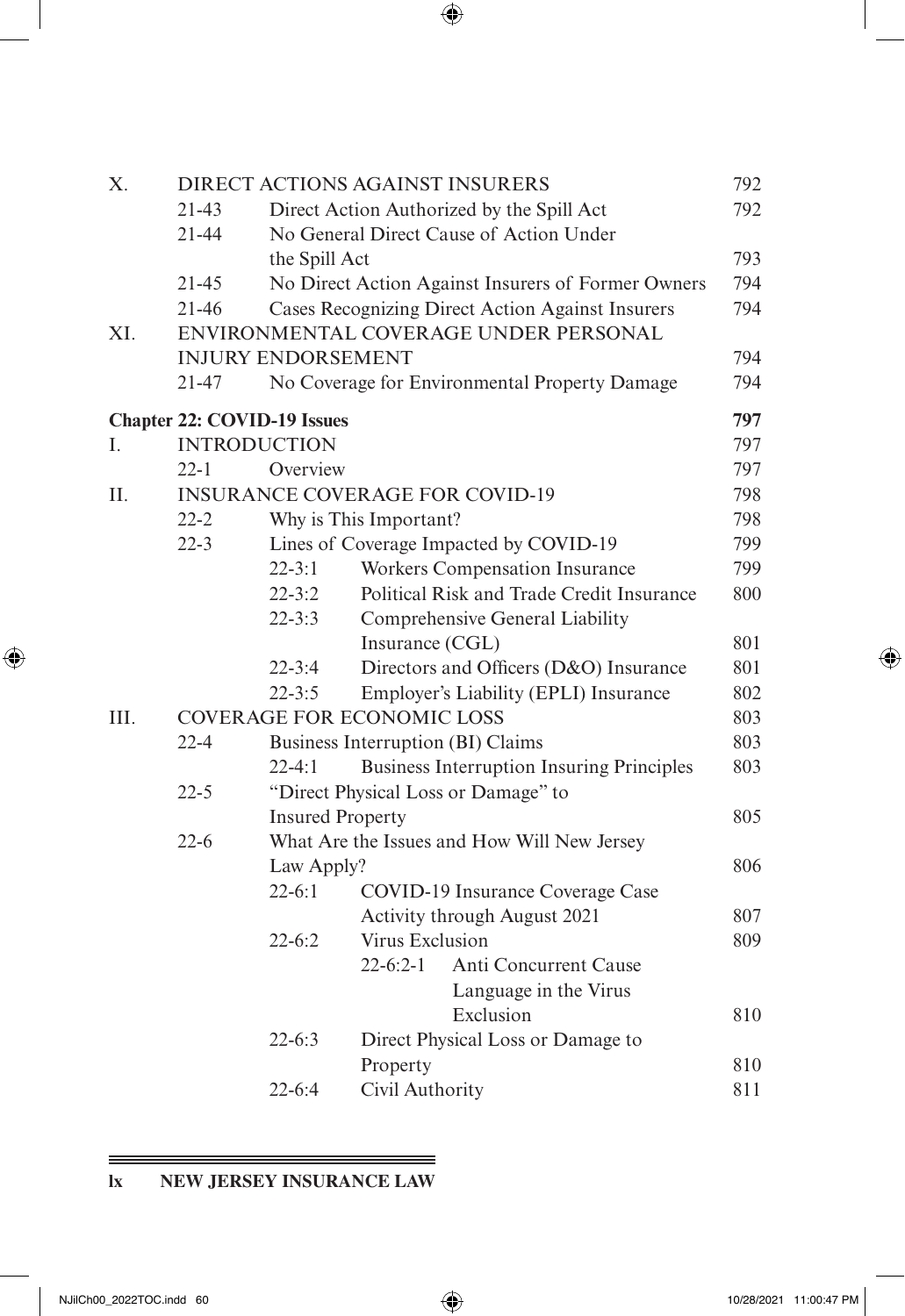| | | | | | |
|---|---|---|---|---|---|
| X. | DIRECT ACTIONS AGAINST INSURERS | | | | 792 |
| | 21-43 | Direct Action Authorized by the Spill Act | | | 792 |
| | 21-44 | No General Direct Cause of Action Under the Spill Act | | | 793 |
| | 21-45 | No Direct Action Against Insurers of Former Owners | | | 794 |
| | 21-46 | Cases Recognizing Direct Action Against Insurers | | | 794 |
| XI. | ENVIRONMENTAL COVERAGE UNDER PERSONAL INJURY ENDORSEMENT | | | | 794 |
| | 21-47 | No Coverage for Environmental Property Damage | | | 794 |

**Chapter 22: COVID-19 Issues** **797**

| | | | | | |
|---|---|---|---|---|---|
| I. | INTRODUCTION | | | | 797 |
| | 22-1 | Overview | | | 797 |
| II. | INSURANCE COVERAGE FOR COVID-19 | | | | 798 |
| | 22-2 | Why is This Important? | | | 798 |
| | 22-3 | Lines of Coverage Impacted by COVID-19 | | | 799 |
| | | 22-3:1 | Workers Compensation Insurance | | 799 |
| | | 22-3:2 | Political Risk and Trade Credit Insurance | | 800 |
| | | 22-3:3 | Comprehensive General Liability Insurance (CGL) | | 801 |
| | | 22-3:4 | Directors and Officers (D&O) Insurance | | 801 |
| | | 22-3:5 | Employer's Liability (EPLI) Insurance | | 802 |
| III. | COVERAGE FOR ECONOMIC LOSS | | | | 803 |
| | 22-4 | Business Interruption (BI) Claims | | | 803 |
| | | 22-4:1 | Business Interruption Insuring Principles | | 803 |
| | 22-5 | "Direct Physical Loss or Damage" to Insured Property | | | 805 |
| | 22-6 | What Are the Issues and How Will New Jersey Law Apply? | | | 806 |
| | | 22-6:1 | COVID-19 Insurance Coverage Case Activity through August 2021 | | 807 |
| | | 22-6:2 | Virus Exclusion | | 809 |
| | | | 22-6:2-1 | Anti Concurrent Cause Language in the Virus Exclusion | 810 |
| | | 22-6:3 | Direct Physical Loss or Damage to Property | | 810 |
| | | 22-6:4 | Civil Authority | | 811 |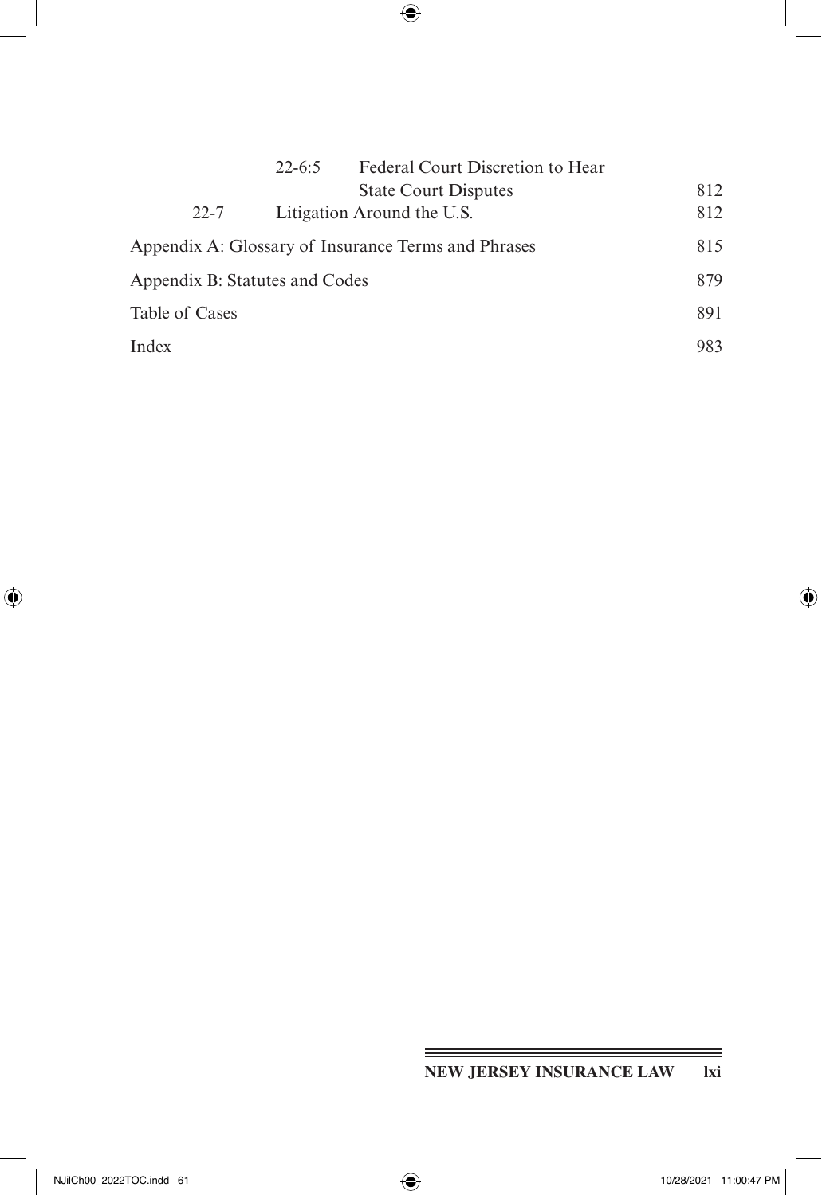| | | |
|---|---|---|
| 22-6:5 | Federal Court Discretion to Hear State Court Disputes | 812 |
| 22-7 | Litigation Around the U.S. | 812 |

Appendix A: Glossary of Insurance Terms and Phrases 815

Appendix B: Statutes and Codes 879

Table of Cases 891

Index 983